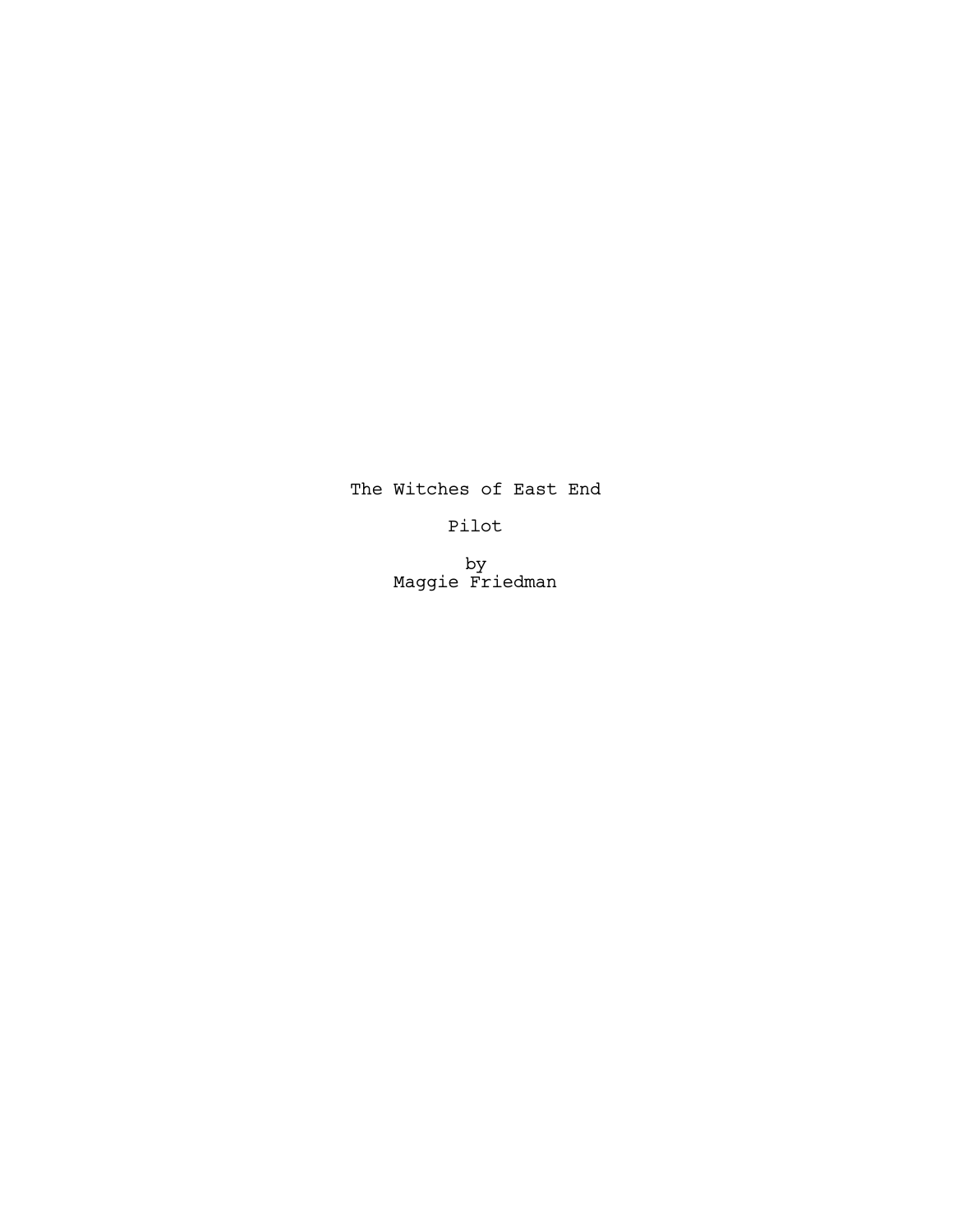# The Witches of East End

## Pilot

by
Maggie Friedman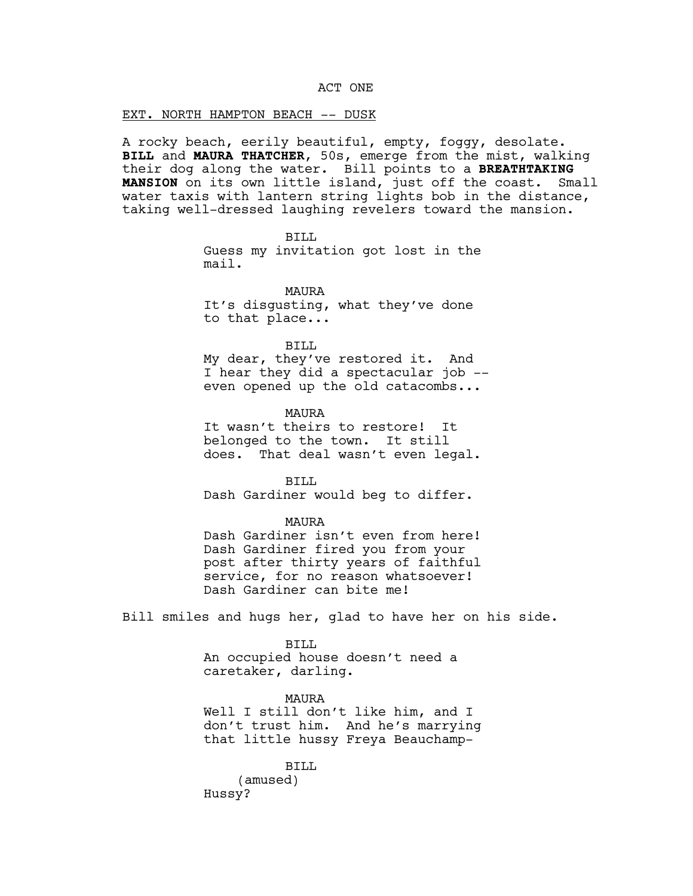ACT ONE

EXT. NORTH HAMPTON BEACH -- DUSK

A rocky beach, eerily beautiful, empty, foggy, desolate. **BILL** and **MAURA THATCHER**, 50s, emerge from the mist, walking their dog along the water. Bill points to a **BREATHTAKING MANSION** on its own little island, just off the coast. Small water taxis with lantern string lights bob in the distance, taking well-dressed laughing revelers toward the mansion.

BILL
Guess my invitation got lost in the mail.

MAURA
It's disgusting, what they've done to that place...

BILL
My dear, they've restored it. And I hear they did a spectacular job -- even opened up the old catacombs...

MAURA
It wasn't theirs to restore! It belonged to the town. It still does. That deal wasn't even legal.

BILL
Dash Gardiner would beg to differ.

MAURA
Dash Gardiner isn't even from here! Dash Gardiner fired you from your post after thirty years of faithful service, for no reason whatsoever! Dash Gardiner can bite me!

Bill smiles and hugs her, glad to have her on his side.

BILL
An occupied house doesn't need a caretaker, darling.

MAURA
Well I still don't like him, and I don't trust him. And he's marrying that little hussy Freya Beauchamp-

BILL
(amused)
Hussy?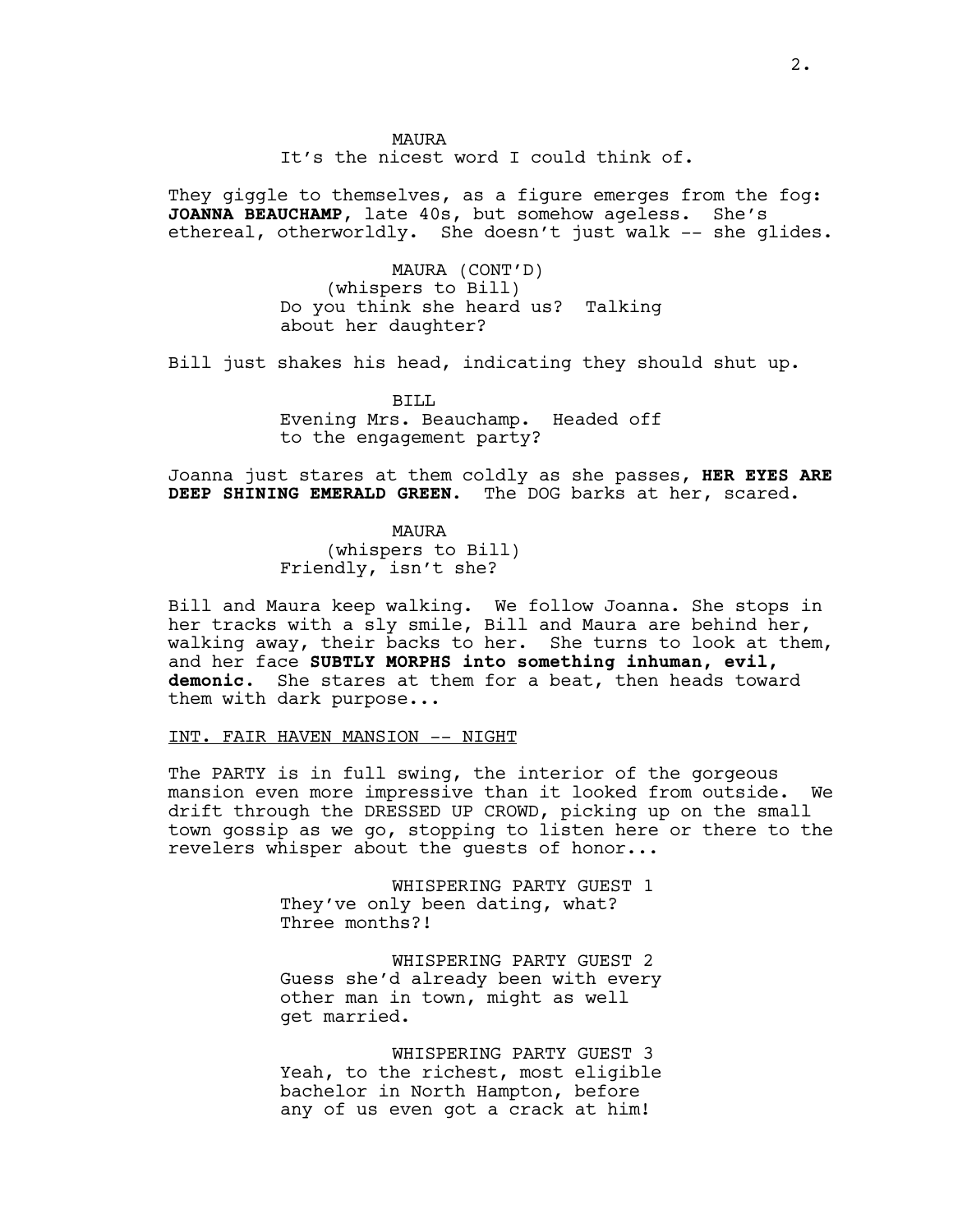MAURA
It's the nicest word I could think of.

They giggle to themselves, as a figure emerges from the fog: **JOANNA BEAUCHAMP**, late 40s, but somehow ageless. She's ethereal, otherworldly. She doesn't just walk -- she glides.

MAURA (CONT'D)
(whispers to Bill)
Do you think she heard us? Talking about her daughter?

Bill just shakes his head, indicating they should shut up.

BILL
Evening Mrs. Beauchamp. Headed off to the engagement party?

Joanna just stares at them coldly as she passes, **HER EYES ARE DEEP SHINING EMERALD GREEN**. The DOG barks at her, scared.

MAURA
(whispers to Bill)
Friendly, isn't she?

Bill and Maura keep walking. We follow Joanna. She stops in her tracks with a sly smile, Bill and Maura are behind her, walking away, their backs to her. She turns to look at them, and her face **SUBTLY MORPHS into something inhuman, evil, demonic.** She stares at them for a beat, then heads toward them with dark purpose...

INT. FAIR HAVEN MANSION -- NIGHT

The PARTY is in full swing, the interior of the gorgeous mansion even more impressive than it looked from outside. We drift through the DRESSED UP CROWD, picking up on the small town gossip as we go, stopping to listen here or there to the revelers whisper about the guests of honor...

WHISPERING PARTY GUEST 1
They've only been dating, what? Three months?!

WHISPERING PARTY GUEST 2
Guess she'd already been with every other man in town, might as well get married.

WHISPERING PARTY GUEST 3
Yeah, to the richest, most eligible bachelor in North Hampton, before any of us even got a crack at him!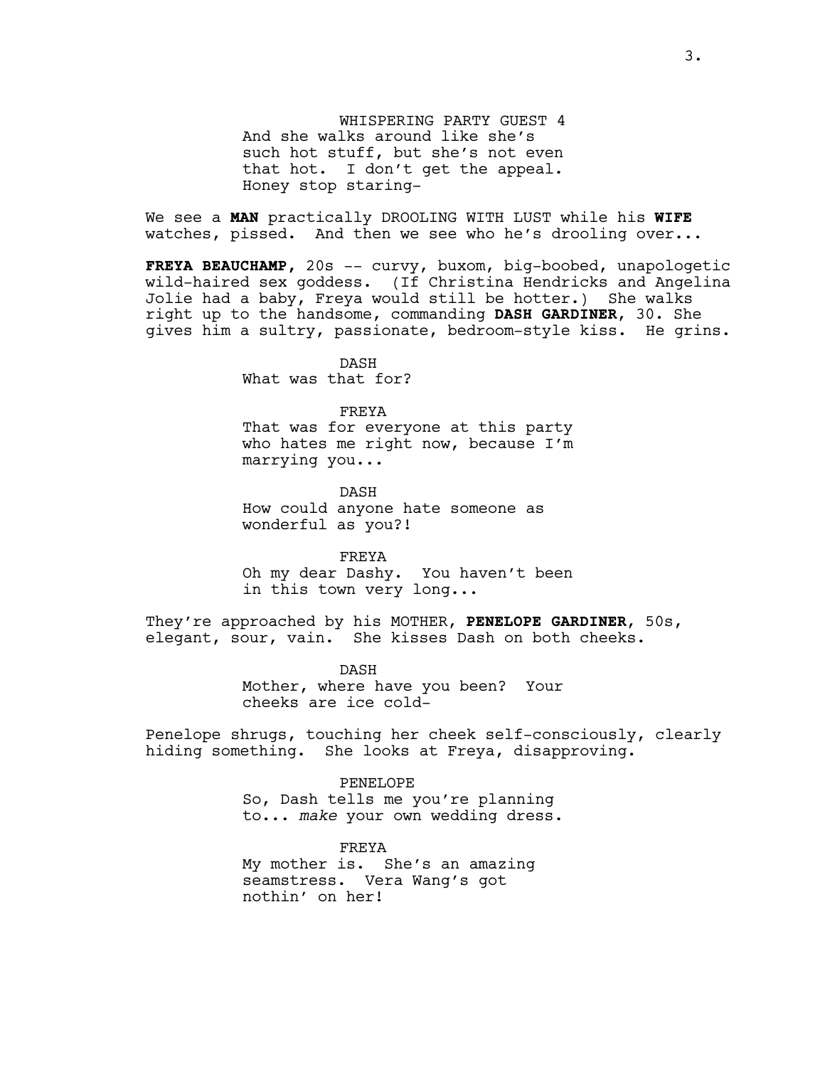WHISPERING PARTY GUEST 4

And she walks around like she's such hot stuff, but she's not even that hot. I don't get the appeal. Honey stop staring-

We see a **MAN** practically DROOLING WITH LUST while his **WIFE** watches, pissed. And then we see who he's drooling over...

**FREYA BEAUCHAMP**, 20s -- curvy, buxom, big-boobed, unapologetic wild-haired sex goddess. (If Christina Hendricks and Angelina Jolie had a baby, Freya would still be hotter.) She walks right up to the handsome, commanding **DASH GARDINER**, 30. She gives him a sultry, passionate, bedroom-style kiss. He grins.

DASH

What was that for?

FREYA

That was for everyone at this party who hates me right now, because I'm marrying you...

DASH

How could anyone hate someone as wonderful as you?!

FREYA

Oh my dear Dashy. You haven't been in this town very long...

They're approached by his MOTHER, **PENELOPE GARDINER**, 50s, elegant, sour, vain. She kisses Dash on both cheeks.

DASH

Mother, where have you been? Your cheeks are ice cold-

Penelope shrugs, touching her cheek self-consciously, clearly hiding something. She looks at Freya, disapproving.

PENELOPE

So, Dash tells me you're planning to... *make* your own wedding dress.

FREYA

My mother is. She's an amazing seamstress. Vera Wang's got nothin' on her!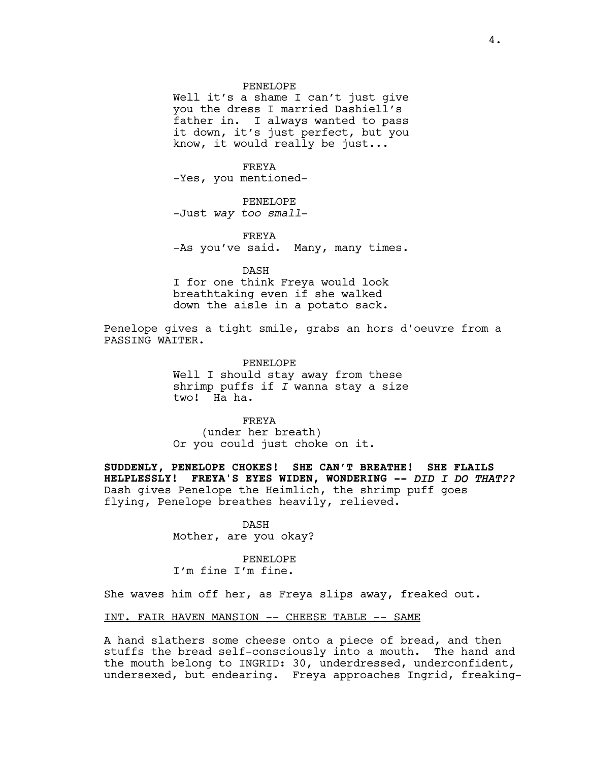PENELOPE
Well it's a shame I can't just give you the dress I married Dashiell's father in. I always wanted to pass it down, it's just perfect, but you know, it would really be just...

FREYA
-Yes, you mentioned-

PENELOPE
-Just *way too small*-

FREYA
-As you've said. Many, many times.

DASH
I for one think Freya would look breathtaking even if she walked down the aisle in a potato sack.

Penelope gives a tight smile, grabs an hors d'oeuvre from a PASSING WAITER.

PENELOPE
Well I should stay away from these shrimp puffs if *I* wanna stay a size two! Ha ha.

FREYA
(under her breath)
Or you could just choke on it.

**SUDDENLY, PENELOPE CHOKES! SHE CAN'T BREATHE! SHE FLAILS HELPLESSLY! FREYA'S EYES WIDEN, WONDERING --** ***DID I DO THAT??*** Dash gives Penelope the Heimlich, the shrimp puff goes flying, Penelope breathes heavily, relieved.

DASH
Mother, are you okay?

PENELOPE
I'm fine I'm fine.

She waves him off her, as Freya slips away, freaked out.

INT. FAIR HAVEN MANSION -- CHEESE TABLE -- SAME

A hand slathers some cheese onto a piece of bread, and then stuffs the bread self-consciously into a mouth. The hand and the mouth belong to INGRID: 30, underdressed, underconfident, undersexed, but endearing. Freya approaches Ingrid, freaking-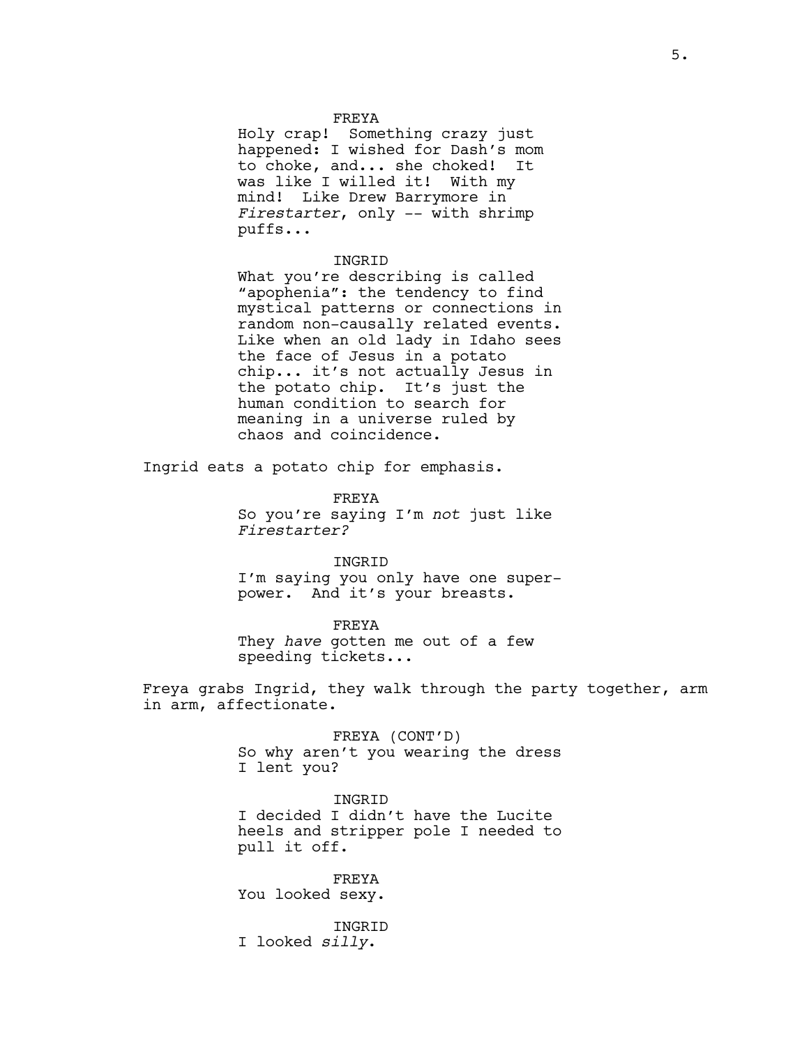FREYA

Holy crap! Something crazy just happened: I wished for Dash's mom to choke, and... she choked! It was like I willed it! With my mind! Like Drew Barrymore in *Firestarter*, only -- with shrimp puffs...

INGRID

What you're describing is called "apophenia": the tendency to find mystical patterns or connections in random non-causally related events. Like when an old lady in Idaho sees the face of Jesus in a potato chip... it's not actually Jesus in the potato chip. It's just the human condition to search for meaning in a universe ruled by chaos and coincidence.

Ingrid eats a potato chip for emphasis.

FREYA

So you're saying I'm *not* just like *Firestarter?*

INGRID

I'm saying you only have one super-power. And it's your breasts.

FREYA

They *have* gotten me out of a few speeding tickets...

Freya grabs Ingrid, they walk through the party together, arm in arm, affectionate.

FREYA (CONT'D)

So why aren't you wearing the dress I lent you?

INGRID

I decided I didn't have the Lucite heels and stripper pole I needed to pull it off.

FREYA

You looked sexy.

INGRID

I looked *silly*.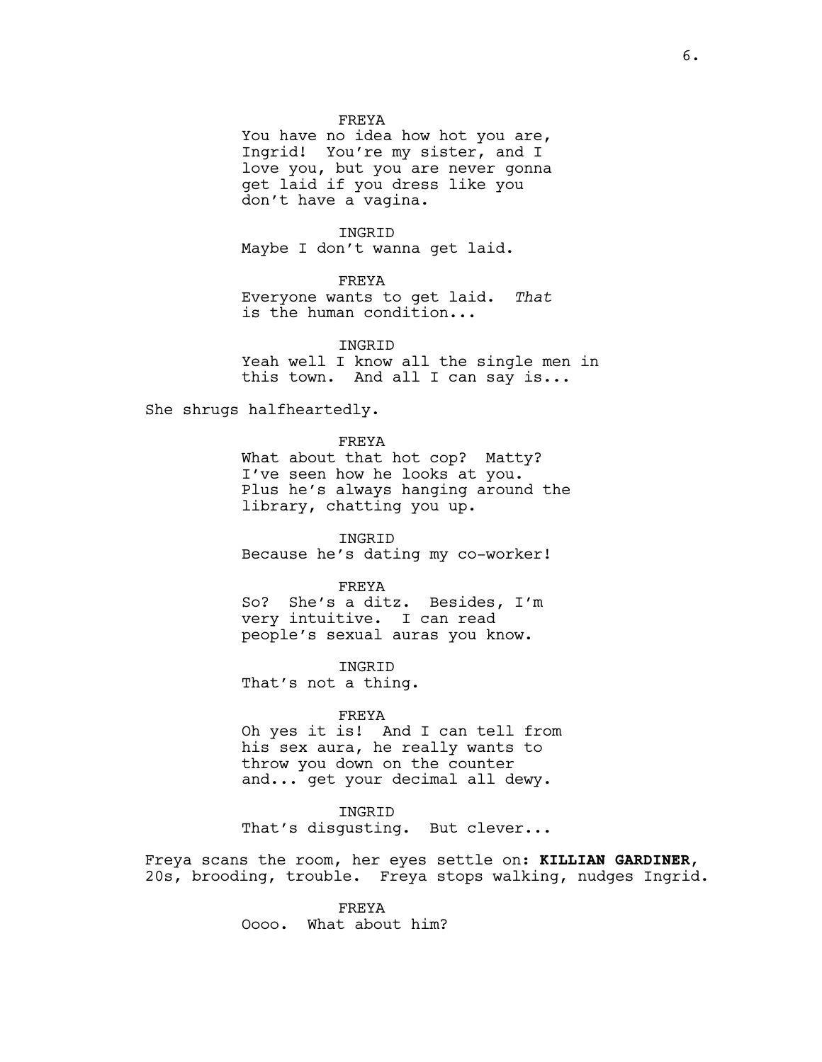FREYA

You have no idea how hot you are, Ingrid! You're my sister, and I love you, but you are never gonna get laid if you dress like you don't have a vagina.

INGRID

Maybe I don't wanna get laid.

FREYA

Everyone wants to get laid. *That* is the human condition...

INGRID

Yeah well I know all the single men in this town. And all I can say is...

She shrugs halfheartedly.

FREYA

What about that hot cop? Matty? I've seen how he looks at you. Plus he's always hanging around the library, chatting you up.

INGRID

Because he's dating my co-worker!

FREYA

So? She's a ditz. Besides, I'm very intuitive. I can read people's sexual auras you know.

INGRID

That's not a thing.

FREYA

Oh yes it is! And I can tell from his sex aura, he really wants to throw you down on the counter and... get your decimal all dewy.

INGRID

That's disgusting. But clever...

Freya scans the room, her eyes settle on: **KILLIAN GARDINER**, 20s, brooding, trouble. Freya stops walking, nudges Ingrid.

FREYA

Oooo. What about him?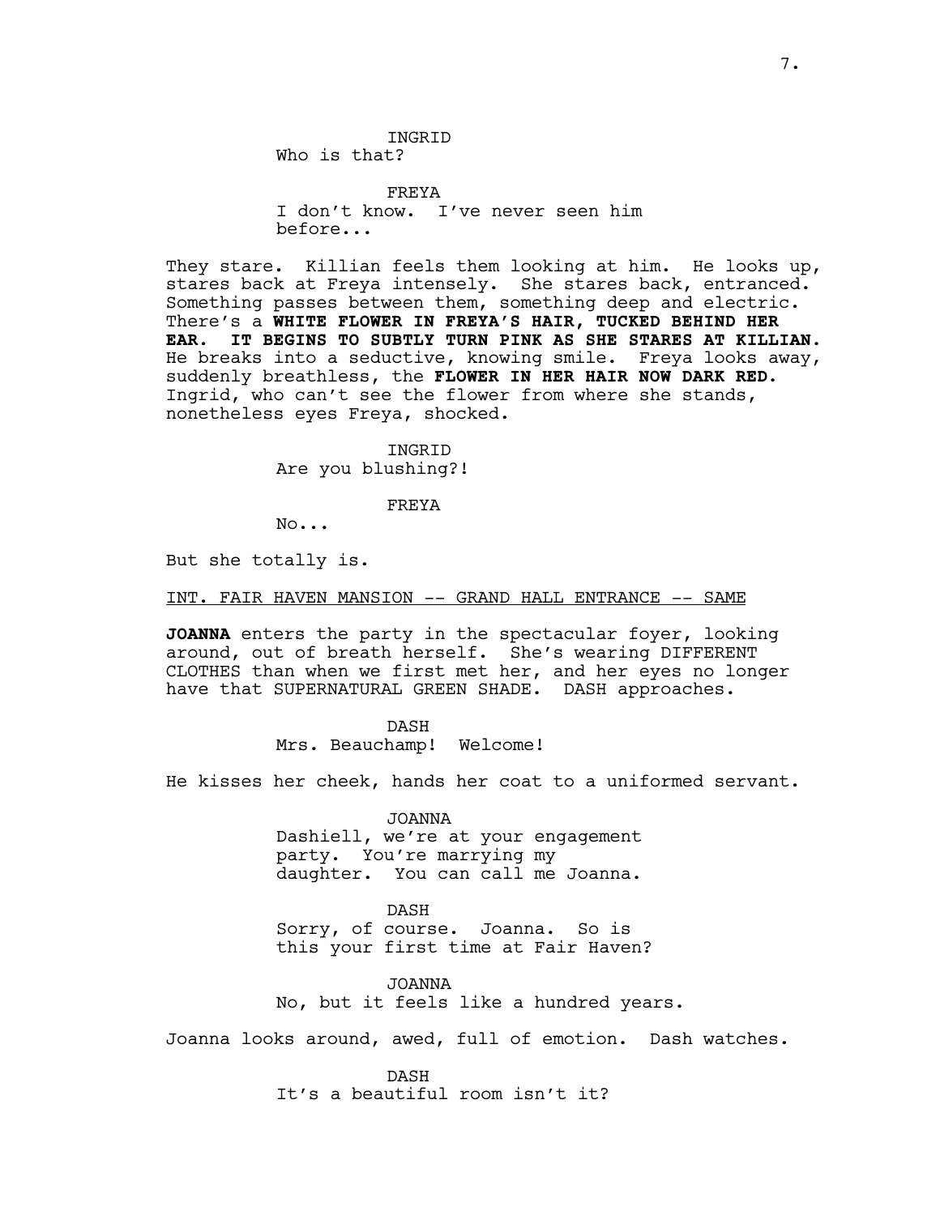INGRID
Who is that?

FREYA
I don't know. I've never seen him before...

They stare. Killian feels them looking at him. He looks up, stares back at Freya intensely. She stares back, entranced. Something passes between them, something deep and electric. There's a **WHITE FLOWER IN FREYA'S HAIR, TUCKED BEHIND HER EAR. IT BEGINS TO SUBTLY TURN PINK AS SHE STARES AT KILLIAN.** He breaks into a seductive, knowing smile. Freya looks away, suddenly breathless, the **FLOWER IN HER HAIR NOW DARK RED.** Ingrid, who can't see the flower from where she stands, nonetheless eyes Freya, shocked.

INGRID
Are you blushing?!

FREYA
No...

But she totally is.

<u>INT. FAIR HAVEN MANSION -- GRAND HALL ENTRANCE -- SAME</u>

**JOANNA** enters the party in the spectacular foyer, looking around, out of breath herself. She's wearing DIFFERENT CLOTHES than when we first met her, and her eyes no longer have that SUPERNATURAL GREEN SHADE. DASH approaches.

DASH
Mrs. Beauchamp! Welcome!

He kisses her cheek, hands her coat to a uniformed servant.

JOANNA
Dashiell, we're at your engagement party. You're marrying my daughter. You can call me Joanna.

DASH
Sorry, of course. Joanna. So is this your first time at Fair Haven?

JOANNA
No, but it feels like a hundred years.

Joanna looks around, awed, full of emotion. Dash watches.

DASH
It's a beautiful room isn't it?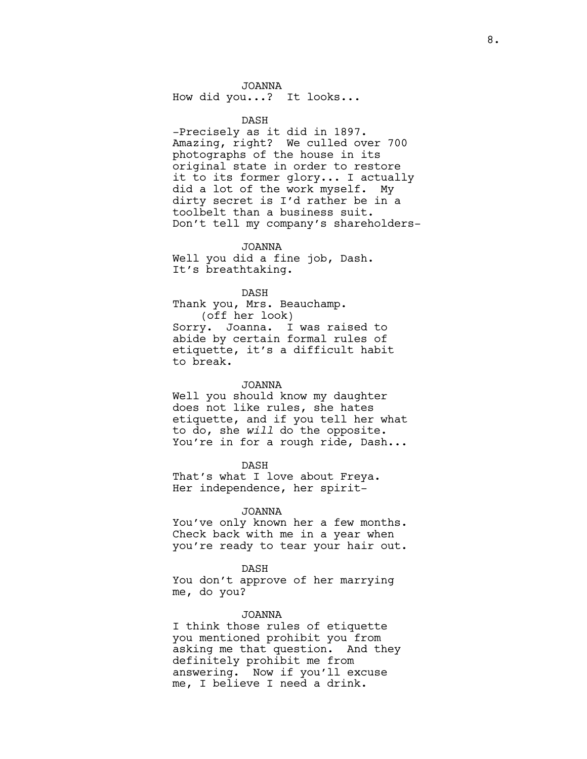JOANNA
How did you...? It looks...

DASH
-Precisely as it did in 1897. Amazing, right? We culled over 700 photographs of the house in its original state in order to restore it to its former glory... I actually did a lot of the work myself. My dirty secret is I'd rather be in a toolbelt than a business suit. Don't tell my company's shareholders-

JOANNA
Well you did a fine job, Dash. It's breathtaking.

DASH
Thank you, Mrs. Beauchamp.
(off her look)
Sorry. Joanna. I was raised to abide by certain formal rules of etiquette, it's a difficult habit to break.

JOANNA
Well you should know my daughter does not like rules, she hates etiquette, and if you tell her what to do, she *will* do the opposite. You're in for a rough ride, Dash...

DASH
That's what I love about Freya. Her independence, her spirit-

JOANNA
You've only known her a few months. Check back with me in a year when you're ready to tear your hair out.

DASH
You don't approve of her marrying me, do you?

JOANNA
I think those rules of etiquette you mentioned prohibit you from asking me that question. And they definitely prohibit me from answering. Now if you'll excuse me, I believe I need a drink.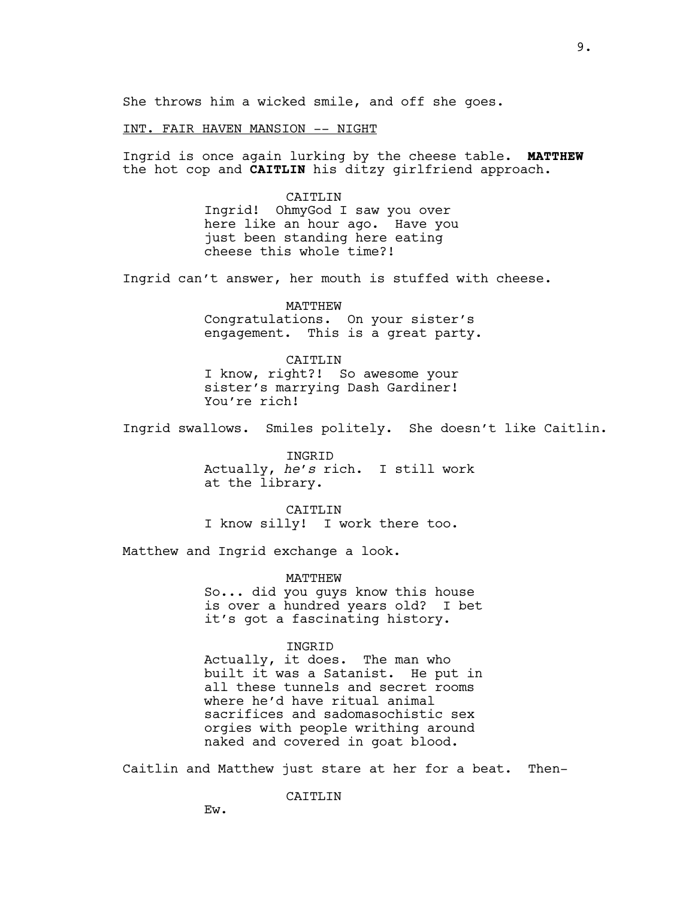She throws him a wicked smile, and off she goes.

INT. FAIR HAVEN MANSION -- NIGHT

Ingrid is once again lurking by the cheese table. **MATTHEW** the hot cop and **CAITLIN** his ditzy girlfriend approach.

CAITLIN
Ingrid! OhmyGod I saw you over here like an hour ago. Have you just been standing here eating cheese this whole time?!

Ingrid can't answer, her mouth is stuffed with cheese.

MATTHEW
Congratulations. On your sister's engagement. This is a great party.

CAITLIN
I know, right?! So awesome your sister's marrying Dash Gardiner! You're rich!

Ingrid swallows. Smiles politely. She doesn't like Caitlin.

INGRID
Actually, *he's* rich. I still work at the library.

CAITLIN
I know silly! I work there too.

Matthew and Ingrid exchange a look.

MATTHEW
So... did you guys know this house is over a hundred years old? I bet it's got a fascinating history.

INGRID
Actually, it does. The man who built it was a Satanist. He put in all these tunnels and secret rooms where he'd have ritual animal sacrifices and sadomasochistic sex orgies with people writhing around naked and covered in goat blood.

Caitlin and Matthew just stare at her for a beat. Then-

CAITLIN
Ew.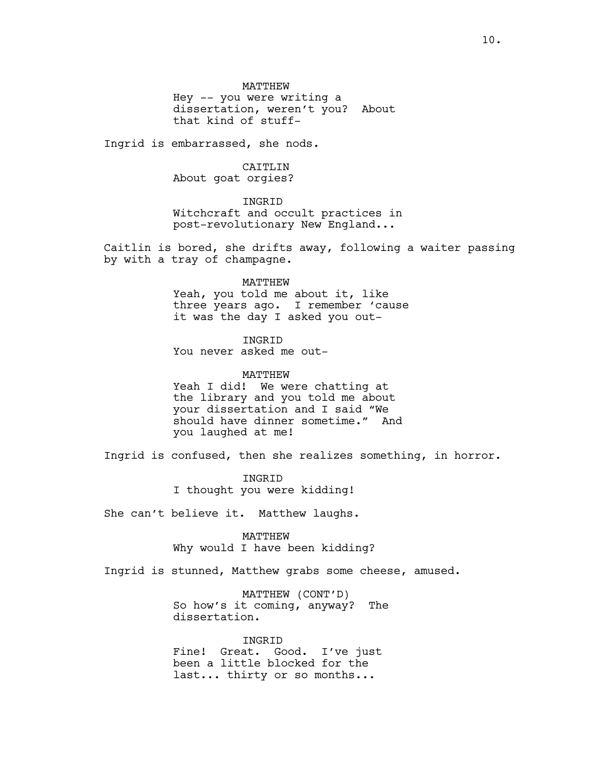MATTHEW
Hey -- you were writing a dissertation, weren't you? About that kind of stuff-

Ingrid is embarrassed, she nods.

CAITLIN
About goat orgies?

INGRID
Witchcraft and occult practices in post-revolutionary New England...

Caitlin is bored, she drifts away, following a waiter passing by with a tray of champagne.

MATTHEW
Yeah, you told me about it, like three years ago. I remember 'cause it was the day I asked you out-

INGRID
You never asked me out-

MATTHEW
Yeah I did! We were chatting at the library and you told me about your dissertation and I said "We should have dinner sometime." And you laughed at me!

Ingrid is confused, then she realizes something, in horror.

INGRID
I thought you were kidding!

She can't believe it. Matthew laughs.

MATTHEW
Why would I have been kidding?

Ingrid is stunned, Matthew grabs some cheese, amused.

MATTHEW (CONT'D)
So how's it coming, anyway? The dissertation.

INGRID
Fine! Great. Good. I've just been a little blocked for the last... thirty or so months...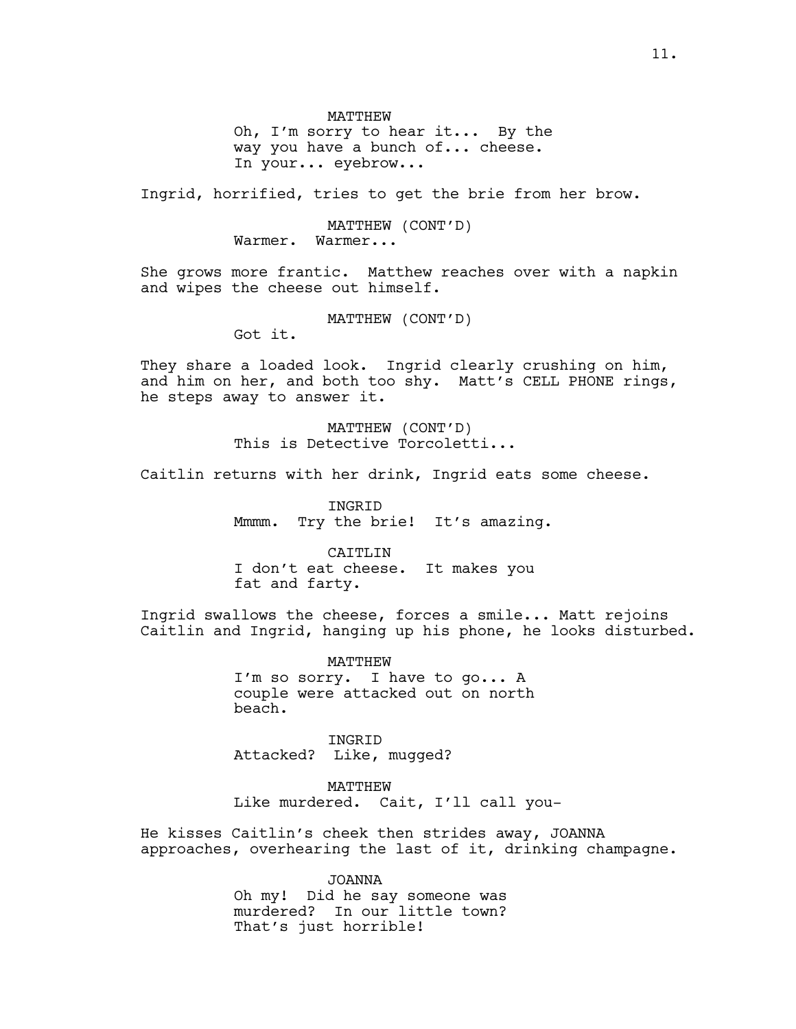MATTHEW

Oh, I'm sorry to hear it... By the way you have a bunch of... cheese. In your... eyebrow...

Ingrid, horrified, tries to get the brie from her brow.

MATTHEW (CONT'D)

Warmer. Warmer...

She grows more frantic. Matthew reaches over with a napkin and wipes the cheese out himself.

MATTHEW (CONT'D)

Got it.

They share a loaded look. Ingrid clearly crushing on him, and him on her, and both too shy. Matt's CELL PHONE rings, he steps away to answer it.

MATTHEW (CONT'D)

This is Detective Torcoletti...

Caitlin returns with her drink, Ingrid eats some cheese.

INGRID

Mmmm. Try the brie! It's amazing.

CAITLIN

I don't eat cheese. It makes you fat and farty.

Ingrid swallows the cheese, forces a smile... Matt rejoins Caitlin and Ingrid, hanging up his phone, he looks disturbed.

MATTHEW

I'm so sorry. I have to go... A couple were attacked out on north beach.

INGRID

Attacked? Like, mugged?

MATTHEW

Like murdered. Cait, I'll call you-

He kisses Caitlin's cheek then strides away, JOANNA approaches, overhearing the last of it, drinking champagne.

JOANNA

Oh my! Did he say someone was murdered? In our little town? That's just horrible!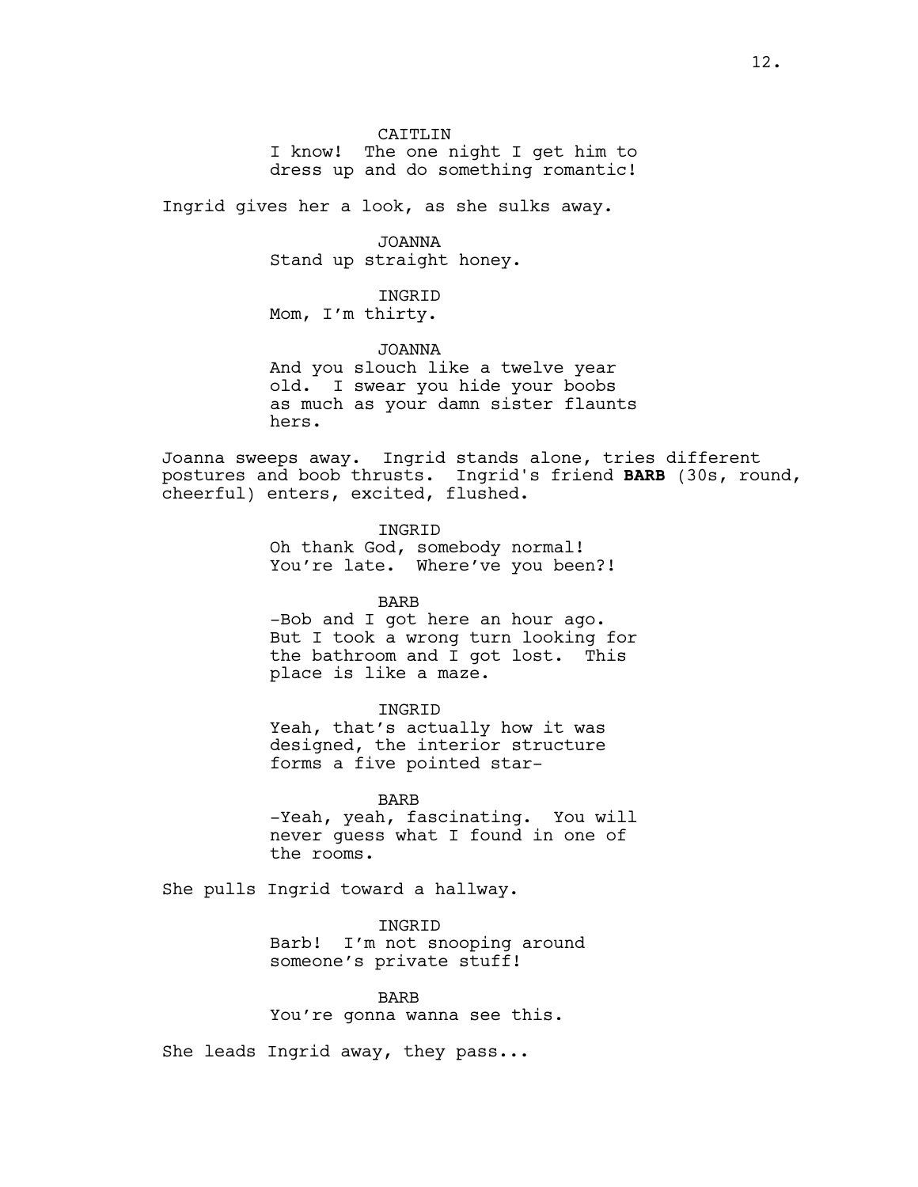CAITLIN
I know!  The one night I get him to dress up and do something romantic!

Ingrid gives her a look, as she sulks away.

JOANNA
Stand up straight honey.

INGRID
Mom, I'm thirty.

JOANNA
And you slouch like a twelve year old.  I swear you hide your boobs as much as your damn sister flaunts hers.

Joanna sweeps away.  Ingrid stands alone, tries different postures and boob thrusts.  Ingrid's friend **BARB** (30s, round, cheerful) enters, excited, flushed.

INGRID
Oh thank God, somebody normal!  You're late.  Where've you been?!

BARB
-Bob and I got here an hour ago.  But I took a wrong turn looking for the bathroom and I got lost.  This place is like a maze.

INGRID
Yeah, that's actually how it was designed, the interior structure forms a five pointed star-

BARB
-Yeah, yeah, fascinating.  You will never guess what I found in one of the rooms.

She pulls Ingrid toward a hallway.

INGRID
Barb!  I'm not snooping around someone's private stuff!

BARB
You're gonna wanna see this.

She leads Ingrid away, they pass...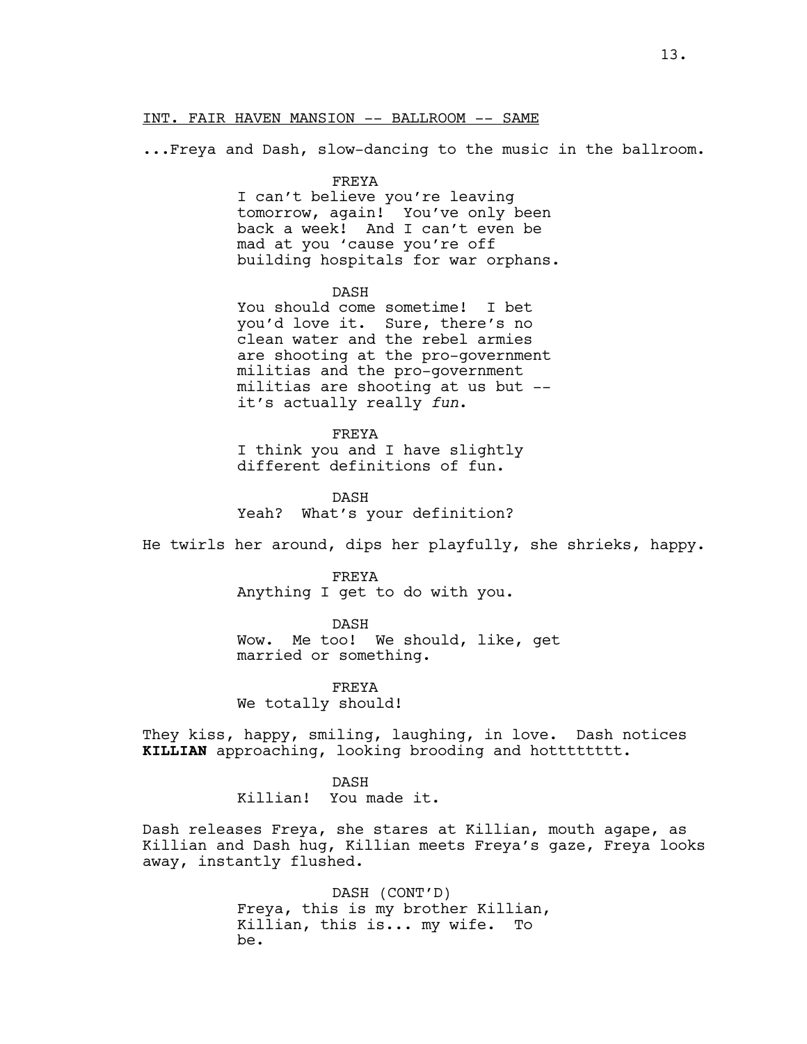INT. FAIR HAVEN MANSION -- BALLROOM -- SAME

...Freya and Dash, slow-dancing to the music in the ballroom.

FREYA
I can't believe you're leaving tomorrow, again! You've only been back a week! And I can't even be mad at you 'cause you're off building hospitals for war orphans.

DASH
You should come sometime! I bet you'd love it. Sure, there's no clean water and the rebel armies are shooting at the pro-government militias and the pro-government militias are shooting at us but -- it's actually really *fun*.

FREYA
I think you and I have slightly different definitions of fun.

DASH
Yeah? What's your definition?

He twirls her around, dips her playfully, she shrieks, happy.

FREYA
Anything I get to do with you.

DASH
Wow. Me too! We should, like, get married or something.

FREYA
We totally should!

They kiss, happy, smiling, laughing, in love. Dash notices **KILLIAN** approaching, looking brooding and hottttttttt.

DASH
Killian! You made it.

Dash releases Freya, she stares at Killian, mouth agape, as Killian and Dash hug, Killian meets Freya's gaze, Freya looks away, instantly flushed.

DASH (CONT'D)
Freya, this is my brother Killian, Killian, this is... my wife. To be.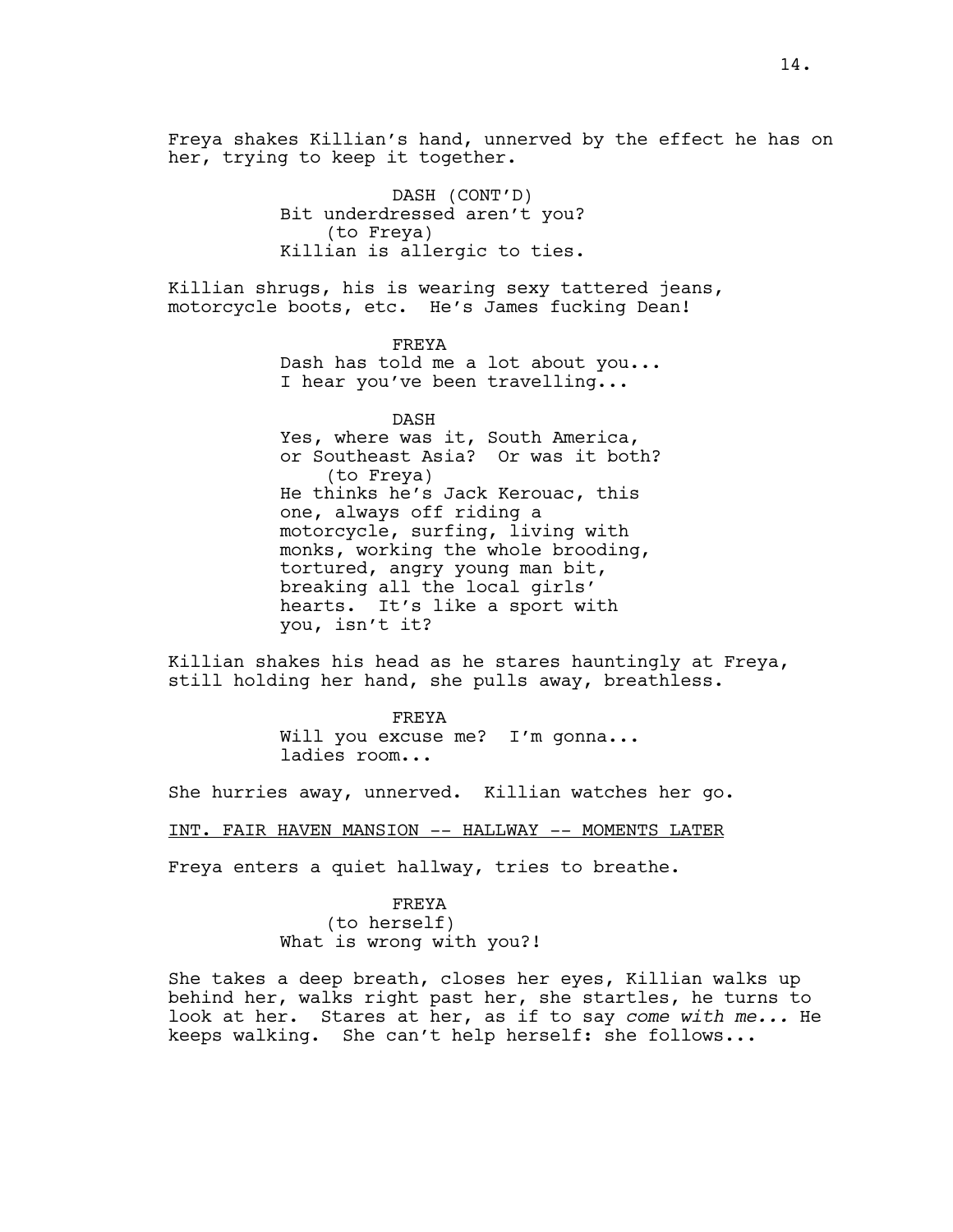Freya shakes Killian's hand, unnerved by the effect he has on her, trying to keep it together.

DASH (CONT'D)
Bit underdressed aren't you?
(to Freya)
Killian is allergic to ties.

Killian shrugs, his is wearing sexy tattered jeans, motorcycle boots, etc. He's James fucking Dean!

FREYA
Dash has told me a lot about you...
I hear you've been travelling...

DASH
Yes, where was it, South America, or Southeast Asia? Or was it both?
(to Freya)
He thinks he's Jack Kerouac, this one, always off riding a motorcycle, surfing, living with monks, working the whole brooding, tortured, angry young man bit, breaking all the local girls' hearts. It's like a sport with you, isn't it?

Killian shakes his head as he stares hauntingly at Freya, still holding her hand, she pulls away, breathless.

FREYA
Will you excuse me? I'm gonna...
ladies room...

She hurries away, unnerved. Killian watches her go.

INT. FAIR HAVEN MANSION -- HALLWAY -- MOMENTS LATER

Freya enters a quiet hallway, tries to breathe.

FREYA
(to herself)
What is wrong with you?!

She takes a deep breath, closes her eyes, Killian walks up behind her, walks right past her, she startles, he turns to look at her. Stares at her, as if to say *come with me...* He keeps walking. She can't help herself: she follows...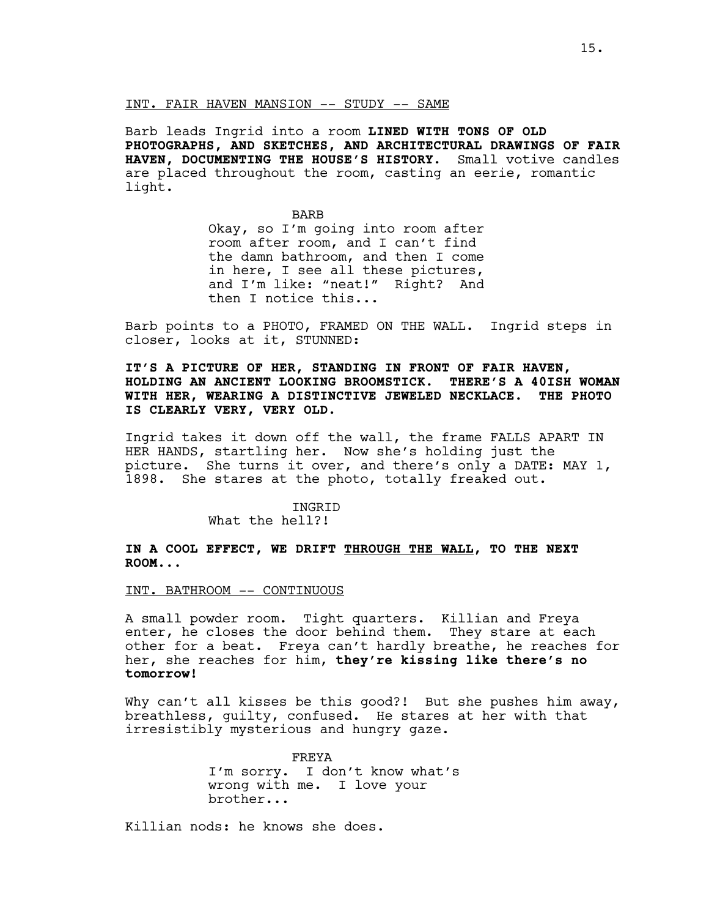INT. FAIR HAVEN MANSION -- STUDY -- SAME

Barb leads Ingrid into a room **LINED WITH TONS OF OLD PHOTOGRAPHS, AND SKETCHES, AND ARCHITECTURAL DRAWINGS OF FAIR HAVEN, DOCUMENTING THE HOUSE'S HISTORY.** Small votive candles are placed throughout the room, casting an eerie, romantic light.

BARB

Okay, so I'm going into room after room after room, and I can't find the damn bathroom, and then I come in here, I see all these pictures, and I'm like: "neat!" Right? And then I notice this...

Barb points to a PHOTO, FRAMED ON THE WALL. Ingrid steps in closer, looks at it, STUNNED:

**IT'S A PICTURE OF HER, STANDING IN FRONT OF FAIR HAVEN, HOLDING AN ANCIENT LOOKING BROOMSTICK. THERE'S A 40ISH WOMAN WITH HER, WEARING A DISTINCTIVE JEWELED NECKLACE. THE PHOTO IS CLEARLY VERY, VERY OLD.**

Ingrid takes it down off the wall, the frame FALLS APART IN HER HANDS, startling her. Now she's holding just the picture. She turns it over, and there's only a DATE: MAY 1, 1898. She stares at the photo, totally freaked out.

INGRID

What the hell?!

**IN A COOL EFFECT, WE DRIFT THROUGH THE WALL, TO THE NEXT ROOM...**

INT. BATHROOM -- CONTINUOUS

A small powder room. Tight quarters. Killian and Freya enter, he closes the door behind them. They stare at each other for a beat. Freya can't hardly breathe, he reaches for her, she reaches for him, **they're kissing like there's no tomorrow!**

Why can't all kisses be this good?! But she pushes him away, breathless, guilty, confused. He stares at her with that irresistibly mysterious and hungry gaze.

FREYA

I'm sorry. I don't know what's wrong with me. I love your brother...

Killian nods: he knows she does.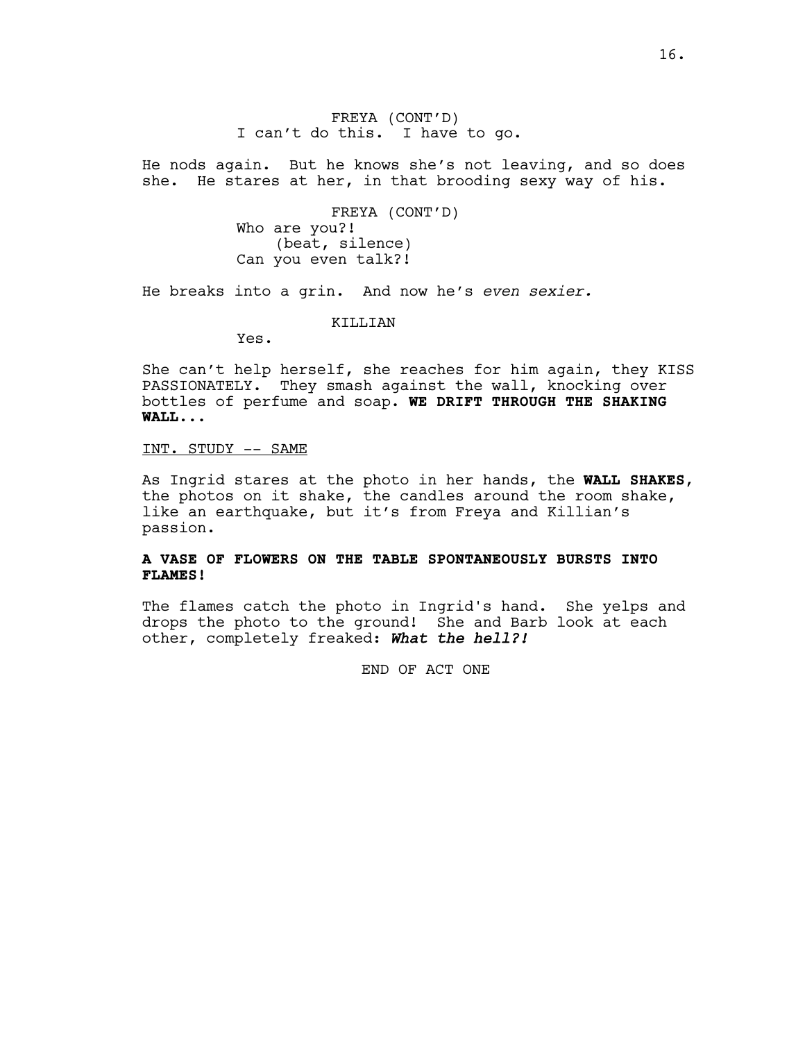FREYA (CONT'D)
I can't do this. I have to go.

He nods again. But he knows she's not leaving, and so does she. He stares at her, in that brooding sexy way of his.

FREYA (CONT'D)
Who are you?!
(beat, silence)
Can you even talk?!

He breaks into a grin. And now he's *even sexier.*

KILLIAN
Yes.

She can't help herself, she reaches for him again, they KISS PASSIONATELY. They smash against the wall, knocking over bottles of perfume and soap. **WE DRIFT THROUGH THE SHAKING WALL...**

INT. STUDY -- SAME

As Ingrid stares at the photo in her hands, the **WALL SHAKES**, the photos on it shake, the candles around the room shake, like an earthquake, but it's from Freya and Killian's passion.

**A VASE OF FLOWERS ON THE TABLE SPONTANEOUSLY BURSTS INTO FLAMES!**

The flames catch the photo in Ingrid's hand. She yelps and drops the photo to the ground! She and Barb look at each other, completely freaked: ***What the hell?!***

END OF ACT ONE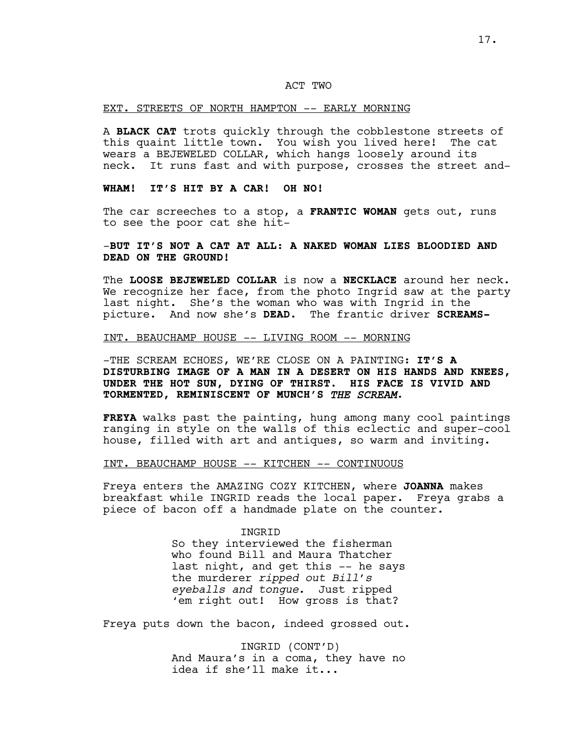ACT TWO

EXT. STREETS OF NORTH HAMPTON -- EARLY MORNING

A **BLACK CAT** trots quickly through the cobblestone streets of this quaint little town. You wish you lived here! The cat wears a BEJEWELED COLLAR, which hangs loosely around its neck. It runs fast and with purpose, crosses the street and-

**WHAM! IT'S HIT BY A CAR! OH NO!**

The car screeches to a stop, a **FRANTIC WOMAN** gets out, runs to see the poor cat she hit-

-**BUT IT'S NOT A CAT AT ALL: A NAKED WOMAN LIES BLOODIED AND DEAD ON THE GROUND!**

The **LOOSE BEJEWELED COLLAR** is now a **NECKLACE** around her neck. We recognize her face, from the photo Ingrid saw at the party last night. She's the woman who was with Ingrid in the picture. And now she's **DEAD**. The frantic driver **SCREAMS-**

INT. BEAUCHAMP HOUSE -- LIVING ROOM -- MORNING

-THE SCREAM ECHOES, WE'RE CLOSE ON A PAINTING: **IT'S A DISTURBING IMAGE OF A MAN IN A DESERT ON HIS HANDS AND KNEES, UNDER THE HOT SUN, DYING OF THIRST. HIS FACE IS VIVID AND TORMENTED, REMINISCENT OF MUNCH'S *THE SCREAM*.**

**FREYA** walks past the painting, hung among many cool paintings ranging in style on the walls of this eclectic and super-cool house, filled with art and antiques, so warm and inviting.

INT. BEAUCHAMP HOUSE -- KITCHEN -- CONTINUOUS

Freya enters the AMAZING COZY KITCHEN, where **JOANNA** makes breakfast while INGRID reads the local paper. Freya grabs a piece of bacon off a handmade plate on the counter.

INGRID

So they interviewed the fisherman who found Bill and Maura Thatcher last night, and get this -- he says the murderer *ripped out Bill's eyeballs and tongue*. Just ripped 'em right out! How gross is that?

Freya puts down the bacon, indeed grossed out.

INGRID (CONT'D)

And Maura's in a coma, they have no idea if she'll make it...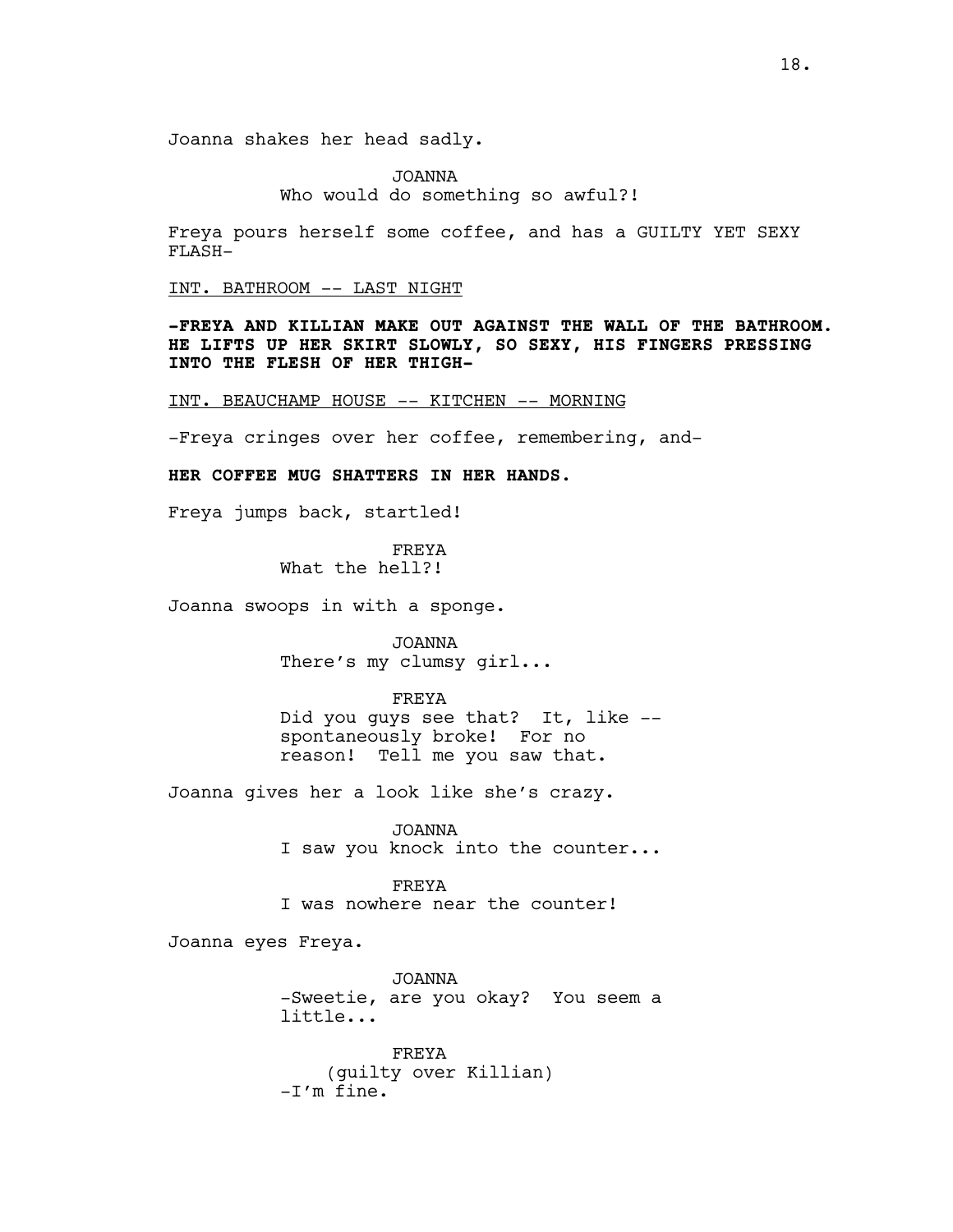Joanna shakes her head sadly.

JOANNA
Who would do something so awful?!

Freya pours herself some coffee, and has a GUILTY YET SEXY FLASH-

INT. BATHROOM -- LAST NIGHT

**-FREYA AND KILLIAN MAKE OUT AGAINST THE WALL OF THE BATHROOM. HE LIFTS UP HER SKIRT SLOWLY, SO SEXY, HIS FINGERS PRESSING INTO THE FLESH OF HER THIGH-**

INT. BEAUCHAMP HOUSE -- KITCHEN -- MORNING

-Freya cringes over her coffee, remembering, and-

**HER COFFEE MUG SHATTERS IN HER HANDS.**

Freya jumps back, startled!

FREYA
What the hell?!

Joanna swoops in with a sponge.

JOANNA
There's my clumsy girl...

FREYA
Did you guys see that? It, like -- spontaneously broke! For no reason! Tell me you saw that.

Joanna gives her a look like she's crazy.

JOANNA
I saw you knock into the counter...

FREYA
I was nowhere near the counter!

Joanna eyes Freya.

JOANNA
-Sweetie, are you okay? You seem a little...

FREYA
(guilty over Killian)
-I'm fine.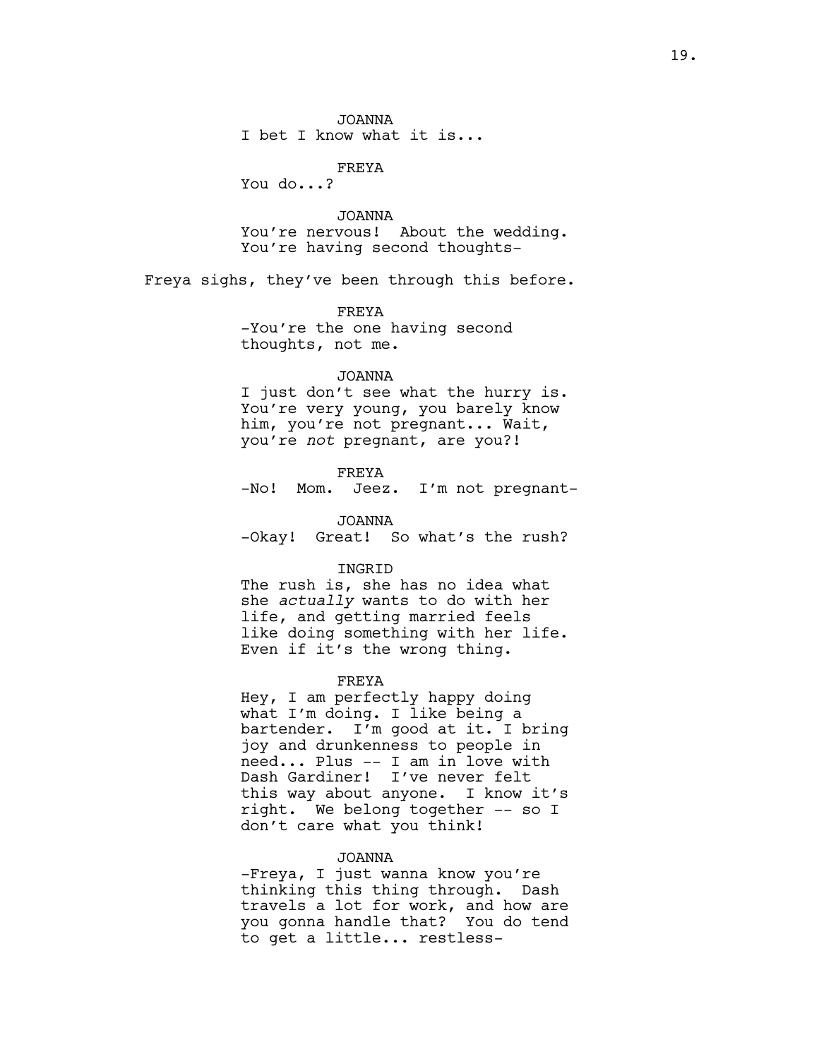JOANNA
I bet I know what it is...

FREYA
You do...?

JOANNA
You're nervous! About the wedding. You're having second thoughts-

Freya sighs, they've been through this before.

FREYA
-You're the one having second thoughts, not me.

JOANNA
I just don't see what the hurry is. You're very young, you barely know him, you're not pregnant... Wait, you're *not* pregnant, are you?!

FREYA
-No! Mom. Jeez. I'm not pregnant-

JOANNA
-Okay! Great! So what's the rush?

INGRID
The rush is, she has no idea what she *actually* wants to do with her life, and getting married feels like doing something with her life. Even if it's the wrong thing.

FREYA
Hey, I am perfectly happy doing what I'm doing. I like being a bartender. I'm good at it. I bring joy and drunkenness to people in need... Plus -- I am in love with Dash Gardiner! I've never felt this way about anyone. I know it's right. We belong together -- so I don't care what you think!

JOANNA
-Freya, I just wanna know you're thinking this thing through. Dash travels a lot for work, and how are you gonna handle that? You do tend to get a little... restless-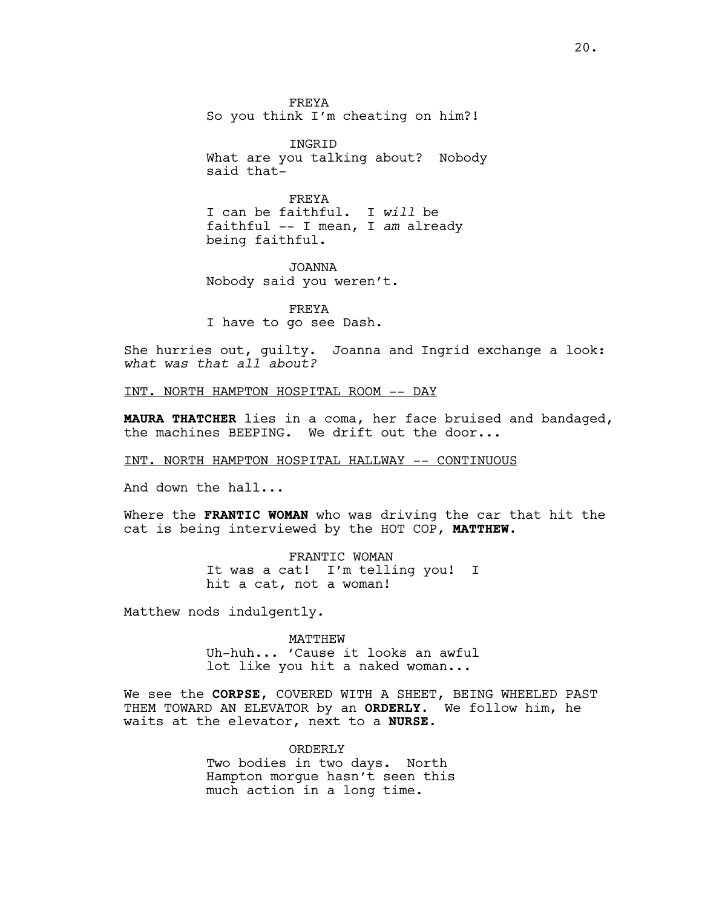FREYA
So you think I'm cheating on him?!

INGRID
What are you talking about? Nobody said that-

FREYA
I can be faithful. I *will* be faithful -- I mean, I *am* already being faithful.

JOANNA
Nobody said you weren't.

FREYA
I have to go see Dash.

She hurries out, guilty. Joanna and Ingrid exchange a look: *what was that all about?*

INT. NORTH HAMPTON HOSPITAL ROOM -- DAY

**MAURA THATCHER** lies in a coma, her face bruised and bandaged, the machines BEEPING. We drift out the door...

INT. NORTH HAMPTON HOSPITAL HALLWAY -- CONTINUOUS

And down the hall...

Where the **FRANTIC WOMAN** who was driving the car that hit the cat is being interviewed by the HOT COP, **MATTHEW.**

FRANTIC WOMAN
It was a cat! I'm telling you! I hit a cat, not a woman!

Matthew nods indulgently.

MATTHEW
Uh-huh... 'Cause it looks an awful lot like you hit a naked woman...

We see the **CORPSE**, COVERED WITH A SHEET, BEING WHEELED PAST THEM TOWARD AN ELEVATOR by an **ORDERLY.** We follow him, he waits at the elevator, next to a **NURSE.**

ORDERLY
Two bodies in two days. North Hampton morgue hasn't seen this much action in a long time.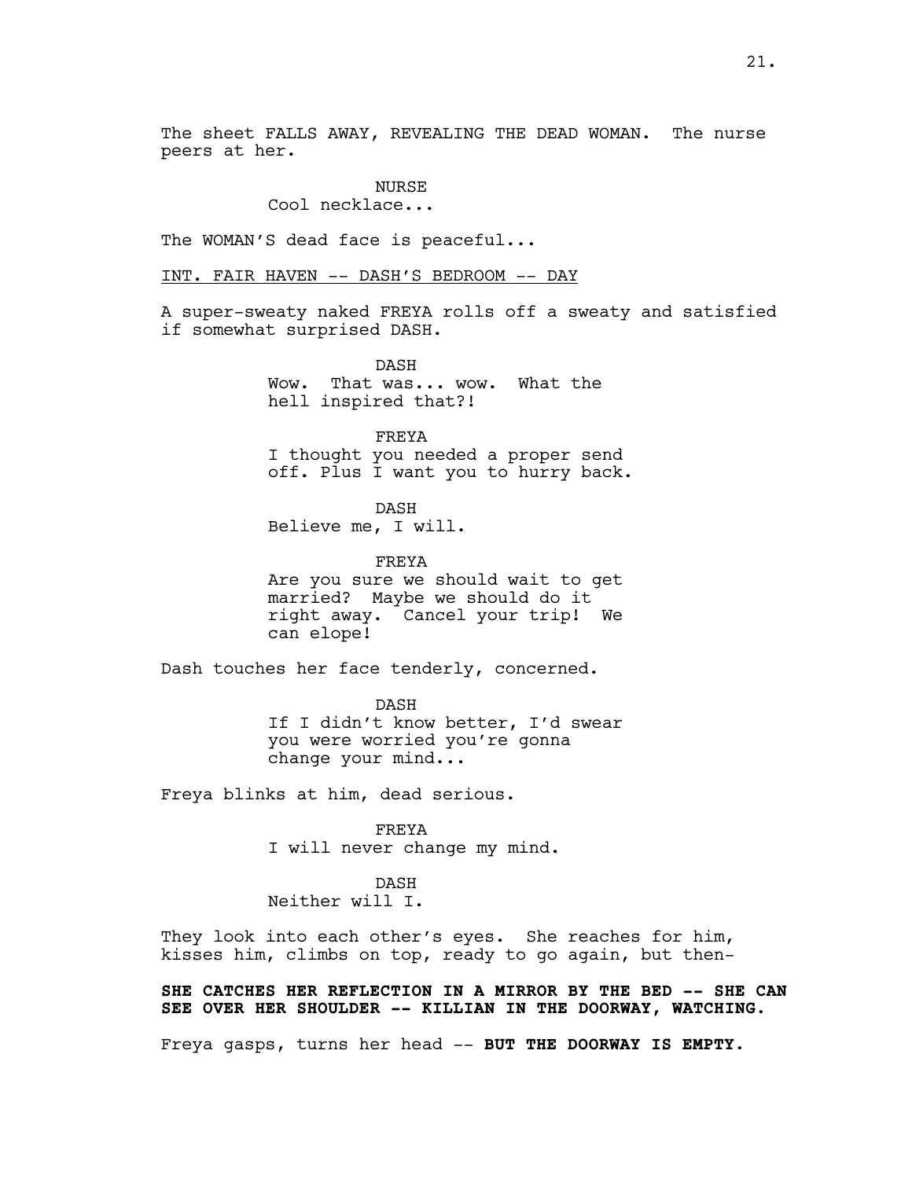The sheet FALLS AWAY, REVEALING THE DEAD WOMAN. The nurse peers at her.

NURSE
Cool necklace...

The WOMAN'S dead face is peaceful...

INT. FAIR HAVEN -- DASH'S BEDROOM -- DAY

A super-sweaty naked FREYA rolls off a sweaty and satisfied if somewhat surprised DASH.

DASH
Wow. That was... wow. What the hell inspired that?!

FREYA
I thought you needed a proper send off. Plus I want you to hurry back.

DASH
Believe me, I will.

FREYA
Are you sure we should wait to get married? Maybe we should do it right away. Cancel your trip! We can elope!

Dash touches her face tenderly, concerned.

DASH
If I didn't know better, I'd swear you were worried you're gonna change your mind...

Freya blinks at him, dead serious.

FREYA
I will never change my mind.

DASH
Neither will I.

They look into each other's eyes. She reaches for him, kisses him, climbs on top, ready to go again, but then-

**SHE CATCHES HER REFLECTION IN A MIRROR BY THE BED -- SHE CAN SEE OVER HER SHOULDER -- KILLIAN IN THE DOORWAY, WATCHING.**

Freya gasps, turns her head -- **BUT THE DOORWAY IS EMPTY.**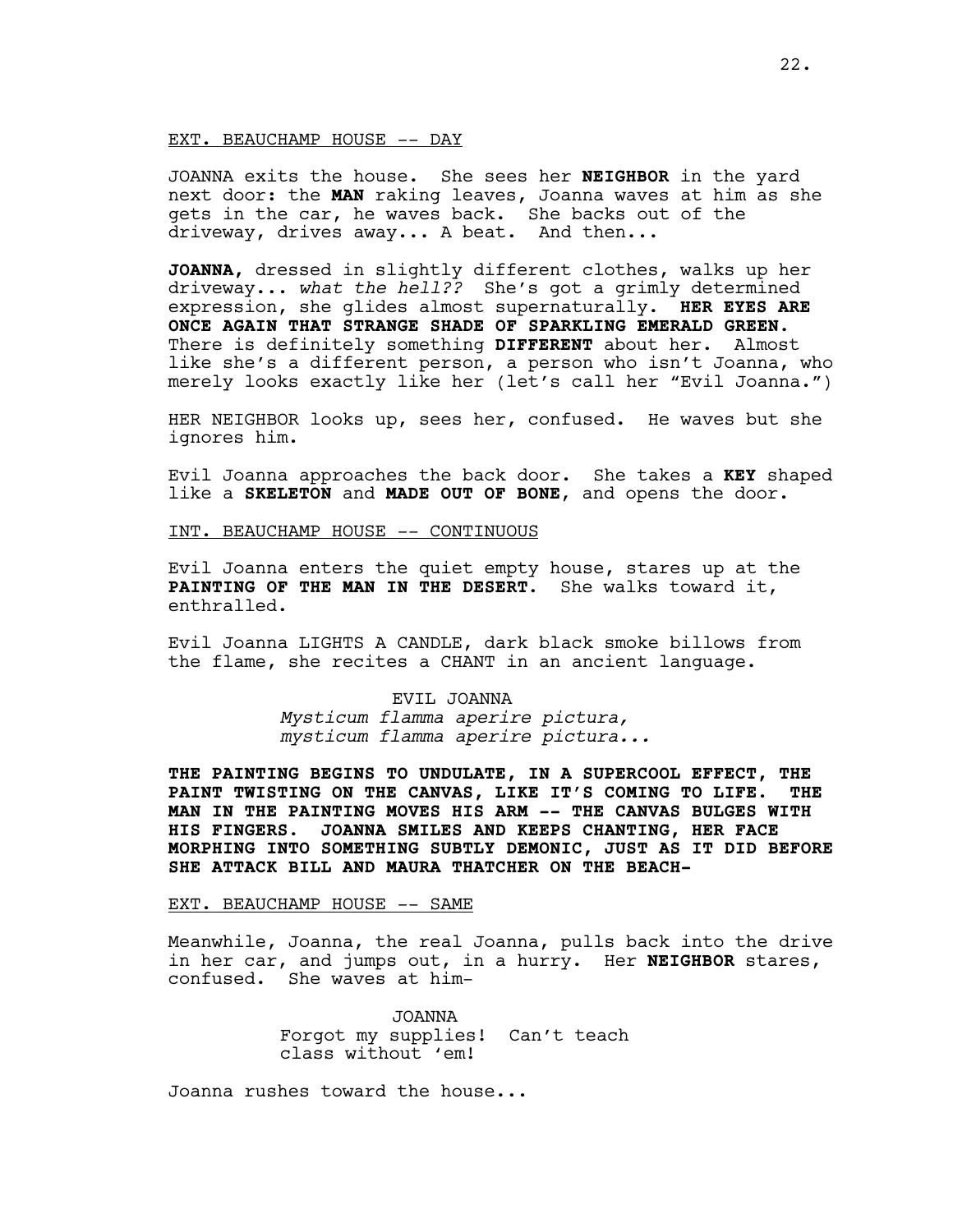EXT. BEAUCHAMP HOUSE -- DAY

JOANNA exits the house. She sees her **NEIGHBOR** in the yard next door: the **MAN** raking leaves, Joanna waves at him as she gets in the car, he waves back. She backs out of the driveway, drives away... A beat. And then...

**JOANNA,** dressed in slightly different clothes, walks up her driveway... *what the hell??* She's got a grimly determined expression, she glides almost supernaturally. **HER EYES ARE ONCE AGAIN THAT STRANGE SHADE OF SPARKLING EMERALD GREEN.** There is definitely something **DIFFERENT** about her. Almost like she's a different person, a person who isn't Joanna, who merely looks exactly like her (let's call her "Evil Joanna.")

HER NEIGHBOR looks up, sees her, confused. He waves but she ignores him.

Evil Joanna approaches the back door. She takes a **KEY** shaped like a **SKELETON** and **MADE OUT OF BONE**, and opens the door.

INT. BEAUCHAMP HOUSE -- CONTINUOUS

Evil Joanna enters the quiet empty house, stares up at the **PAINTING OF THE MAN IN THE DESERT**. She walks toward it, enthralled.

Evil Joanna LIGHTS A CANDLE, dark black smoke billows from the flame, she recites a CHANT in an ancient language.

EVIL JOANNA
*Mysticum flamma aperire pictura, mysticum flamma aperire pictura...*

**THE PAINTING BEGINS TO UNDULATE, IN A SUPERCOOL EFFECT, THE PAINT TWISTING ON THE CANVAS, LIKE IT'S COMING TO LIFE. THE MAN IN THE PAINTING MOVES HIS ARM -- THE CANVAS BULGES WITH HIS FINGERS. JOANNA SMILES AND KEEPS CHANTING, HER FACE MORPHING INTO SOMETHING SUBTLY DEMONIC, JUST AS IT DID BEFORE SHE ATTACK BILL AND MAURA THATCHER ON THE BEACH-**

EXT. BEAUCHAMP HOUSE -- SAME

Meanwhile, Joanna, the real Joanna, pulls back into the drive in her car, and jumps out, in a hurry. Her **NEIGHBOR** stares, confused. She waves at him-

JOANNA
Forgot my supplies! Can't teach class without 'em!

Joanna rushes toward the house...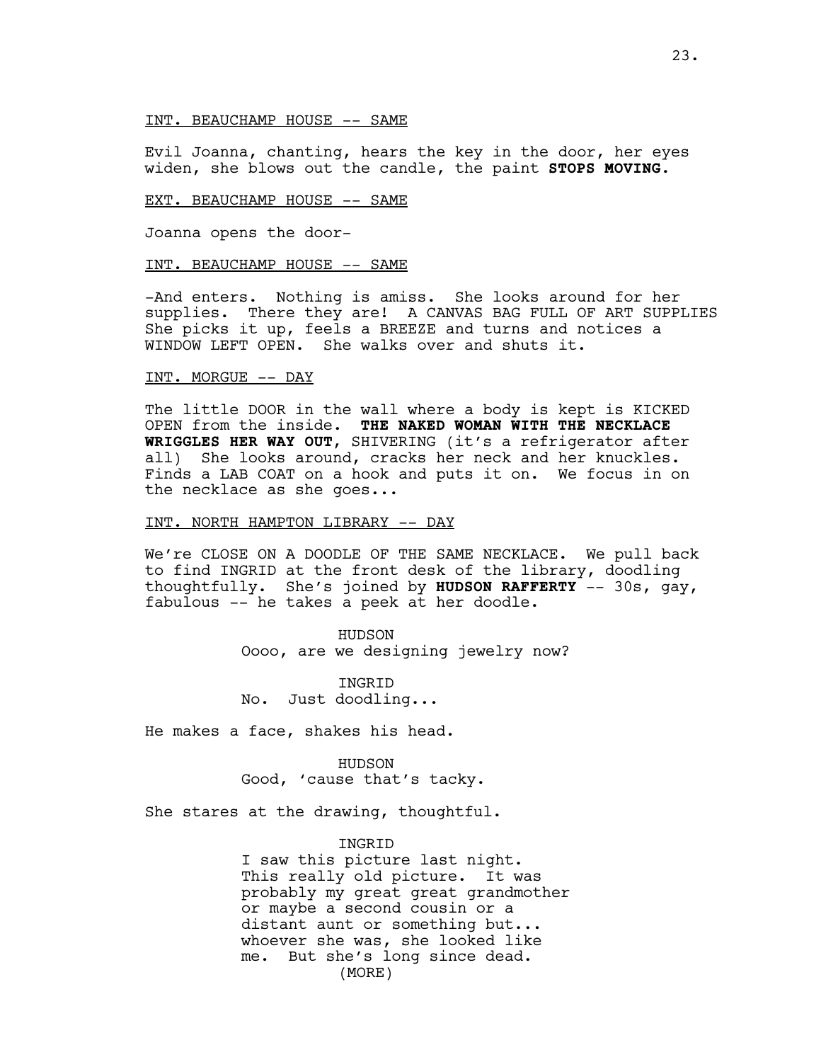INT. BEAUCHAMP HOUSE -- SAME

Evil Joanna, chanting, hears the key in the door, her eyes widen, she blows out the candle, the paint **STOPS MOVING.**

EXT. BEAUCHAMP HOUSE -- SAME

Joanna opens the door-

INT. BEAUCHAMP HOUSE -- SAME

-And enters. Nothing is amiss. She looks around for her supplies. There they are! A CANVAS BAG FULL OF ART SUPPLIES She picks it up, feels a BREEZE and turns and notices a WINDOW LEFT OPEN. She walks over and shuts it.

INT. MORGUE -- DAY

The little DOOR in the wall where a body is kept is KICKED OPEN from the inside. **THE NAKED WOMAN WITH THE NECKLACE WRIGGLES HER WAY OUT**, SHIVERING (it's a refrigerator after all) She looks around, cracks her neck and her knuckles. Finds a LAB COAT on a hook and puts it on. We focus in on the necklace as she goes...

INT. NORTH HAMPTON LIBRARY -- DAY

We're CLOSE ON A DOODLE OF THE SAME NECKLACE. We pull back to find INGRID at the front desk of the library, doodling thoughtfully. She's joined by **HUDSON RAFFERTY** -- 30s, gay, fabulous -- he takes a peek at her doodle.

HUDSON
Oooo, are we designing jewelry now?

INGRID
No. Just doodling...

He makes a face, shakes his head.

HUDSON
Good, 'cause that's tacky.

She stares at the drawing, thoughtful.

INGRID
I saw this picture last night. This really old picture. It was probably my great great grandmother or maybe a second cousin or a distant aunt or something but... whoever she was, she looked like me. But she's long since dead.
(MORE)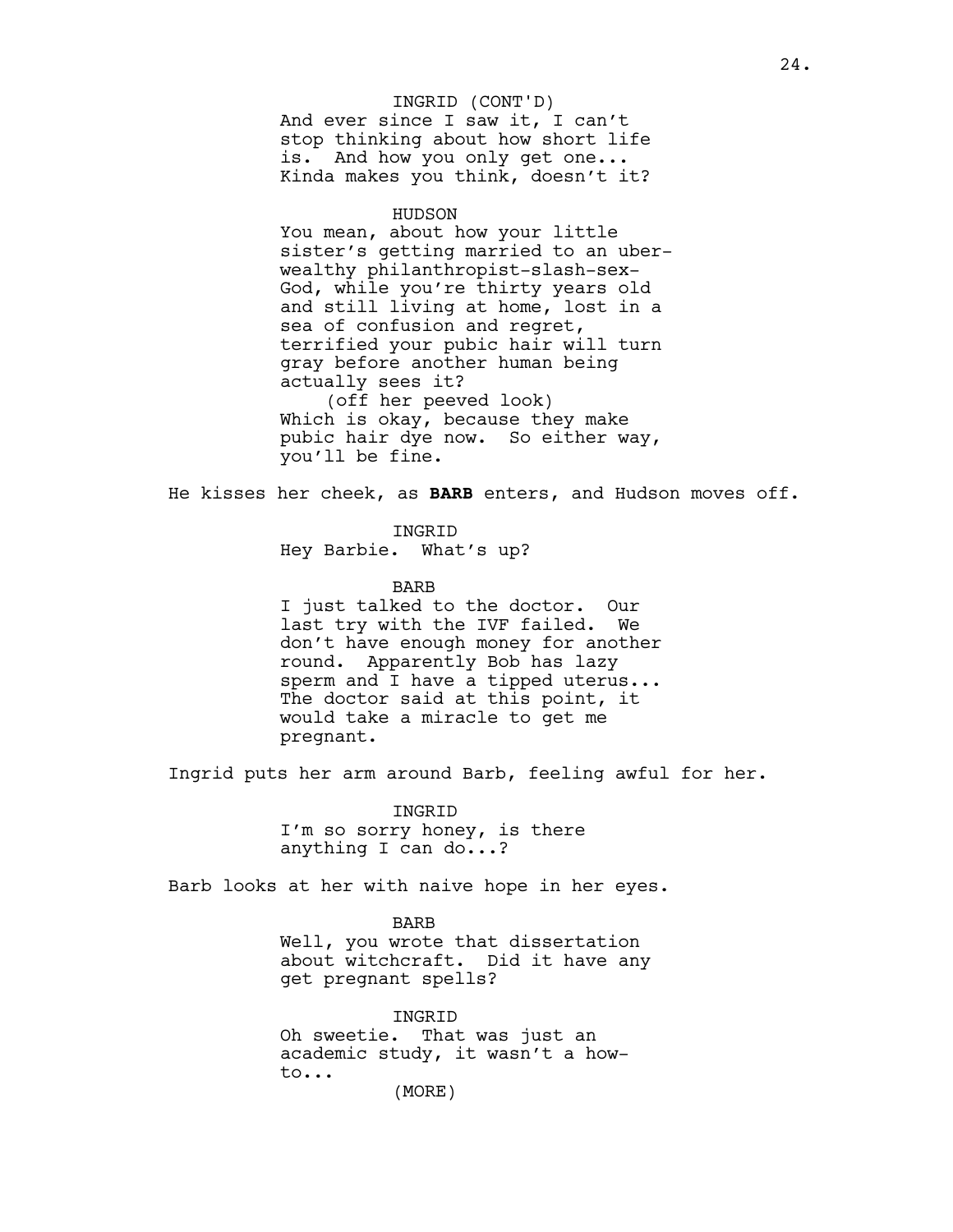INGRID (CONT'D)
And ever since I saw it, I can't stop thinking about how short life is. And how you only get one... Kinda makes you think, doesn't it?

HUDSON
You mean, about how your little sister's getting married to an uber-wealthy philanthropist-slash-sex-God, while you're thirty years old and still living at home, lost in a sea of confusion and regret, terrified your pubic hair will turn gray before another human being actually sees it?
(off her peeved look)
Which is okay, because they make pubic hair dye now. So either way, you'll be fine.

He kisses her cheek, as **BARB** enters, and Hudson moves off.

INGRID
Hey Barbie. What's up?

BARB
I just talked to the doctor. Our last try with the IVF failed. We don't have enough money for another round. Apparently Bob has lazy sperm and I have a tipped uterus... The doctor said at this point, it would take a miracle to get me pregnant.

Ingrid puts her arm around Barb, feeling awful for her.

INGRID
I'm so sorry honey, is there anything I can do...?

Barb looks at her with naive hope in her eyes.

BARB
Well, you wrote that dissertation about witchcraft. Did it have any get pregnant spells?

INGRID
Oh sweetie. That was just an academic study, it wasn't a how-to...
(MORE)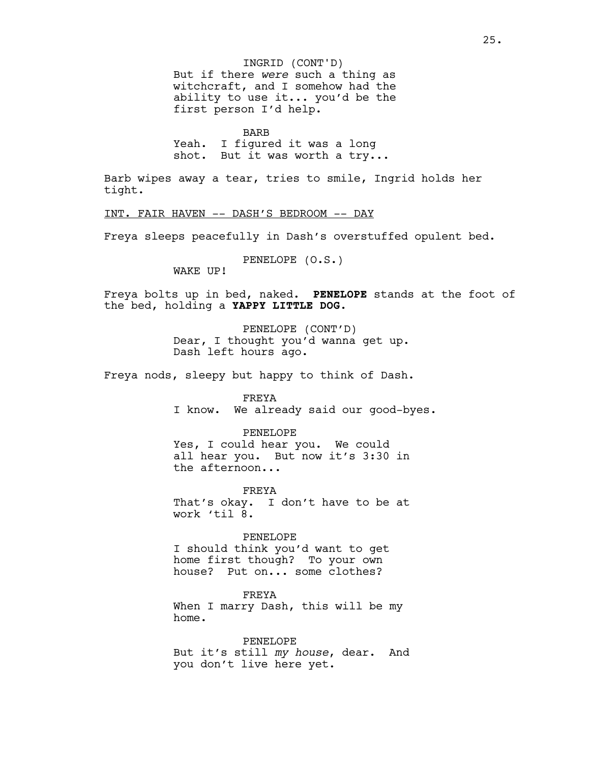INGRID (CONT'D)
But if there *were* such a thing as witchcraft, and I somehow had the ability to use it... you'd be the first person I'd help.

BARB
Yeah. I figured it was a long shot. But it was worth a try...

Barb wipes away a tear, tries to smile, Ingrid holds her tight.

INT. FAIR HAVEN -- DASH'S BEDROOM -- DAY

Freya sleeps peacefully in Dash's overstuffed opulent bed.

PENELOPE (O.S.)
WAKE UP!

Freya bolts up in bed, naked. **PENELOPE** stands at the foot of the bed, holding a **YAPPY LITTLE DOG.**

PENELOPE (CONT'D)
Dear, I thought you'd wanna get up. Dash left hours ago.

Freya nods, sleepy but happy to think of Dash.

FREYA
I know. We already said our good-byes.

PENELOPE
Yes, I could hear you. We could all hear you. But now it's 3:30 in the afternoon...

FREYA
That's okay. I don't have to be at work 'til 8.

PENELOPE
I should think you'd want to get home first though? To your own house? Put on... some clothes?

FREYA
When I marry Dash, this will be my home.

PENELOPE
But it's still *my house*, dear. And you don't live here yet.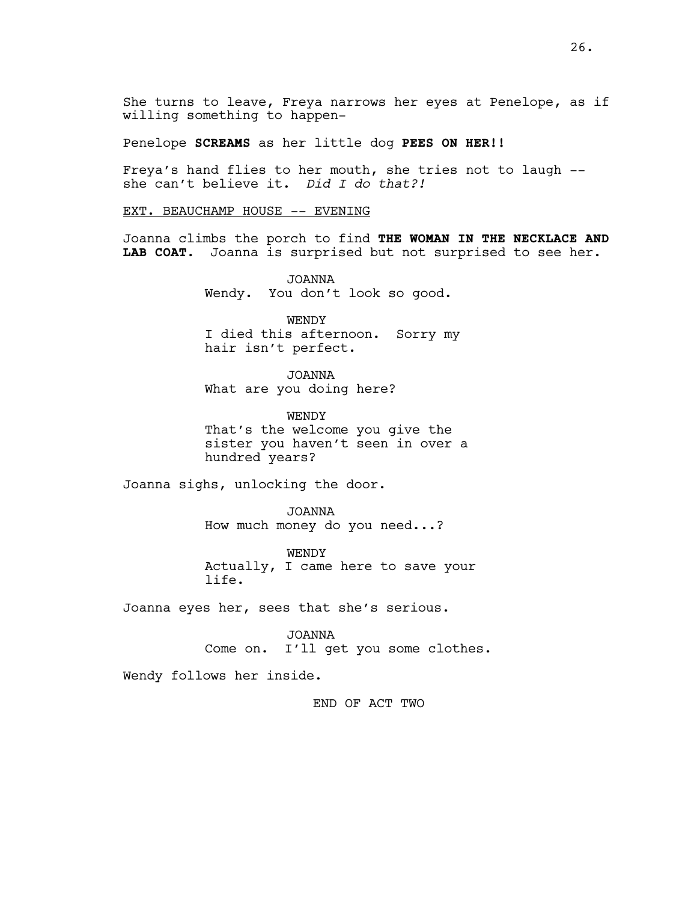She turns to leave, Freya narrows her eyes at Penelope, as if willing something to happen-

Penelope **SCREAMS** as her little dog **PEES ON HER!!**

Freya's hand flies to her mouth, she tries not to laugh -- she can't believe it. *Did I do that?!*

EXT. BEAUCHAMP HOUSE -- EVENING

Joanna climbs the porch to find **THE WOMAN IN THE NECKLACE AND LAB COAT.** Joanna is surprised but not surprised to see her.

JOANNA
Wendy. You don't look so good.

WENDY
I died this afternoon. Sorry my hair isn't perfect.

JOANNA
What are you doing here?

WENDY
That's the welcome you give the sister you haven't seen in over a hundred years?

Joanna sighs, unlocking the door.

JOANNA
How much money do you need...?

WENDY
Actually, I came here to save your life.

Joanna eyes her, sees that she's serious.

JOANNA
Come on. I'll get you some clothes.

Wendy follows her inside.

END OF ACT TWO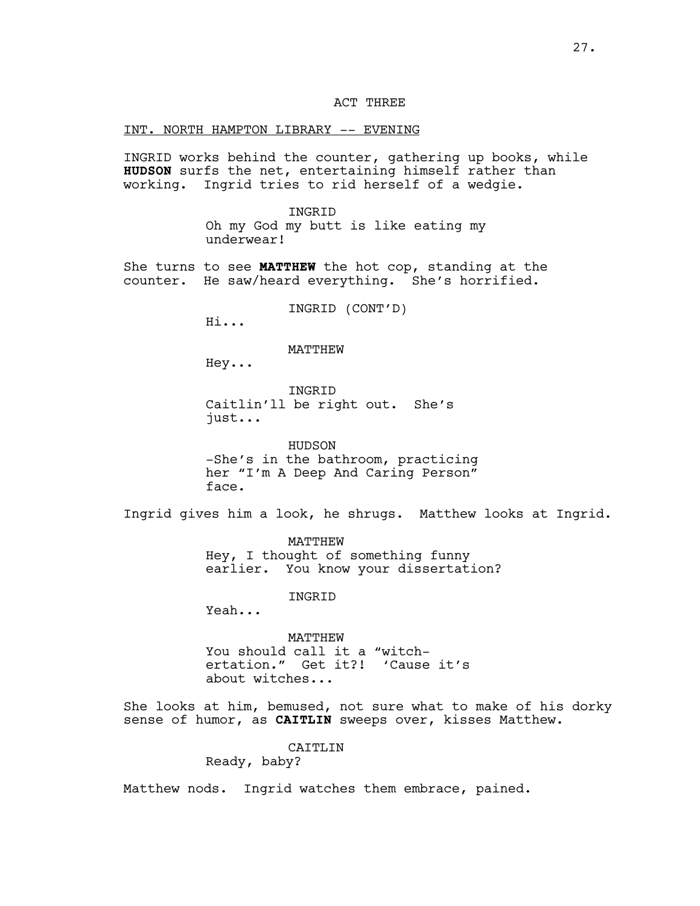ACT THREE

INT. NORTH HAMPTON LIBRARY -- EVENING

INGRID works behind the counter, gathering up books, while **HUDSON** surfs the net, entertaining himself rather than working. Ingrid tries to rid herself of a wedgie.

INGRID
Oh my God my butt is like eating my underwear!

She turns to see **MATTHEW** the hot cop, standing at the counter. He saw/heard everything. She's horrified.

INGRID (CONT'D)
Hi...

MATTHEW
Hey...

INGRID
Caitlin'll be right out. She's just...

HUDSON
-She's in the bathroom, practicing her "I'm A Deep And Caring Person" face.

Ingrid gives him a look, he shrugs. Matthew looks at Ingrid.

MATTHEW
Hey, I thought of something funny earlier. You know your dissertation?

INGRID
Yeah...

MATTHEW
You should call it a "witch-ertation." Get it?! 'Cause it's about witches...

She looks at him, bemused, not sure what to make of his dorky sense of humor, as **CAITLIN** sweeps over, kisses Matthew.

CAITLIN
Ready, baby?

Matthew nods. Ingrid watches them embrace, pained.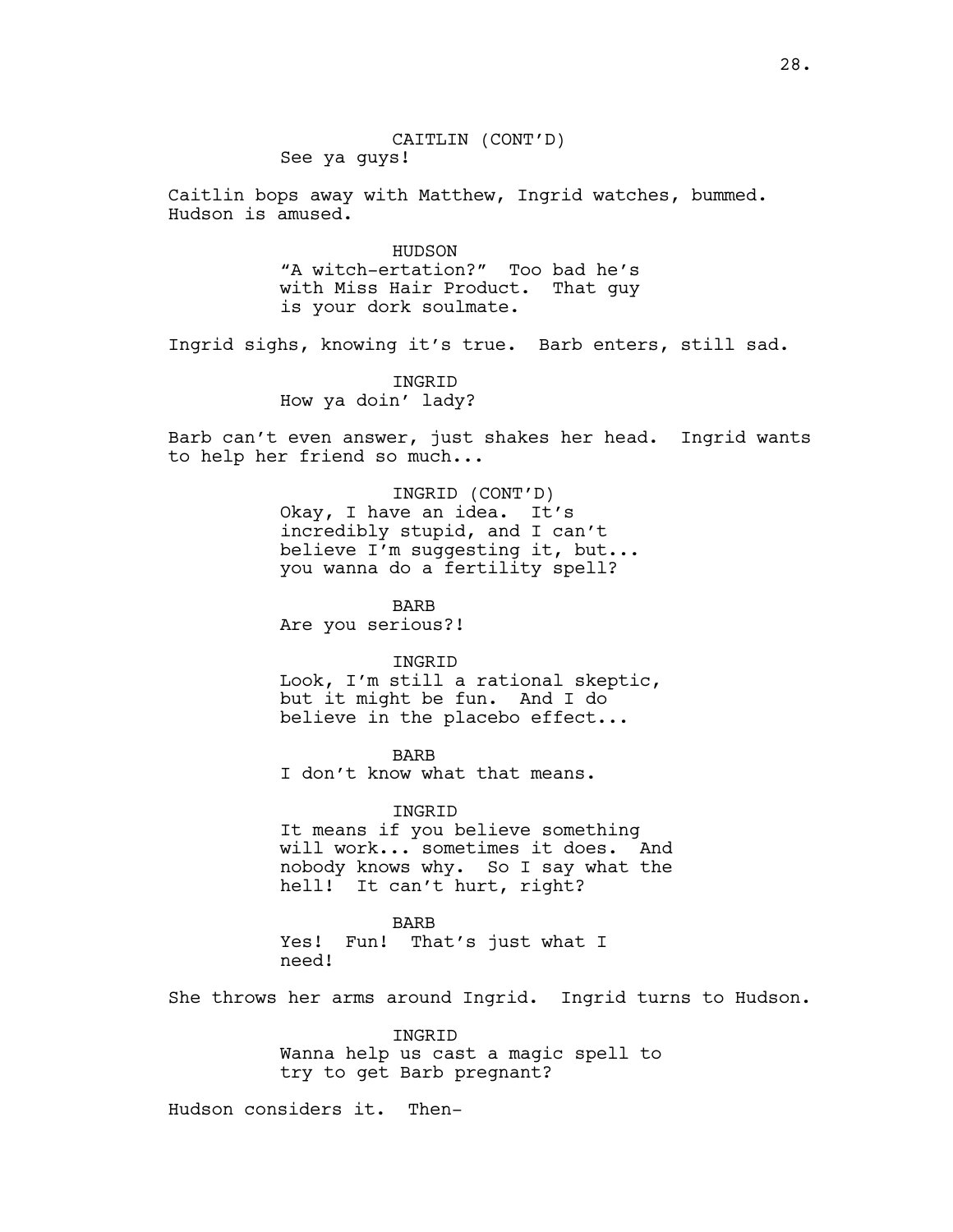CAITLIN (CONT'D)
See ya guys!

Caitlin bops away with Matthew, Ingrid watches, bummed. Hudson is amused.

HUDSON
"A witch-ertation?" Too bad he's with Miss Hair Product. That guy is your dork soulmate.

Ingrid sighs, knowing it's true. Barb enters, still sad.

INGRID
How ya doin' lady?

Barb can't even answer, just shakes her head. Ingrid wants to help her friend so much...

INGRID (CONT'D)
Okay, I have an idea. It's incredibly stupid, and I can't believe I'm suggesting it, but... you wanna do a fertility spell?

BARB
Are you serious?!

INGRID
Look, I'm still a rational skeptic, but it might be fun. And I do believe in the placebo effect...

BARB
I don't know what that means.

INGRID
It means if you believe something will work... sometimes it does. And nobody knows why. So I say what the hell! It can't hurt, right?

BARB
Yes! Fun! That's just what I need!

She throws her arms around Ingrid. Ingrid turns to Hudson.

INGRID
Wanna help us cast a magic spell to try to get Barb pregnant?

Hudson considers it. Then-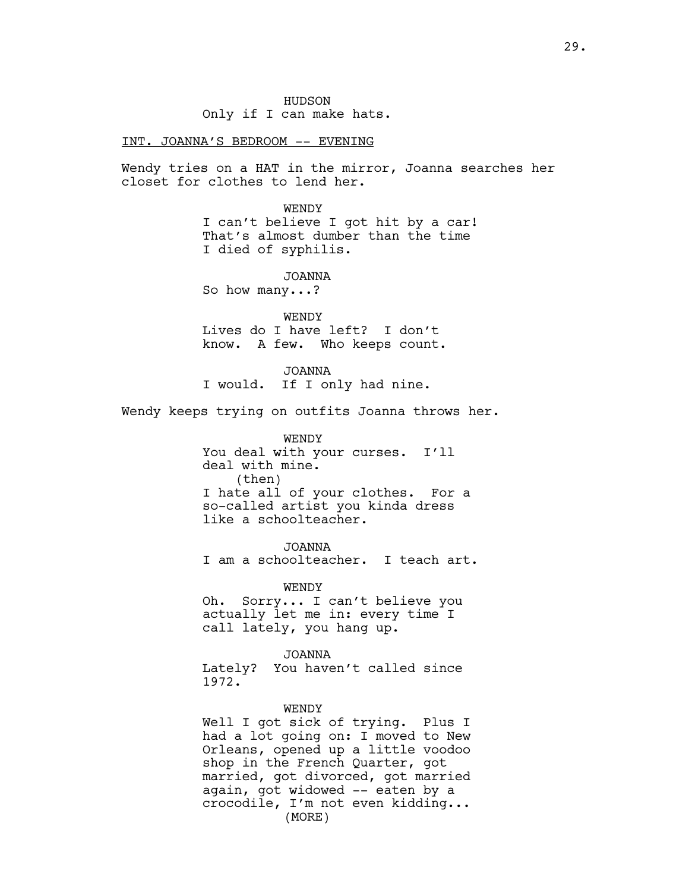HUDSON
Only if I can make hats.

INT. JOANNA'S BEDROOM -- EVENING

Wendy tries on a HAT in the mirror, Joanna searches her closet for clothes to lend her.

WENDY
I can't believe I got hit by a car! That's almost dumber than the time I died of syphilis.

JOANNA
So how many...?

WENDY
Lives do I have left? I don't know. A few. Who keeps count.

JOANNA
I would. If I only had nine.

Wendy keeps trying on outfits Joanna throws her.

WENDY
You deal with your curses. I'll deal with mine.
(then)
I hate all of your clothes. For a so-called artist you kinda dress like a schoolteacher.

JOANNA
I am a schoolteacher. I teach art.

WENDY
Oh. Sorry... I can't believe you actually let me in: every time I call lately, you hang up.

JOANNA
Lately? You haven't called since 1972.

WENDY
Well I got sick of trying. Plus I had a lot going on: I moved to New Orleans, opened up a little voodoo shop in the French Quarter, got married, got divorced, got married again, got widowed -- eaten by a crocodile, I'm not even kidding...
(MORE)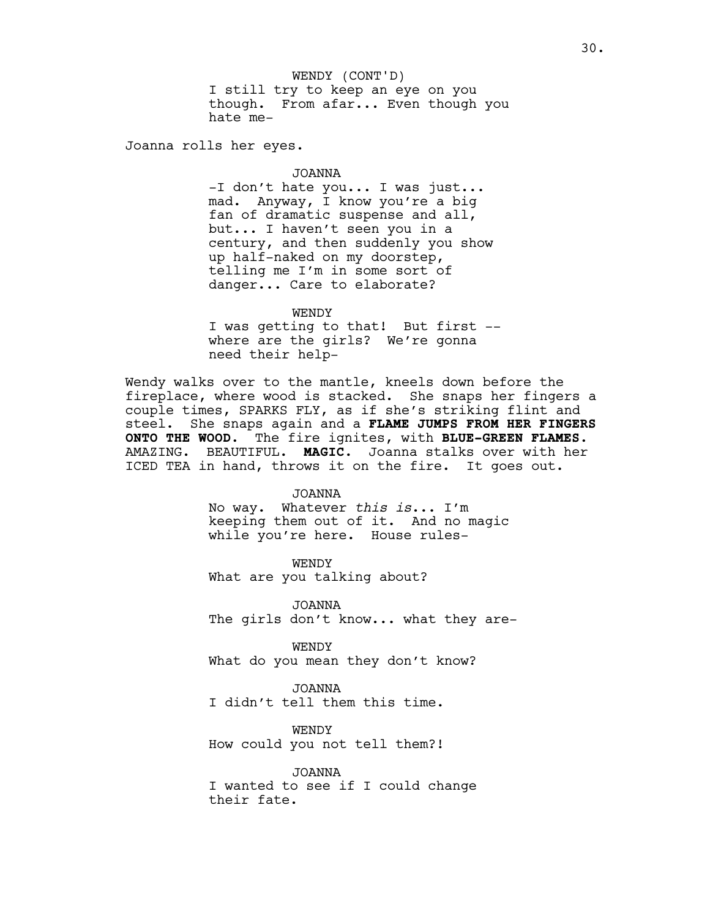WENDY (CONT'D)
I still try to keep an eye on you though. From afar... Even though you hate me-

Joanna rolls her eyes.

JOANNA
-I don't hate you... I was just... mad. Anyway, I know you're a big fan of dramatic suspense and all, but... I haven't seen you in a century, and then suddenly you show up half-naked on my doorstep, telling me I'm in some sort of danger... Care to elaborate?

WENDY
I was getting to that! But first -- where are the girls? We're gonna need their help-

Wendy walks over to the mantle, kneels down before the fireplace, where wood is stacked. She snaps her fingers a couple times, SPARKS FLY, as if she's striking flint and steel. She snaps again and a **FLAME JUMPS FROM HER FINGERS ONTO THE WOOD.** The fire ignites, with **BLUE-GREEN FLAMES.** AMAZING. BEAUTIFUL. **MAGIC.** Joanna stalks over with her ICED TEA in hand, throws it on the fire. It goes out.

JOANNA
No way. Whatever *this is*... I'm keeping them out of it. And no magic while you're here. House rules-

WENDY
What are you talking about?

JOANNA
The girls don't know... what they are-

WENDY
What do you mean they don't know?

JOANNA
I didn't tell them this time.

WENDY
How could you not tell them?!

JOANNA
I wanted to see if I could change their fate.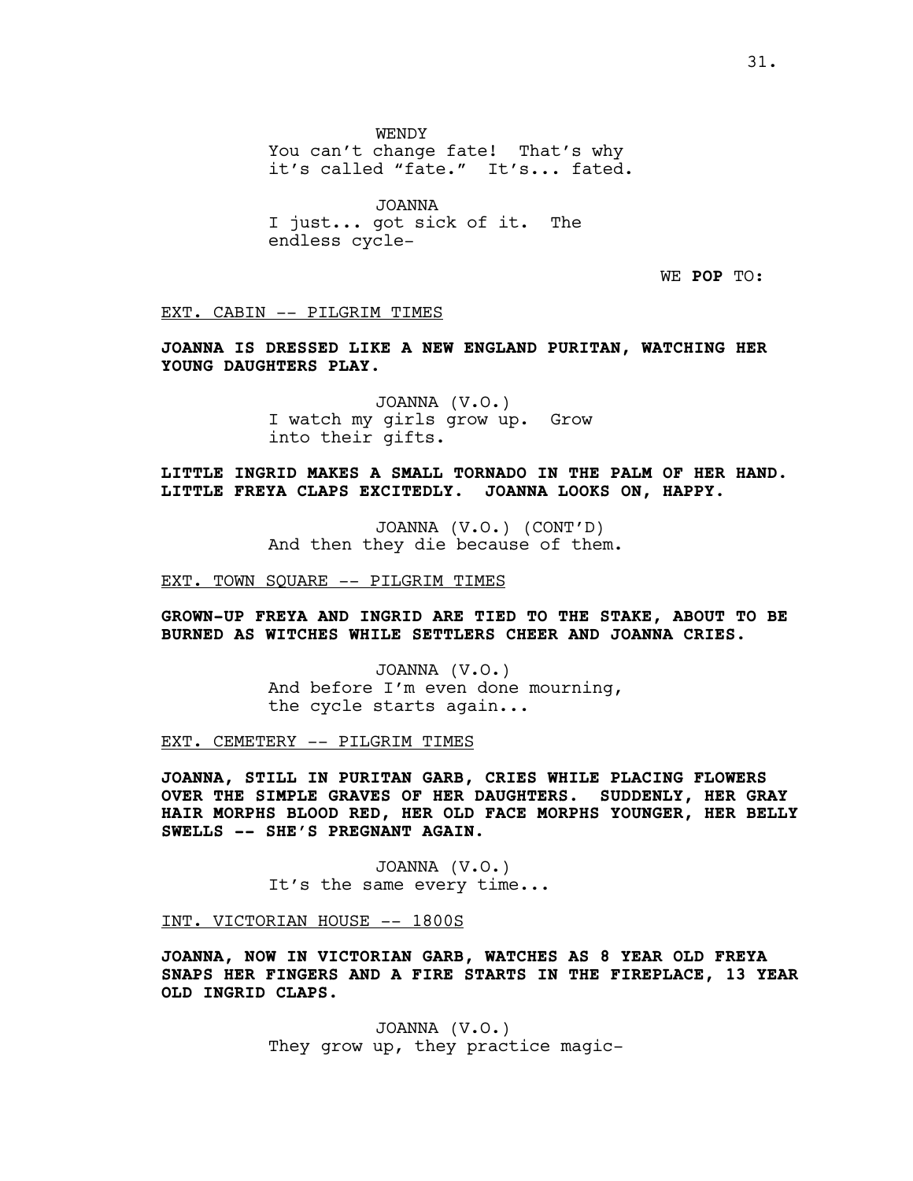WENDY
You can't change fate! That's why it's called "fate." It's... fated.

JOANNA
I just... got sick of it. The endless cycle-

WE **POP** TO:

EXT. CABIN -- PILGRIM TIMES

**JOANNA IS DRESSED LIKE A NEW ENGLAND PURITAN, WATCHING HER YOUNG DAUGHTERS PLAY.**

JOANNA (V.O.)
I watch my girls grow up. Grow into their gifts.

**LITTLE INGRID MAKES A SMALL TORNADO IN THE PALM OF HER HAND. LITTLE FREYA CLAPS EXCITEDLY. JOANNA LOOKS ON, HAPPY.**

JOANNA (V.O.) (CONT'D)
And then they die because of them.

EXT. TOWN SQUARE -- PILGRIM TIMES

**GROWN-UP FREYA AND INGRID ARE TIED TO THE STAKE, ABOUT TO BE BURNED AS WITCHES WHILE SETTLERS CHEER AND JOANNA CRIES.**

JOANNA (V.O.)
And before I'm even done mourning, the cycle starts again...

EXT. CEMETERY -- PILGRIM TIMES

**JOANNA, STILL IN PURITAN GARB, CRIES WHILE PLACING FLOWERS OVER THE SIMPLE GRAVES OF HER DAUGHTERS. SUDDENLY, HER GRAY HAIR MORPHS BLOOD RED, HER OLD FACE MORPHS YOUNGER, HER BELLY SWELLS -- SHE'S PREGNANT AGAIN.**

JOANNA (V.O.)
It's the same every time...

INT. VICTORIAN HOUSE -- 1800S

**JOANNA, NOW IN VICTORIAN GARB, WATCHES AS 8 YEAR OLD FREYA SNAPS HER FINGERS AND A FIRE STARTS IN THE FIREPLACE, 13 YEAR OLD INGRID CLAPS.**

JOANNA (V.O.)
They grow up, they practice magic-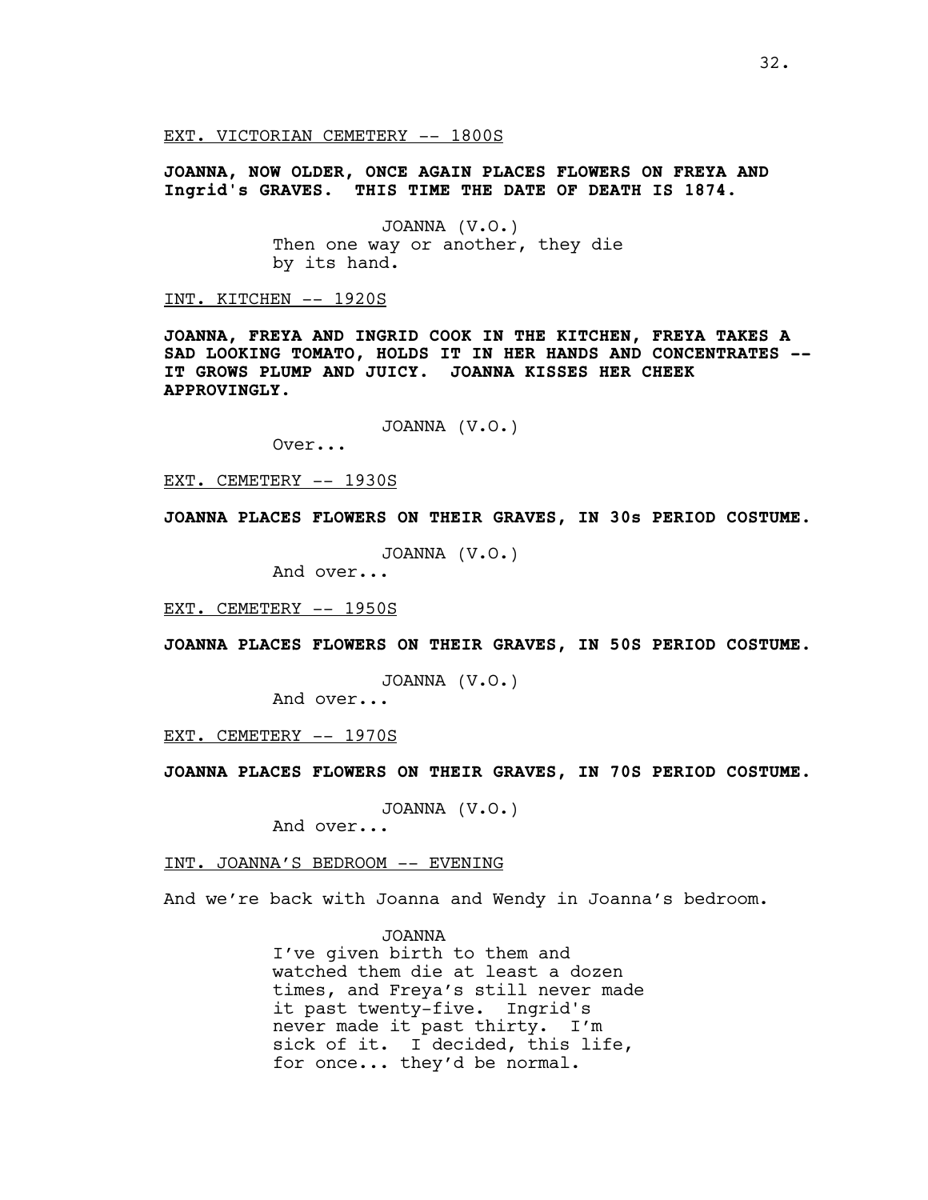<u>EXT. VICTORIAN CEMETERY -- 1800S</u>

**JOANNA, NOW OLDER, ONCE AGAIN PLACES FLOWERS ON FREYA AND Ingrid's GRAVES. THIS TIME THE DATE OF DEATH IS 1874.**

JOANNA (V.O.)
Then one way or another, they die by its hand.

<u>INT. KITCHEN -- 1920S</u>

**JOANNA, FREYA AND INGRID COOK IN THE KITCHEN, FREYA TAKES A SAD LOOKING TOMATO, HOLDS IT IN HER HANDS AND CONCENTRATES -- IT GROWS PLUMP AND JUICY. JOANNA KISSES HER CHEEK APPROVINGLY.**

JOANNA (V.O.)
Over...

<u>EXT. CEMETERY -- 1930S</u>

**JOANNA PLACES FLOWERS ON THEIR GRAVES, IN 30s PERIOD COSTUME.**

JOANNA (V.O.)
And over...

<u>EXT. CEMETERY -- 1950S</u>

**JOANNA PLACES FLOWERS ON THEIR GRAVES, IN 50S PERIOD COSTUME.**

JOANNA (V.O.)
And over...

<u>EXT. CEMETERY -- 1970S</u>

**JOANNA PLACES FLOWERS ON THEIR GRAVES, IN 70S PERIOD COSTUME.**

JOANNA (V.O.)
And over...

<u>INT. JOANNA'S BEDROOM -- EVENING</u>

And we're back with Joanna and Wendy in Joanna's bedroom.

JOANNA
I've given birth to them and watched them die at least a dozen times, and Freya's still never made it past twenty-five. Ingrid's never made it past thirty. I'm sick of it. I decided, this life, for once... they'd be normal.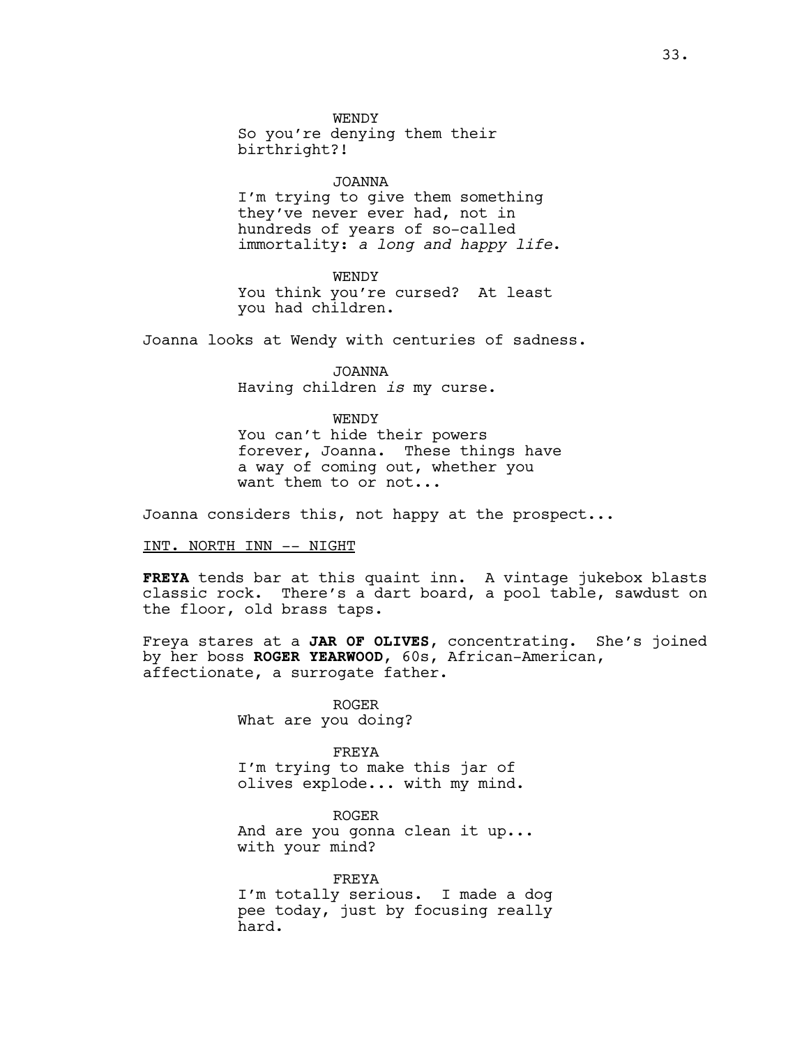WENDY
So you're denying them their birthright?!

JOANNA
I'm trying to give them something they've never ever had, not in hundreds of years of so-called immortality: *a long and happy life.*

WENDY
You think you're cursed? At least you had children.

Joanna looks at Wendy with centuries of sadness.

JOANNA
Having children *is* my curse.

WENDY
You can't hide their powers forever, Joanna. These things have a way of coming out, whether you want them to or not...

Joanna considers this, not happy at the prospect...

INT. NORTH INN -- NIGHT

**FREYA** tends bar at this quaint inn. A vintage jukebox blasts classic rock. There's a dart board, a pool table, sawdust on the floor, old brass taps.

Freya stares at a **JAR OF OLIVES**, concentrating. She's joined by her boss **ROGER YEARWOOD**, 60s, African-American, affectionate, a surrogate father.

ROGER
What are you doing?

FREYA
I'm trying to make this jar of olives explode... with my mind.

ROGER
And are you gonna clean it up... with your mind?

FREYA
I'm totally serious. I made a dog pee today, just by focusing really hard.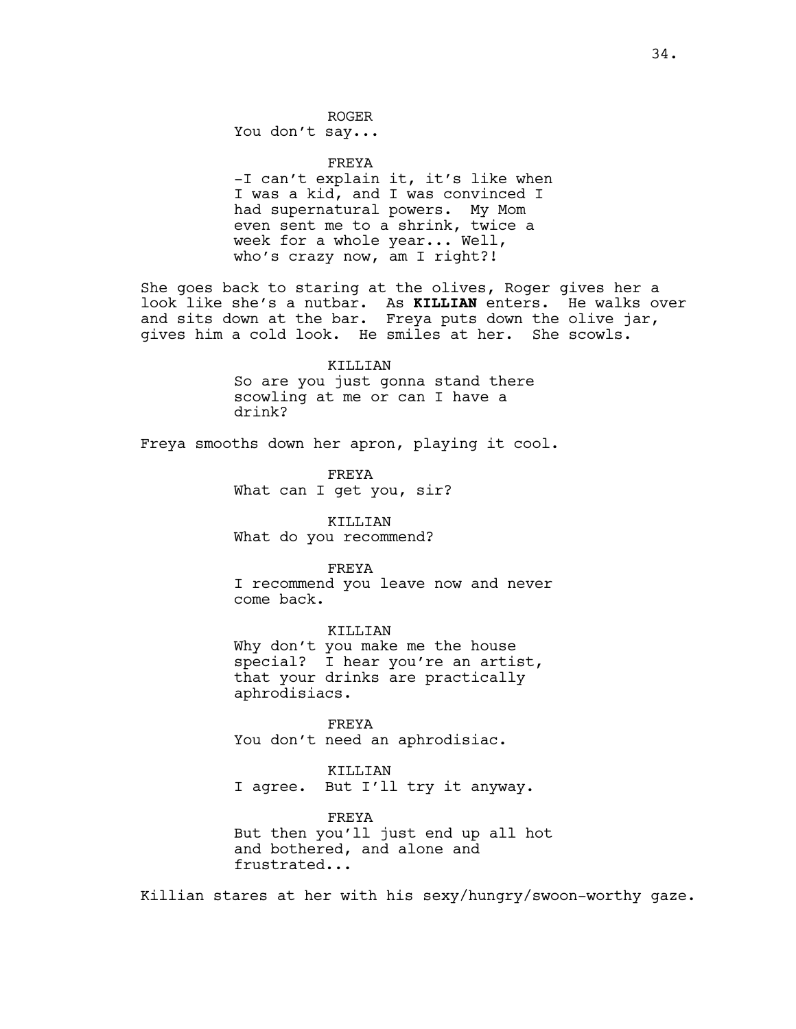ROGER
You don't say...

FREYA
-I can't explain it, it's like when I was a kid, and I was convinced I had supernatural powers. My Mom even sent me to a shrink, twice a week for a whole year... Well, who's crazy now, am I right?!

She goes back to staring at the olives, Roger gives her a look like she's a nutbar. As **KILLIAN** enters. He walks over and sits down at the bar. Freya puts down the olive jar, gives him a cold look. He smiles at her. She scowls.

KILLIAN
So are you just gonna stand there scowling at me or can I have a drink?

Freya smooths down her apron, playing it cool.

FREYA
What can I get you, sir?

KILLIAN
What do you recommend?

FREYA
I recommend you leave now and never come back.

KILLIAN
Why don't you make me the house special? I hear you're an artist, that your drinks are practically aphrodisiacs.

FREYA
You don't need an aphrodisiac.

KILLIAN
I agree. But I'll try it anyway.

FREYA
But then you'll just end up all hot and bothered, and alone and frustrated...

Killian stares at her with his sexy/hungry/swoon-worthy gaze.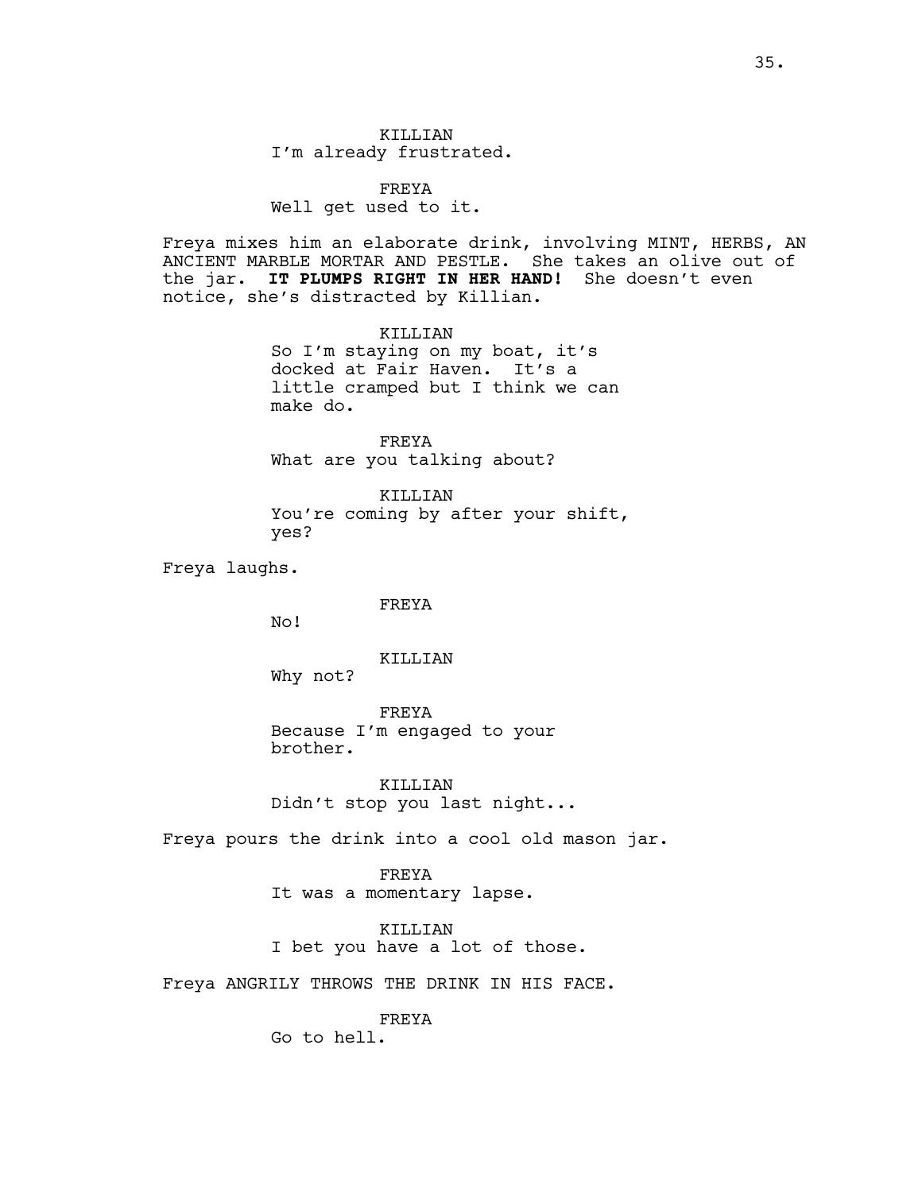KILLIAN
I'm already frustrated.

FREYA
Well get used to it.

Freya mixes him an elaborate drink, involving MINT, HERBS, AN ANCIENT MARBLE MORTAR AND PESTLE. She takes an olive out of the jar. **IT PLUMPS RIGHT IN HER HAND!** She doesn't even notice, she's distracted by Killian.

KILLIAN
So I'm staying on my boat, it's docked at Fair Haven. It's a little cramped but I think we can make do.

FREYA
What are you talking about?

KILLIAN
You're coming by after your shift, yes?

Freya laughs.

FREYA
No!

KILLIAN
Why not?

FREYA
Because I'm engaged to your brother.

KILLIAN
Didn't stop you last night...

Freya pours the drink into a cool old mason jar.

FREYA
It was a momentary lapse.

KILLIAN
I bet you have a lot of those.

Freya ANGRILY THROWS THE DRINK IN HIS FACE.

FREYA
Go to hell.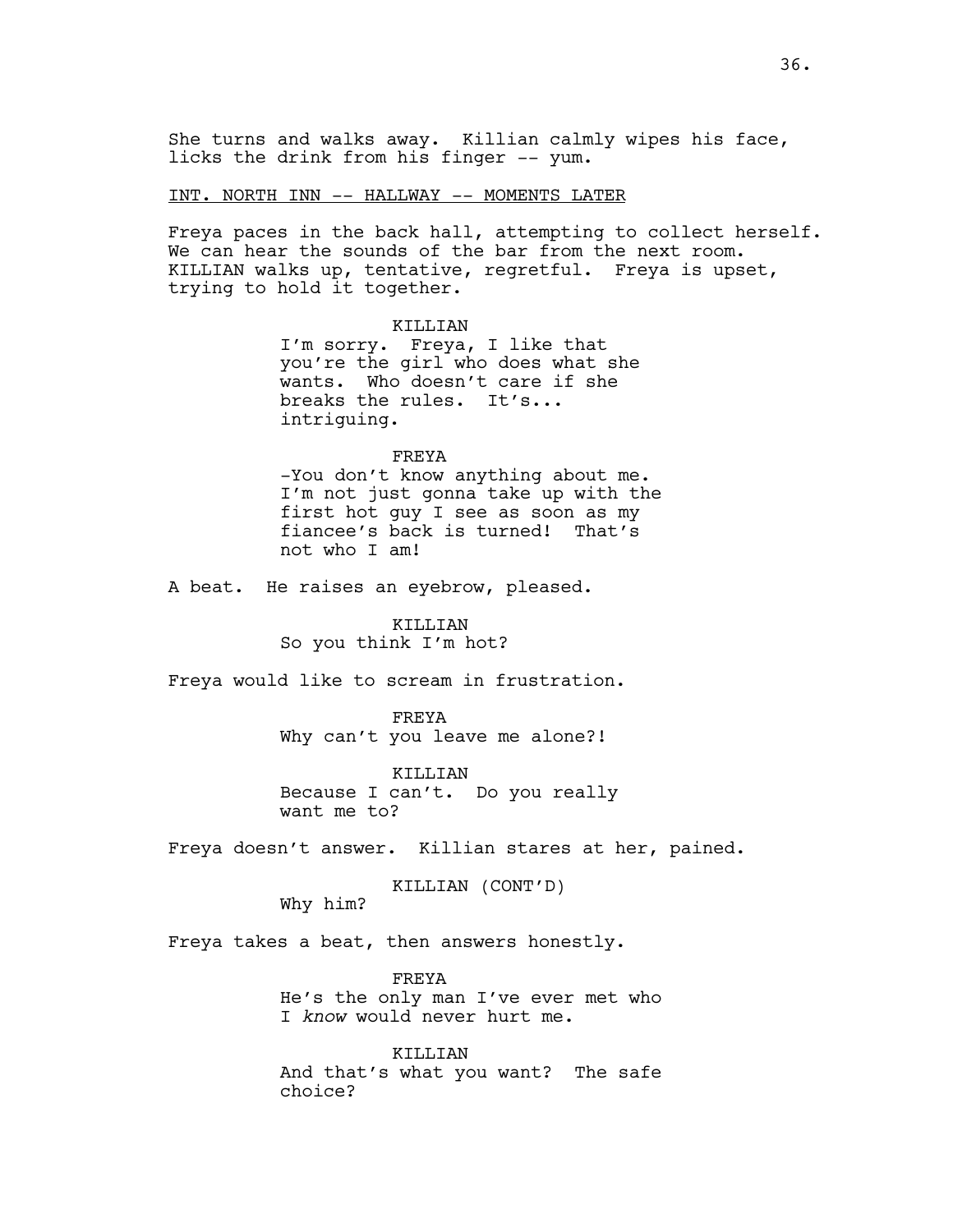She turns and walks away. Killian calmly wipes his face, licks the drink from his finger -- yum.

INT. NORTH INN -- HALLWAY -- MOMENTS LATER

Freya paces in the back hall, attempting to collect herself. We can hear the sounds of the bar from the next room. KILLIAN walks up, tentative, regretful. Freya is upset, trying to hold it together.

KILLIAN
I'm sorry. Freya, I like that you're the girl who does what she wants. Who doesn't care if she breaks the rules. It's... intriguing.

FREYA
-You don't know anything about me. I'm not just gonna take up with the first hot guy I see as soon as my fiancee's back is turned! That's not who I am!

A beat. He raises an eyebrow, pleased.

KILLIAN
So you think I'm hot?

Freya would like to scream in frustration.

FREYA
Why can't you leave me alone?!

KILLIAN
Because I can't. Do you really want me to?

Freya doesn't answer. Killian stares at her, pained.

KILLIAN (CONT'D)
Why him?

Freya takes a beat, then answers honestly.

FREYA
He's the only man I've ever met who I *know* would never hurt me.

KILLIAN
And that's what you want? The safe choice?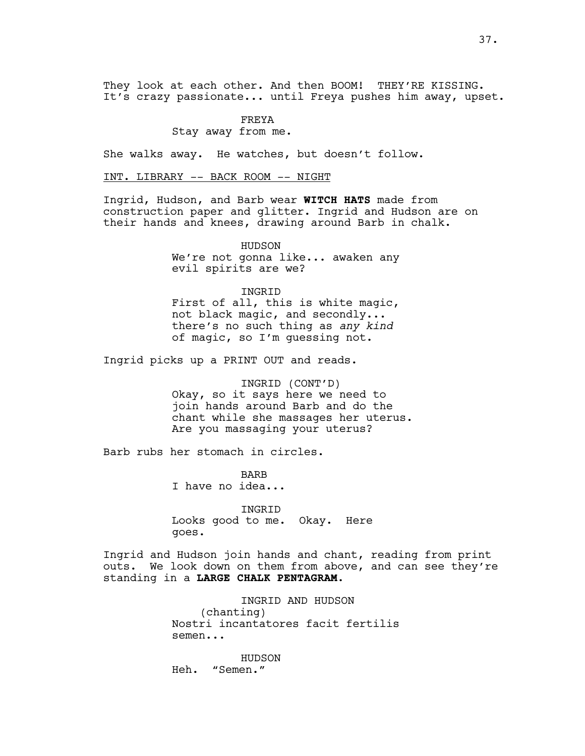They look at each other. And then BOOM! THEY'RE KISSING. It's crazy passionate... until Freya pushes him away, upset.

FREYA
Stay away from me.

She walks away. He watches, but doesn't follow.

INT. LIBRARY -- BACK ROOM -- NIGHT

Ingrid, Hudson, and Barb wear **WITCH HATS** made from construction paper and glitter. Ingrid and Hudson are on their hands and knees, drawing around Barb in chalk.

HUDSON
We're not gonna like... awaken any evil spirits are we?

INGRID
First of all, this is white magic, not black magic, and secondly... there's no such thing as *any kind* of magic, so I'm guessing not.

Ingrid picks up a PRINT OUT and reads.

INGRID (CONT'D)
Okay, so it says here we need to join hands around Barb and do the chant while she massages her uterus. Are you massaging your uterus?

Barb rubs her stomach in circles.

BARB
I have no idea...

INGRID
Looks good to me. Okay. Here goes.

Ingrid and Hudson join hands and chant, reading from print outs. We look down on them from above, and can see they're standing in a **LARGE CHALK PENTAGRAM.**

INGRID AND HUDSON
(chanting)
Nostri incantatores facit fertilis semen...

HUDSON
Heh. "Semen."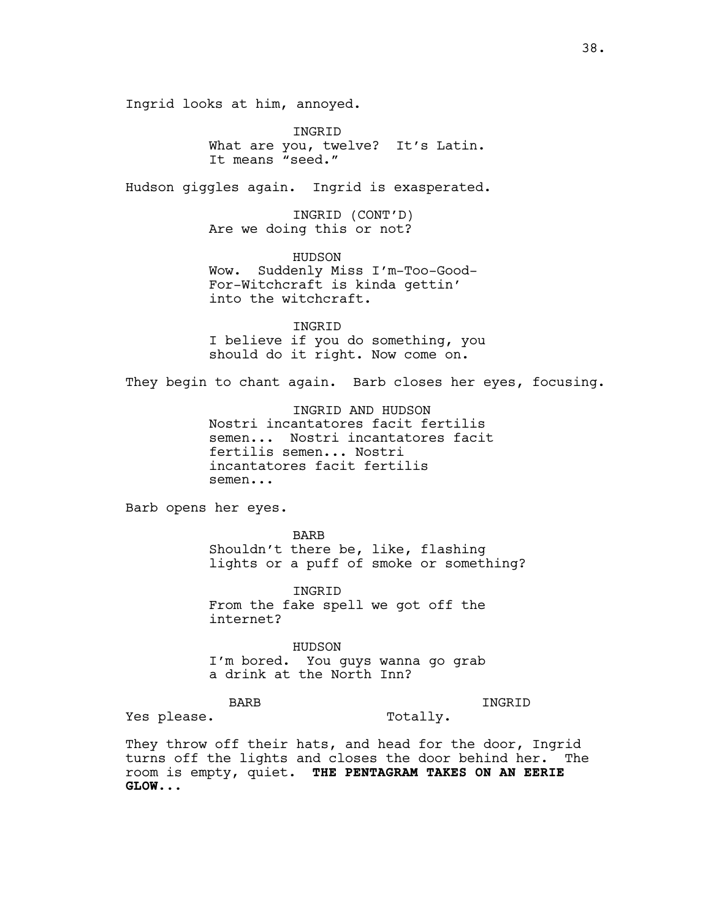Ingrid looks at him, annoyed.

INGRID
What are you, twelve? It's Latin.
It means "seed."

Hudson giggles again. Ingrid is exasperated.

INGRID (CONT'D)
Are we doing this or not?

HUDSON
Wow. Suddenly Miss I'm-Too-Good-
For-Witchcraft is kinda gettin'
into the witchcraft.

INGRID
I believe if you do something, you
should do it right. Now come on.

They begin to chant again. Barb closes her eyes, focusing.

INGRID AND HUDSON
Nostri incantatores facit fertilis
semen... Nostri incantatores facit
fertilis semen... Nostri
incantatores facit fertilis
semen...

Barb opens her eyes.

BARB
Shouldn't there be, like, flashing
lights or a puff of smoke or something?

INGRID
From the fake spell we got off the
internet?

HUDSON
I'm bored. You guys wanna go grab
a drink at the North Inn?

BARB
Yes please.

INGRID
Totally.

They throw off their hats, and head for the door, Ingrid turns off the lights and closes the door behind her. The room is empty, quiet. **THE PENTAGRAM TAKES ON AN EERIE GLOW...**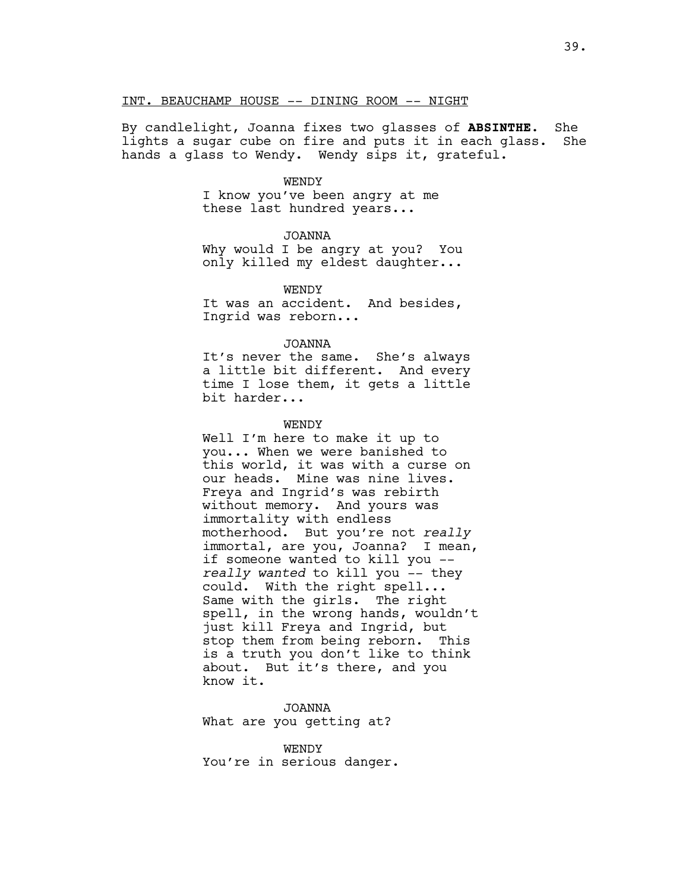INT. BEAUCHAMP HOUSE -- DINING ROOM -- NIGHT

By candlelight, Joanna fixes two glasses of **ABSINTHE.** She lights a sugar cube on fire and puts it in each glass. She hands a glass to Wendy. Wendy sips it, grateful.

WENDY
I know you've been angry at me these last hundred years...

JOANNA
Why would I be angry at you? You only killed my eldest daughter...

WENDY
It was an accident. And besides, Ingrid was reborn...

JOANNA
It's never the same. She's always a little bit different. And every time I lose them, it gets a little bit harder...

WENDY
Well I'm here to make it up to you... When we were banished to this world, it was with a curse on our heads. Mine was nine lives. Freya and Ingrid's was rebirth without memory. And yours was immortality with endless motherhood. But you're not *really* immortal, are you, Joanna? I mean, if someone wanted to kill you -- *really wanted* to kill you -- they could. With the right spell... Same with the girls. The right spell, in the wrong hands, wouldn't just kill Freya and Ingrid, but stop them from being reborn. This is a truth you don't like to think about. But it's there, and you know it.

JOANNA
What are you getting at?

WENDY
You're in serious danger.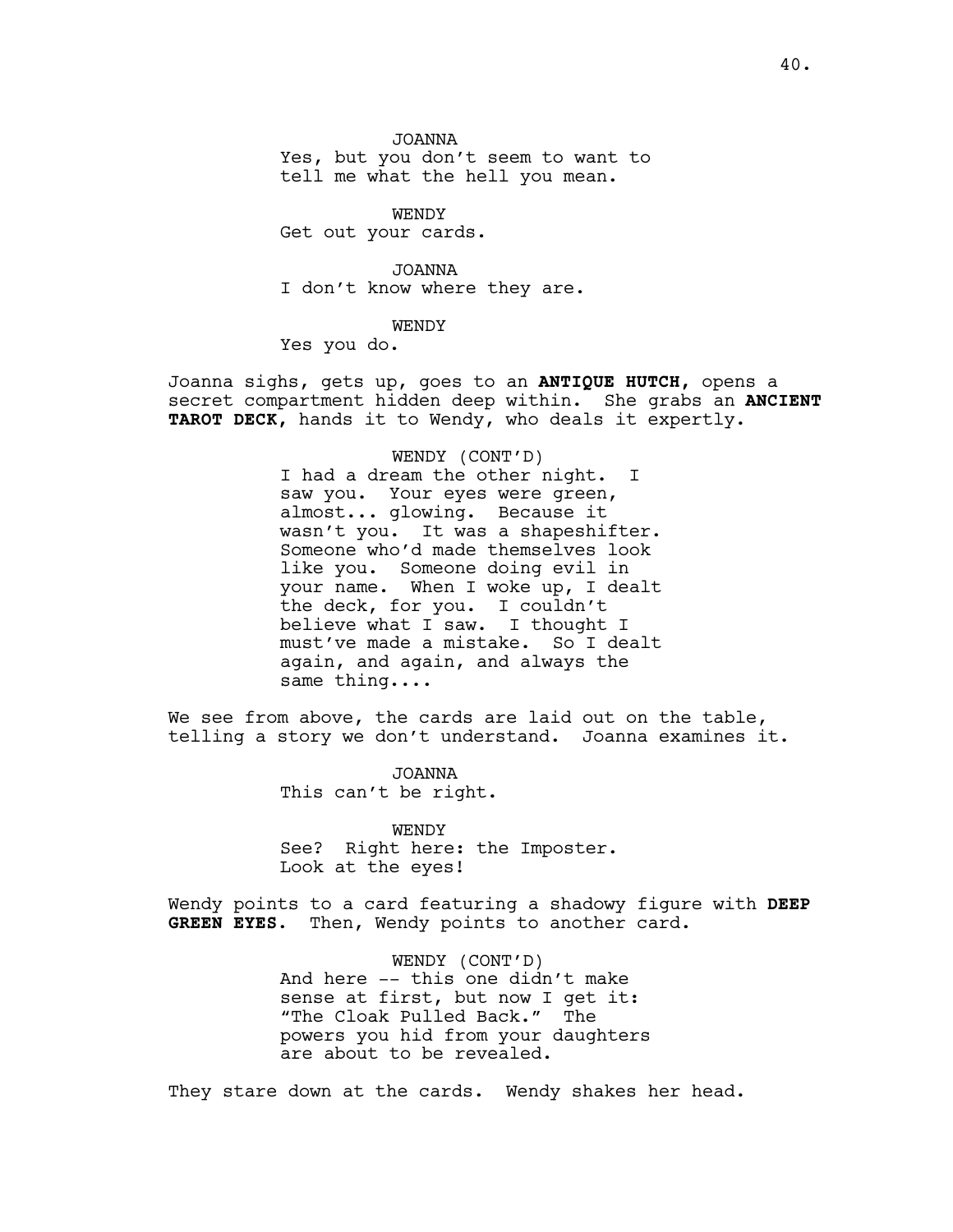JOANNA
Yes, but you don't seem to want to tell me what the hell you mean.

WENDY
Get out your cards.

JOANNA
I don't know where they are.

WENDY
Yes you do.

Joanna sighs, gets up, goes to an **ANTIQUE HUTCH,** opens a secret compartment hidden deep within. She grabs an **ANCIENT TAROT DECK,** hands it to Wendy, who deals it expertly.

WENDY (CONT'D)
I had a dream the other night. I saw you. Your eyes were green, almost... glowing. Because it wasn't you. It was a shapeshifter. Someone who'd made themselves look like you. Someone doing evil in your name. When I woke up, I dealt the deck, for you. I couldn't believe what I saw. I thought I must've made a mistake. So I dealt again, and again, and always the same thing....

We see from above, the cards are laid out on the table, telling a story we don't understand. Joanna examines it.

JOANNA
This can't be right.

WENDY
See? Right here: the Imposter. Look at the eyes!

Wendy points to a card featuring a shadowy figure with **DEEP GREEN EYES.** Then, Wendy points to another card.

WENDY (CONT'D)
And here -- this one didn't make sense at first, but now I get it: "The Cloak Pulled Back." The powers you hid from your daughters are about to be revealed.

They stare down at the cards. Wendy shakes her head.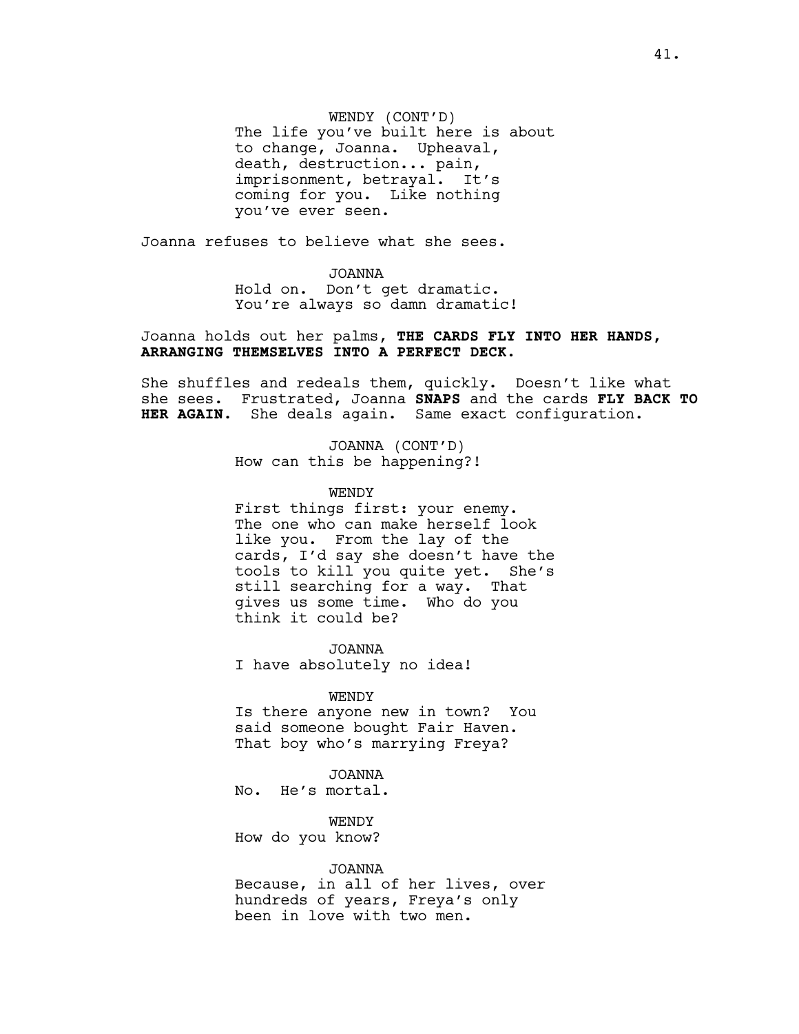WENDY (CONT'D)
The life you've built here is about to change, Joanna. Upheaval, death, destruction... pain, imprisonment, betrayal. It's coming for you. Like nothing you've ever seen.

Joanna refuses to believe what she sees.

JOANNA
Hold on. Don't get dramatic. You're always so damn dramatic!

Joanna holds out her palms, **THE CARDS FLY INTO HER HANDS, ARRANGING THEMSELVES INTO A PERFECT DECK.**

She shuffles and redeals them, quickly. Doesn't like what she sees. Frustrated, Joanna **SNAPS** and the cards **FLY BACK TO HER AGAIN**. She deals again. Same exact configuration.

JOANNA (CONT'D)
How can this be happening?!

WENDY
First things first: your enemy. The one who can make herself look like you. From the lay of the cards, I'd say she doesn't have the tools to kill you quite yet. She's still searching for a way. That gives us some time. Who do you think it could be?

JOANNA
I have absolutely no idea!

WENDY
Is there anyone new in town? You said someone bought Fair Haven. That boy who's marrying Freya?

JOANNA
No. He's mortal.

WENDY
How do you know?

JOANNA
Because, in all of her lives, over hundreds of years, Freya's only been in love with two men.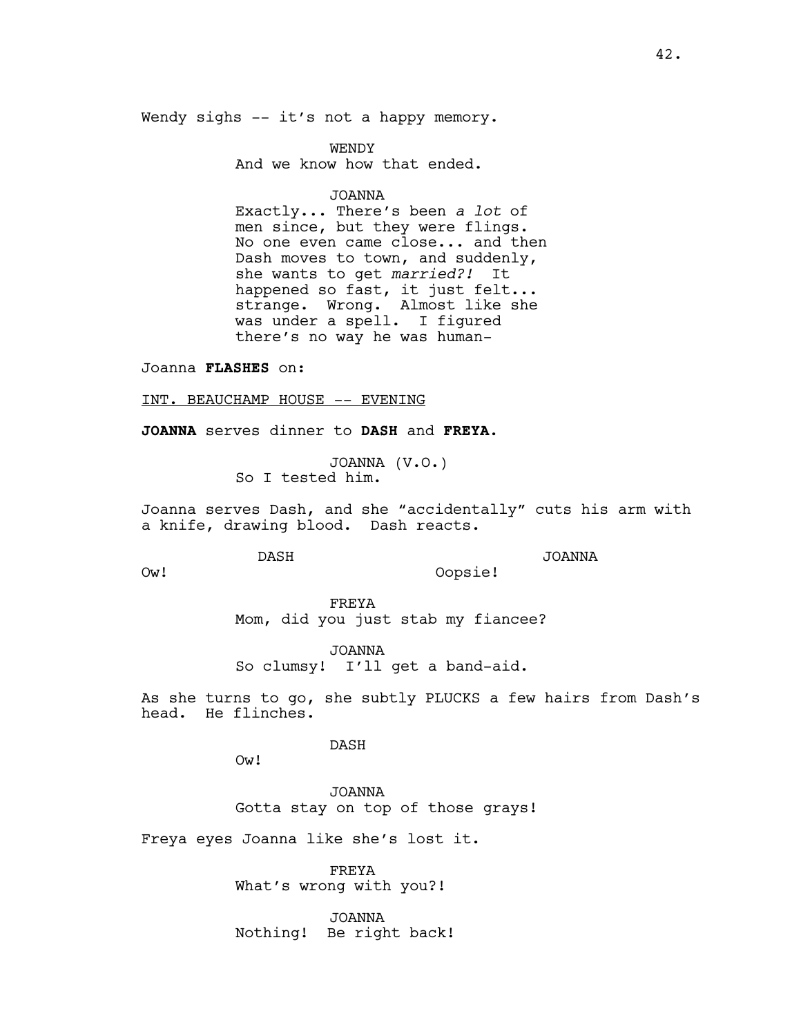Wendy sighs -- it's not a happy memory.

WENDY
And we know how that ended.

JOANNA
Exactly... There's been *a lot* of men since, but they were flings. No one even came close... and then Dash moves to town, and suddenly, she wants to get *married?!* It happened so fast, it just felt... strange. Wrong. Almost like she was under a spell. I figured there's no way he was human-

Joanna **FLASHES** on:

INT. BEAUCHAMP HOUSE -- EVENING

**JOANNA** serves dinner to **DASH** and **FREYA**.

JOANNA (V.O.)
So I tested him.

Joanna serves Dash, and she "accidentally" cuts his arm with a knife, drawing blood. Dash reacts.

DASH
Ow!

JOANNA
Oopsie!

FREYA
Mom, did you just stab my fiancee?

JOANNA
So clumsy! I'll get a band-aid.

As she turns to go, she subtly PLUCKS a few hairs from Dash's head. He flinches.

DASH
Ow!

JOANNA
Gotta stay on top of those grays!

Freya eyes Joanna like she's lost it.

FREYA
What's wrong with you?!

JOANNA
Nothing! Be right back!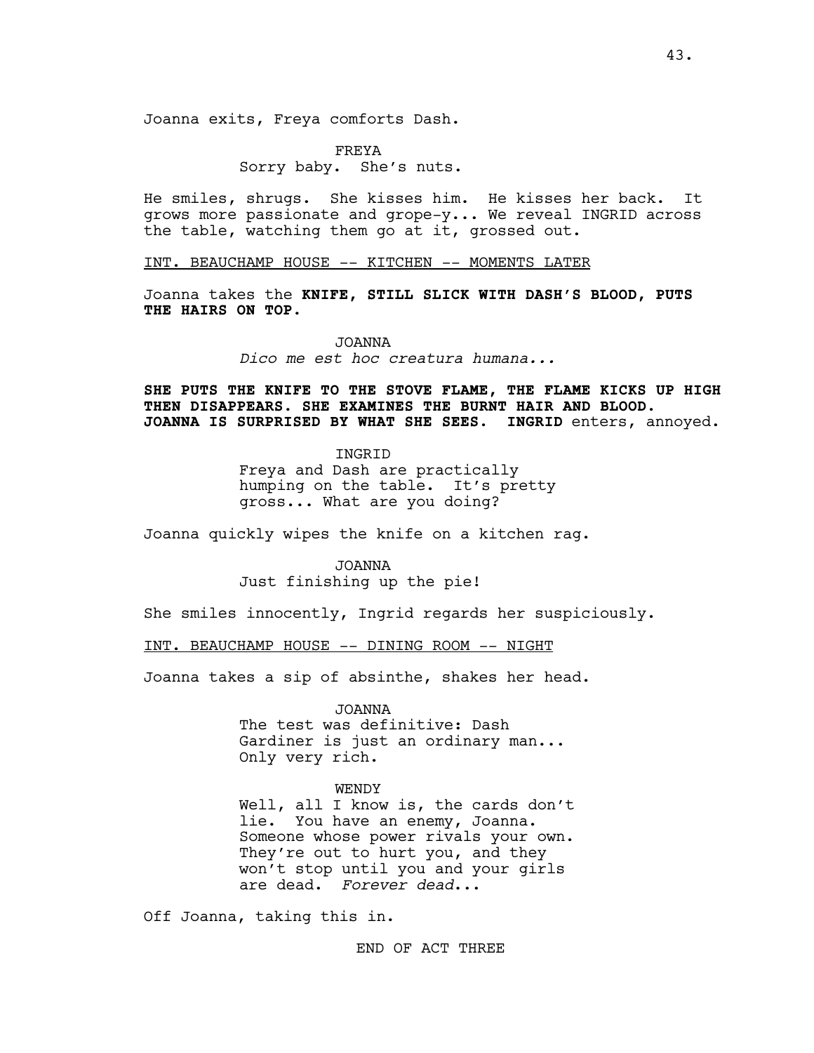Joanna exits, Freya comforts Dash.

FREYA
Sorry baby. She's nuts.

He smiles, shrugs. She kisses him. He kisses her back. It grows more passionate and grope-y... We reveal INGRID across the table, watching them go at it, grossed out.

INT. BEAUCHAMP HOUSE -- KITCHEN -- MOMENTS LATER

Joanna takes the **KNIFE, STILL SLICK WITH DASH'S BLOOD, PUTS THE HAIRS ON TOP.**

JOANNA
*Dico me est hoc creatura humana...*

**SHE PUTS THE KNIFE TO THE STOVE FLAME, THE FLAME KICKS UP HIGH THEN DISAPPEARS. SHE EXAMINES THE BURNT HAIR AND BLOOD. JOANNA IS SURPRISED BY WHAT SHE SEES. INGRID** enters, annoyed.

INGRID
Freya and Dash are practically humping on the table. It's pretty gross... What are you doing?

Joanna quickly wipes the knife on a kitchen rag.

JOANNA
Just finishing up the pie!

She smiles innocently, Ingrid regards her suspiciously.

INT. BEAUCHAMP HOUSE -- DINING ROOM -- NIGHT

Joanna takes a sip of absinthe, shakes her head.

JOANNA
The test was definitive: Dash Gardiner is just an ordinary man... Only very rich.

WENDY
Well, all I know is, the cards don't lie. You have an enemy, Joanna. Someone whose power rivals your own. They're out to hurt you, and they won't stop until you and your girls are dead. *Forever dead*...

Off Joanna, taking this in.

END OF ACT THREE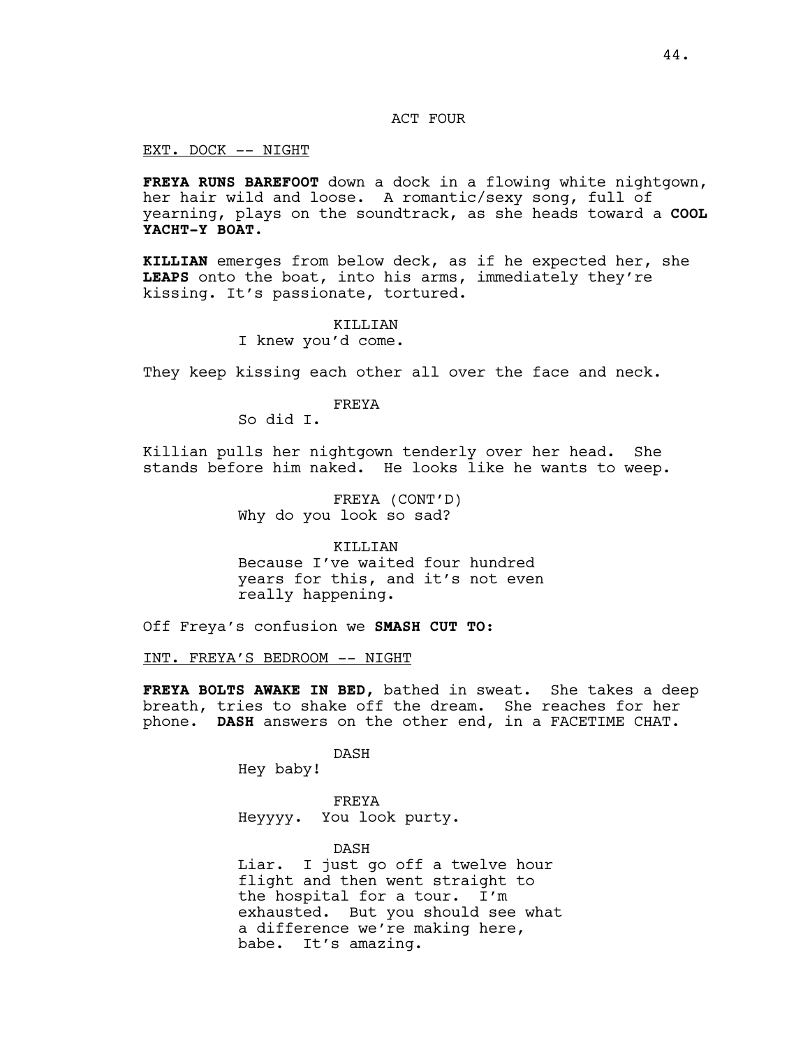ACT FOUR

EXT. DOCK -- NIGHT

**FREYA RUNS BAREFOOT** down a dock in a flowing white nightgown, her hair wild and loose. A romantic/sexy song, full of yearning, plays on the soundtrack, as she heads toward a **COOL YACHT-Y BOAT.**

**KILLIAN** emerges from below deck, as if he expected her, she **LEAPS** onto the boat, into his arms, immediately they're kissing. It's passionate, tortured.

KILLIAN
I knew you'd come.

They keep kissing each other all over the face and neck.

FREYA
So did I.

Killian pulls her nightgown tenderly over her head. She stands before him naked. He looks like he wants to weep.

FREYA (CONT'D)
Why do you look so sad?

KILLIAN
Because I've waited four hundred years for this, and it's not even really happening.

Off Freya's confusion we **SMASH CUT TO:**

INT. FREYA'S BEDROOM -- NIGHT

**FREYA BOLTS AWAKE IN BED,** bathed in sweat. She takes a deep breath, tries to shake off the dream. She reaches for her phone. **DASH** answers on the other end, in a FACETIME CHAT.

DASH
Hey baby!

FREYA
Heyyyy. You look purty.

DASH
Liar. I just go off a twelve hour flight and then went straight to the hospital for a tour. I'm exhausted. But you should see what a difference we're making here, babe. It's amazing.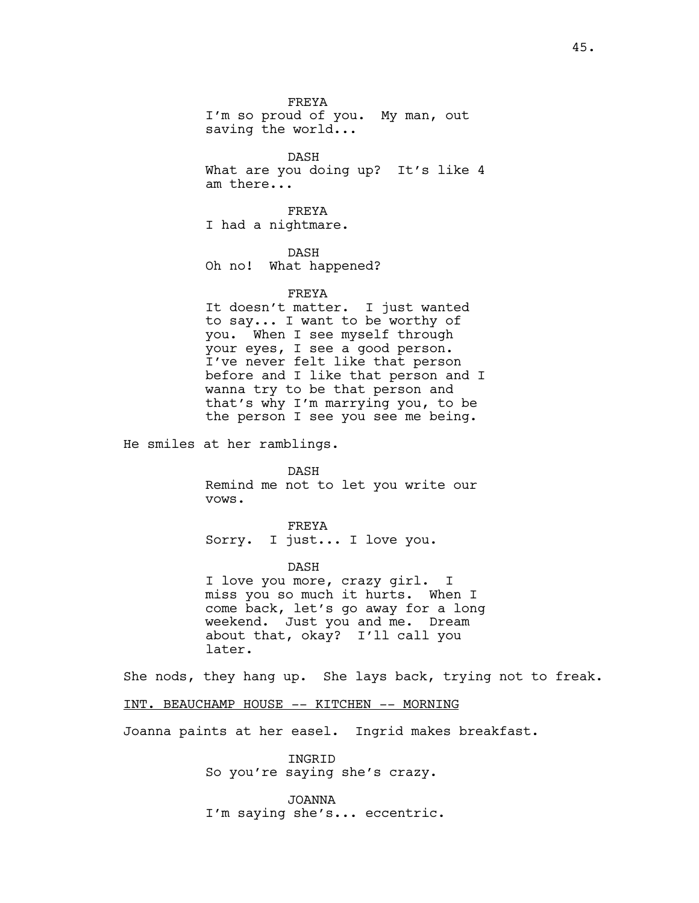FREYA
I'm so proud of you. My man, out saving the world...

DASH
What are you doing up? It's like 4 am there...

FREYA
I had a nightmare.

DASH
Oh no! What happened?

FREYA
It doesn't matter. I just wanted to say... I want to be worthy of you. When I see myself through your eyes, I see a good person. I've never felt like that person before and I like that person and I wanna try to be that person and that's why I'm marrying you, to be the person I see you see me being.

He smiles at her ramblings.

DASH
Remind me not to let you write our vows.

FREYA
Sorry. I just... I love you.

DASH
I love you more, crazy girl. I miss you so much it hurts. When I come back, let's go away for a long weekend. Just you and me. Dream about that, okay? I'll call you later.

She nods, they hang up. She lays back, trying not to freak.

INT. BEAUCHAMP HOUSE -- KITCHEN -- MORNING

Joanna paints at her easel. Ingrid makes breakfast.

INGRID
So you're saying she's crazy.

JOANNA
I'm saying she's... eccentric.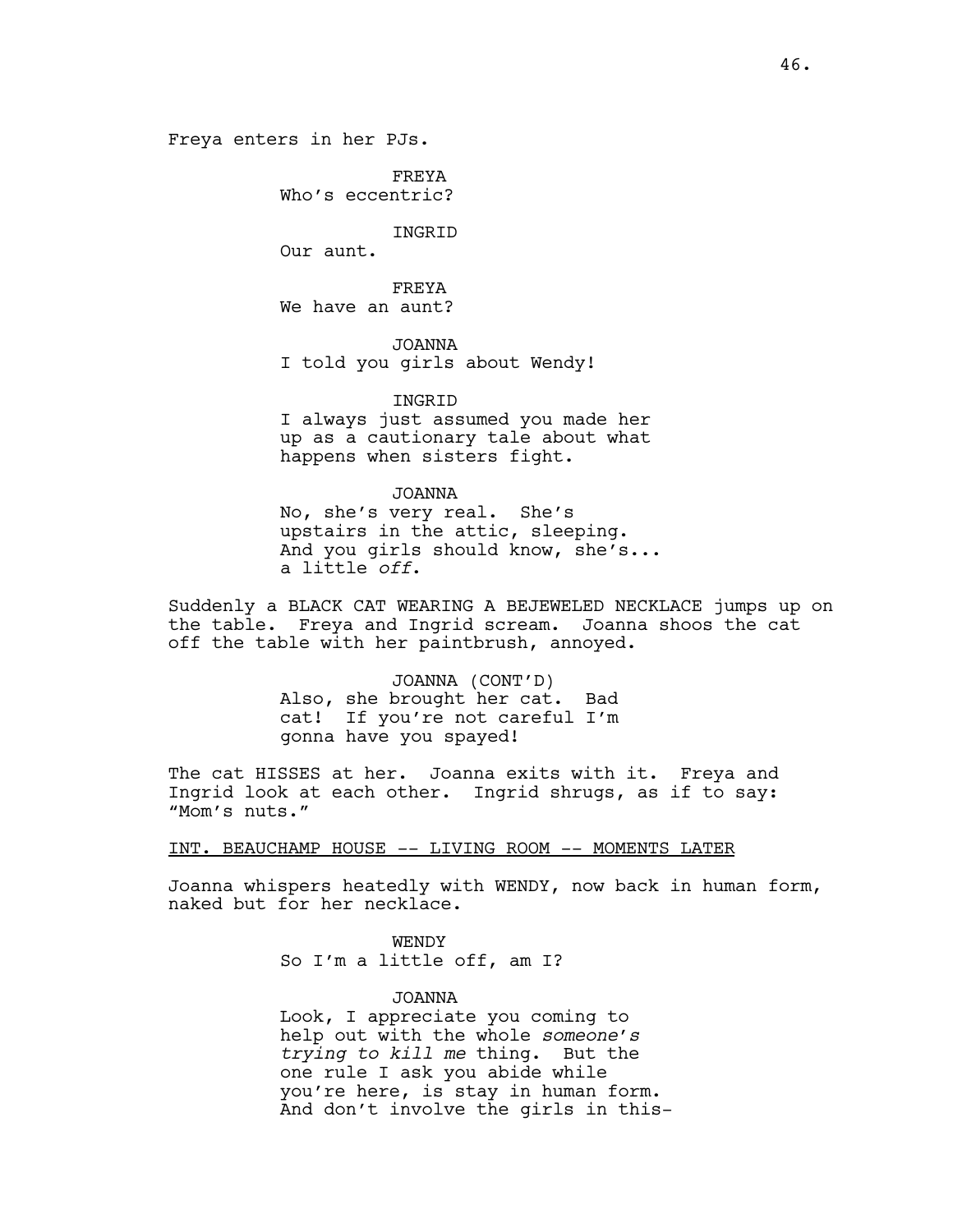Freya enters in her PJs.

FREYA
Who's eccentric?

INGRID
Our aunt.

FREYA
We have an aunt?

JOANNA
I told you girls about Wendy!

INGRID
I always just assumed you made her up as a cautionary tale about what happens when sisters fight.

JOANNA
No, she's very real. She's upstairs in the attic, sleeping. And you girls should know, she's... a little *off*.

Suddenly a BLACK CAT WEARING A BEJEWELED NECKLACE jumps up on the table. Freya and Ingrid scream. Joanna shoos the cat off the table with her paintbrush, annoyed.

JOANNA (CONT'D)
Also, she brought her cat. Bad cat! If you're not careful I'm gonna have you spayed!

The cat HISSES at her. Joanna exits with it. Freya and Ingrid look at each other. Ingrid shrugs, as if to say: "Mom's nuts."

INT. BEAUCHAMP HOUSE -- LIVING ROOM -- MOMENTS LATER

Joanna whispers heatedly with WENDY, now back in human form, naked but for her necklace.

WENDY
So I'm a little off, am I?

JOANNA
Look, I appreciate you coming to help out with the whole *someone's trying to kill me* thing. But the one rule I ask you abide while you're here, is stay in human form. And don't involve the girls in this-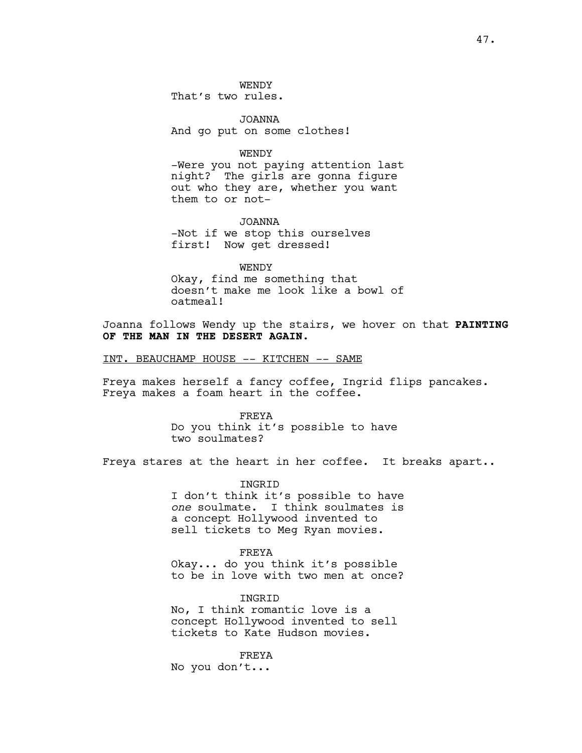WENDY
That's two rules.

JOANNA
And go put on some clothes!

WENDY
-Were you not paying attention last night? The girls are gonna figure out who they are, whether you want them to or not-

JOANNA
-Not if we stop this ourselves first! Now get dressed!

WENDY
Okay, find me something that doesn't make me look like a bowl of oatmeal!

Joanna follows Wendy up the stairs, we hover on that **PAINTING OF THE MAN IN THE DESERT AGAIN.**

<u>INT. BEAUCHAMP HOUSE -- KITCHEN -- SAME</u>

Freya makes herself a fancy coffee, Ingrid flips pancakes. Freya makes a foam heart in the coffee.

FREYA
Do you think it's possible to have two soulmates?

Freya stares at the heart in her coffee. It breaks apart..

INGRID
I don't think it's possible to have *one* soulmate. I think soulmates is a concept Hollywood invented to sell tickets to Meg Ryan movies.

FREYA
Okay... do you think it's possible to be in love with two men at once?

INGRID
No, I think romantic love is a concept Hollywood invented to sell tickets to Kate Hudson movies.

FREYA
No you don't...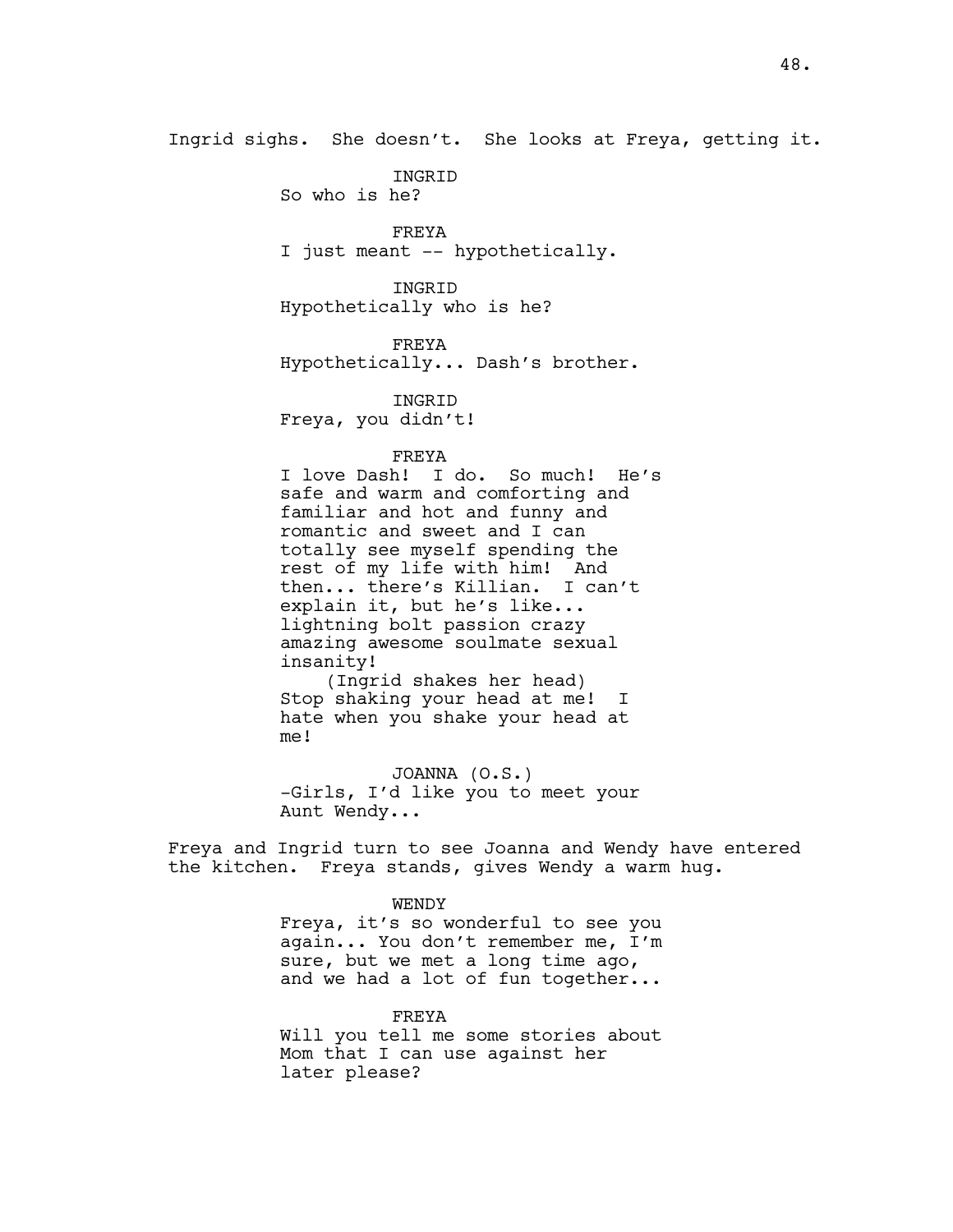Ingrid sighs. She doesn't. She looks at Freya, getting it.

INGRID
So who is he?

FREYA
I just meant -- hypothetically.

INGRID
Hypothetically who is he?

FREYA
Hypothetically... Dash's brother.

INGRID
Freya, you didn't!

FREYA
I love Dash! I do. So much! He's safe and warm and comforting and familiar and hot and funny and romantic and sweet and I can totally see myself spending the rest of my life with him! And then... there's Killian. I can't explain it, but he's like... lightning bolt passion crazy amazing awesome soulmate sexual insanity!
(Ingrid shakes her head)
Stop shaking your head at me! I hate when you shake your head at me!

JOANNA (O.S.)
-Girls, I'd like you to meet your Aunt Wendy...

Freya and Ingrid turn to see Joanna and Wendy have entered the kitchen. Freya stands, gives Wendy a warm hug.

WENDY
Freya, it's so wonderful to see you again... You don't remember me, I'm sure, but we met a long time ago, and we had a lot of fun together...

FREYA
Will you tell me some stories about Mom that I can use against her later please?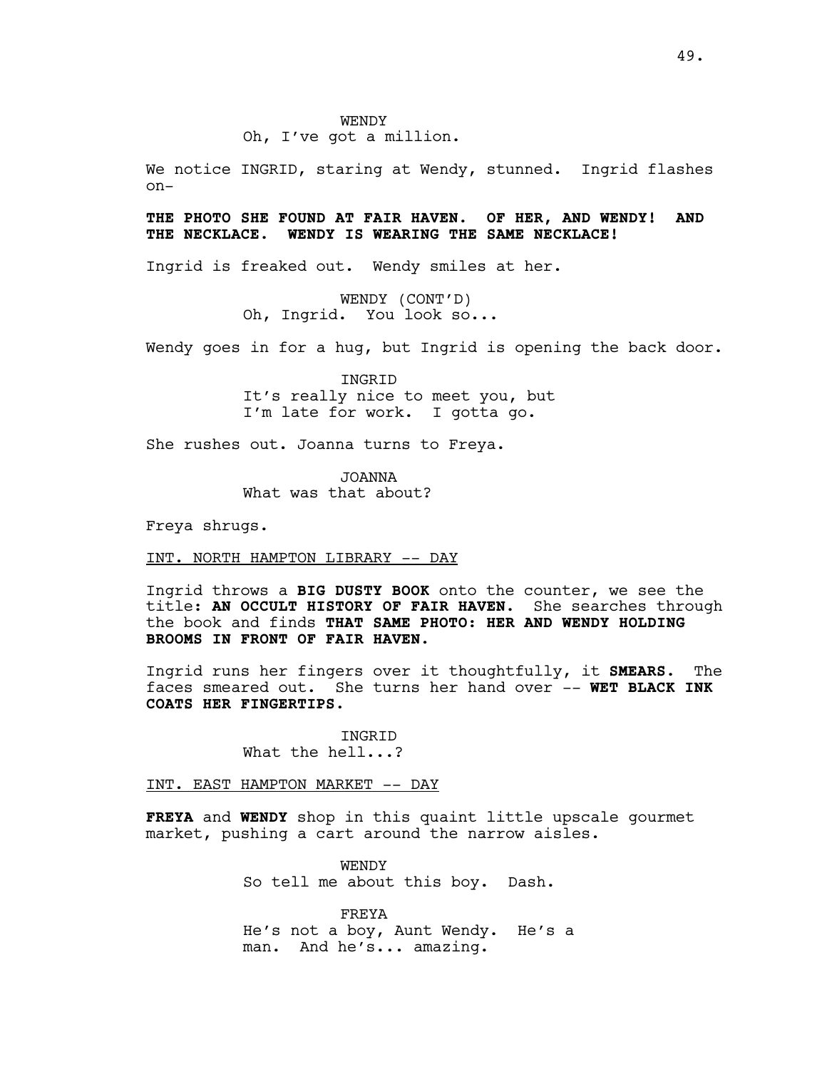WENDY
Oh, I've got a million.

We notice INGRID, staring at Wendy, stunned. Ingrid flashes on-

**THE PHOTO SHE FOUND AT FAIR HAVEN. OF HER, AND WENDY! AND THE NECKLACE. WENDY IS WEARING THE SAME NECKLACE!**

Ingrid is freaked out. Wendy smiles at her.

WENDY (CONT'D)
Oh, Ingrid. You look so...

Wendy goes in for a hug, but Ingrid is opening the back door.

INGRID
It's really nice to meet you, but I'm late for work. I gotta go.

She rushes out. Joanna turns to Freya.

JOANNA
What was that about?

Freya shrugs.

INT. NORTH HAMPTON LIBRARY -- DAY

Ingrid throws a **BIG DUSTY BOOK** onto the counter, we see the title**: AN OCCULT HISTORY OF FAIR HAVEN.** She searches through the book and finds **THAT SAME PHOTO: HER AND WENDY HOLDING BROOMS IN FRONT OF FAIR HAVEN.**

Ingrid runs her fingers over it thoughtfully, it **SMEARS.** The faces smeared out. She turns her hand over -- **WET BLACK INK COATS HER FINGERTIPS.**

INGRID
What the hell...?

INT. EAST HAMPTON MARKET -- DAY

**FREYA** and **WENDY** shop in this quaint little upscale gourmet market, pushing a cart around the narrow aisles.

WENDY
So tell me about this boy. Dash.

FREYA
He's not a boy, Aunt Wendy. He's a man. And he's... amazing.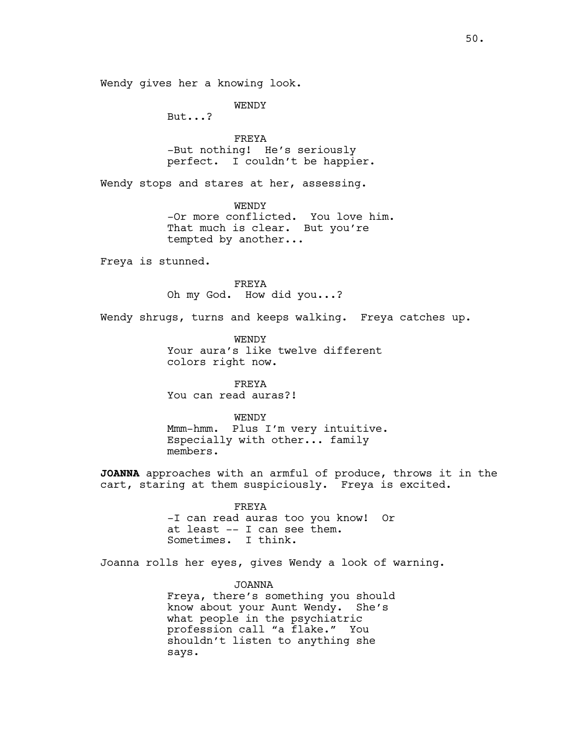Wendy gives her a knowing look.

WENDY
But...?

FREYA
-But nothing! He's seriously perfect. I couldn't be happier.

Wendy stops and stares at her, assessing.

WENDY
-Or more conflicted. You love him. That much is clear. But you're tempted by another...

Freya is stunned.

FREYA
Oh my God. How did you...?

Wendy shrugs, turns and keeps walking. Freya catches up.

WENDY
Your aura's like twelve different colors right now.

FREYA
You can read auras?!

WENDY
Mmm-hmm. Plus I'm very intuitive. Especially with other... family members.

**JOANNA** approaches with an armful of produce, throws it in the cart, staring at them suspiciously. Freya is excited.

FREYA
-I can read auras too you know! Or at least -- I can see them. Sometimes. I think.

Joanna rolls her eyes, gives Wendy a look of warning.

JOANNA
Freya, there's something you should know about your Aunt Wendy. She's what people in the psychiatric profession call "a flake." You shouldn't listen to anything she says.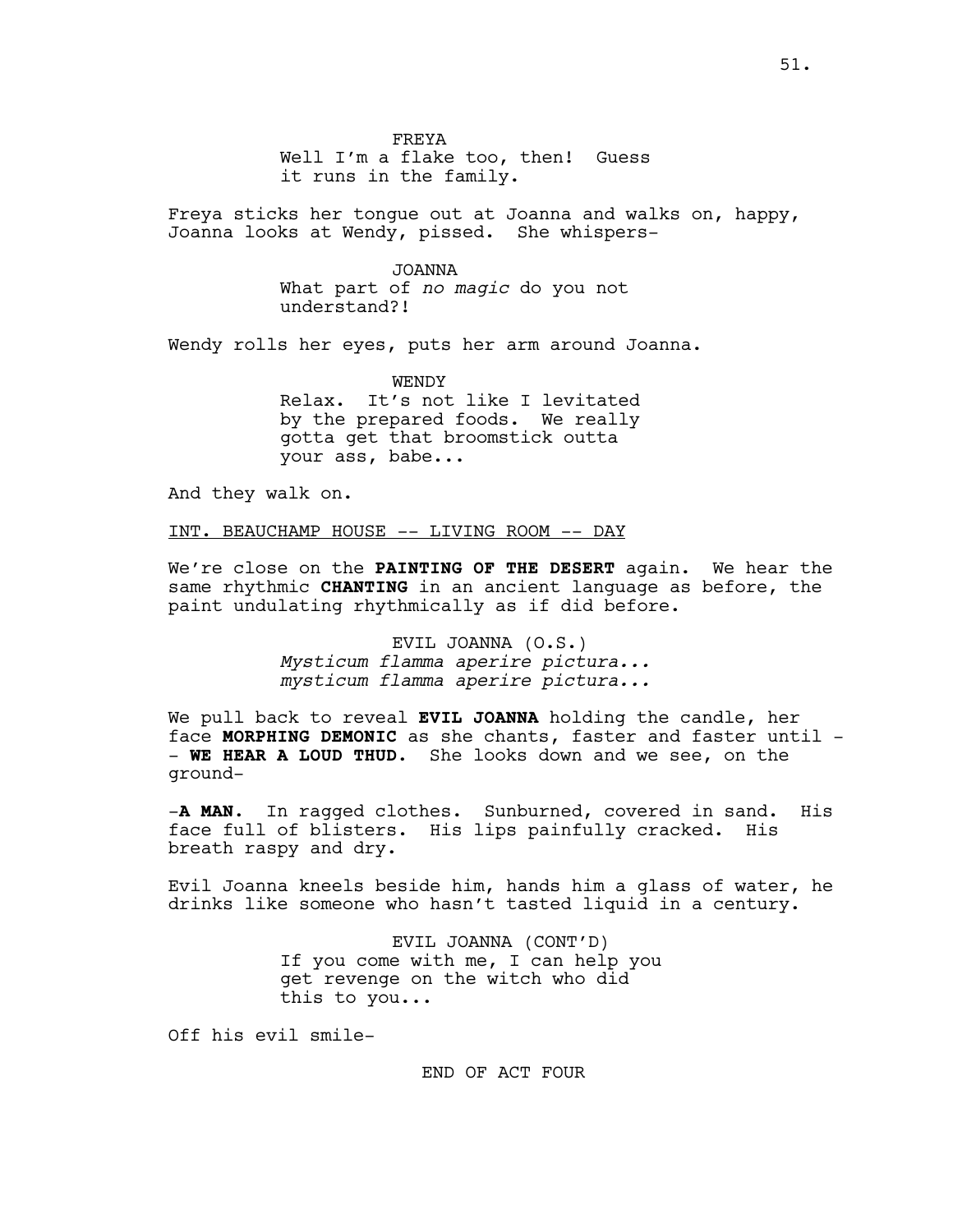FREYA

Well I'm a flake too, then! Guess it runs in the family.

Freya sticks her tongue out at Joanna and walks on, happy, Joanna looks at Wendy, pissed. She whispers-

JOANNA

What part of *no magic* do you not understand?!

Wendy rolls her eyes, puts her arm around Joanna.

WENDY

Relax. It's not like I levitated by the prepared foods. We really gotta get that broomstick outta your ass, babe...

And they walk on.

INT. BEAUCHAMP HOUSE -- LIVING ROOM -- DAY

We're close on the **PAINTING OF THE DESERT** again. We hear the same rhythmic **CHANTING** in an ancient language as before, the paint undulating rhythmically as if did before.

EVIL JOANNA (O.S.)

*Mysticum flamma aperire pictura... mysticum flamma aperire pictura...*

We pull back to reveal **EVIL JOANNA** holding the candle, her face **MORPHING DEMONIC** as she chants, faster and faster until -- **WE HEAR A LOUD THUD.** She looks down and we see, on the ground-

-**A MAN.** In ragged clothes. Sunburned, covered in sand. His face full of blisters. His lips painfully cracked. His breath raspy and dry.

Evil Joanna kneels beside him, hands him a glass of water, he drinks like someone who hasn't tasted liquid in a century.

EVIL JOANNA (CONT'D)

If you come with me, I can help you get revenge on the witch who did this to you...

Off his evil smile-

END OF ACT FOUR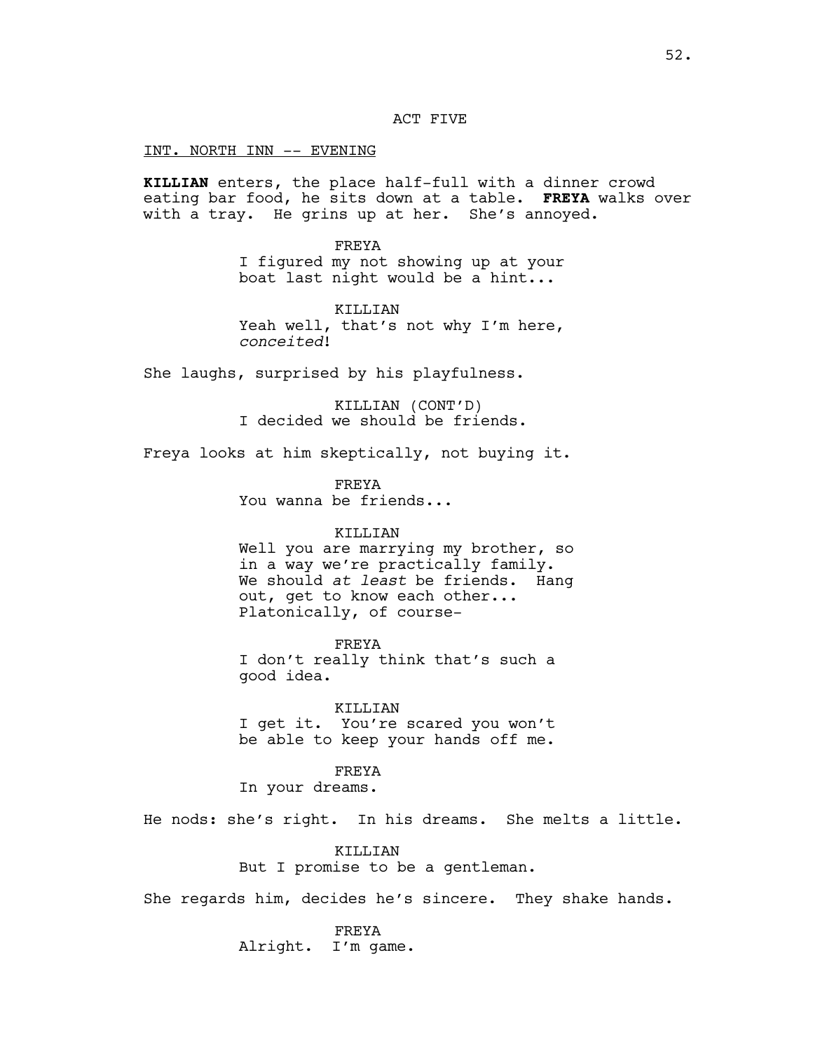ACT FIVE

INT. NORTH INN -- EVENING

**KILLIAN** enters, the place half-full with a dinner crowd eating bar food, he sits down at a table. **FREYA** walks over with a tray. He grins up at her. She's annoyed.

FREYA
I figured my not showing up at your boat last night would be a hint...

KILLIAN
Yeah well, that's not why I'm here, *conceited*!

She laughs, surprised by his playfulness.

KILLIAN (CONT'D)
I decided we should be friends.

Freya looks at him skeptically, not buying it.

FREYA
You wanna be friends...

KILLIAN
Well you are marrying my brother, so in a way we're practically family. We should *at least* be friends. Hang out, get to know each other... Platonically, of course-

FREYA
I don't really think that's such a good idea.

KILLIAN
I get it. You're scared you won't be able to keep your hands off me.

FREYA
In your dreams.

He nods: she's right. In his dreams. She melts a little.

KILLIAN
But I promise to be a gentleman.

She regards him, decides he's sincere. They shake hands.

FREYA
Alright. I'm game.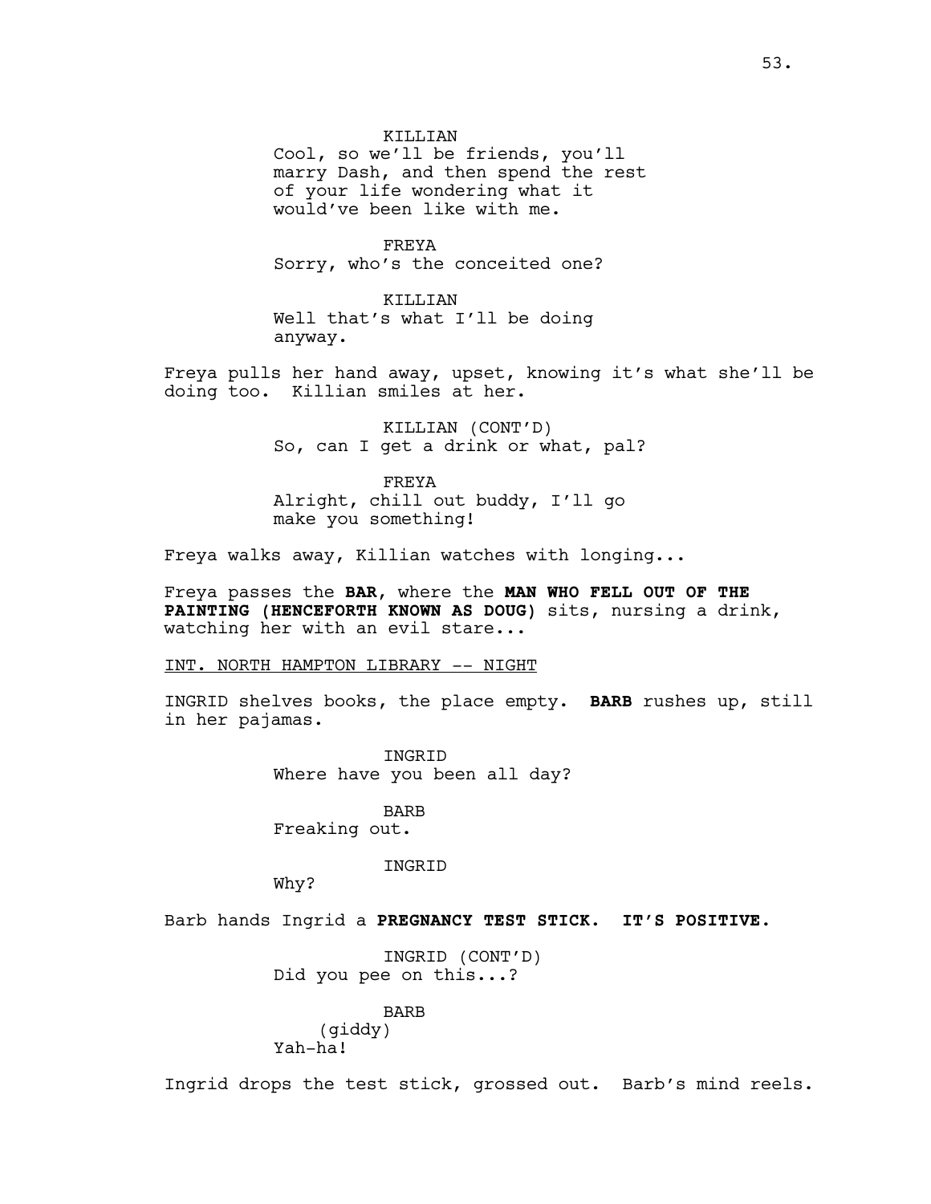KILLIAN
Cool, so we'll be friends, you'll marry Dash, and then spend the rest of your life wondering what it would've been like with me.

FREYA
Sorry, who's the conceited one?

KILLIAN
Well that's what I'll be doing anyway.

Freya pulls her hand away, upset, knowing it's what she'll be doing too. Killian smiles at her.

KILLIAN (CONT'D)
So, can I get a drink or what, pal?

FREYA
Alright, chill out buddy, I'll go make you something!

Freya walks away, Killian watches with longing...

Freya passes the **BAR**, where the **MAN WHO FELL OUT OF THE PAINTING (HENCEFORTH KNOWN AS DOUG)** sits, nursing a drink, watching her with an evil stare...

INT. NORTH HAMPTON LIBRARY -- NIGHT

INGRID shelves books, the place empty. **BARB** rushes up, still in her pajamas.

INGRID
Where have you been all day?

BARB
Freaking out.

INGRID
Why?

Barb hands Ingrid a **PREGNANCY TEST STICK. IT'S POSITIVE.**

INGRID (CONT'D)
Did you pee on this...?

BARB
(giddy)
Yah-ha!

Ingrid drops the test stick, grossed out. Barb's mind reels.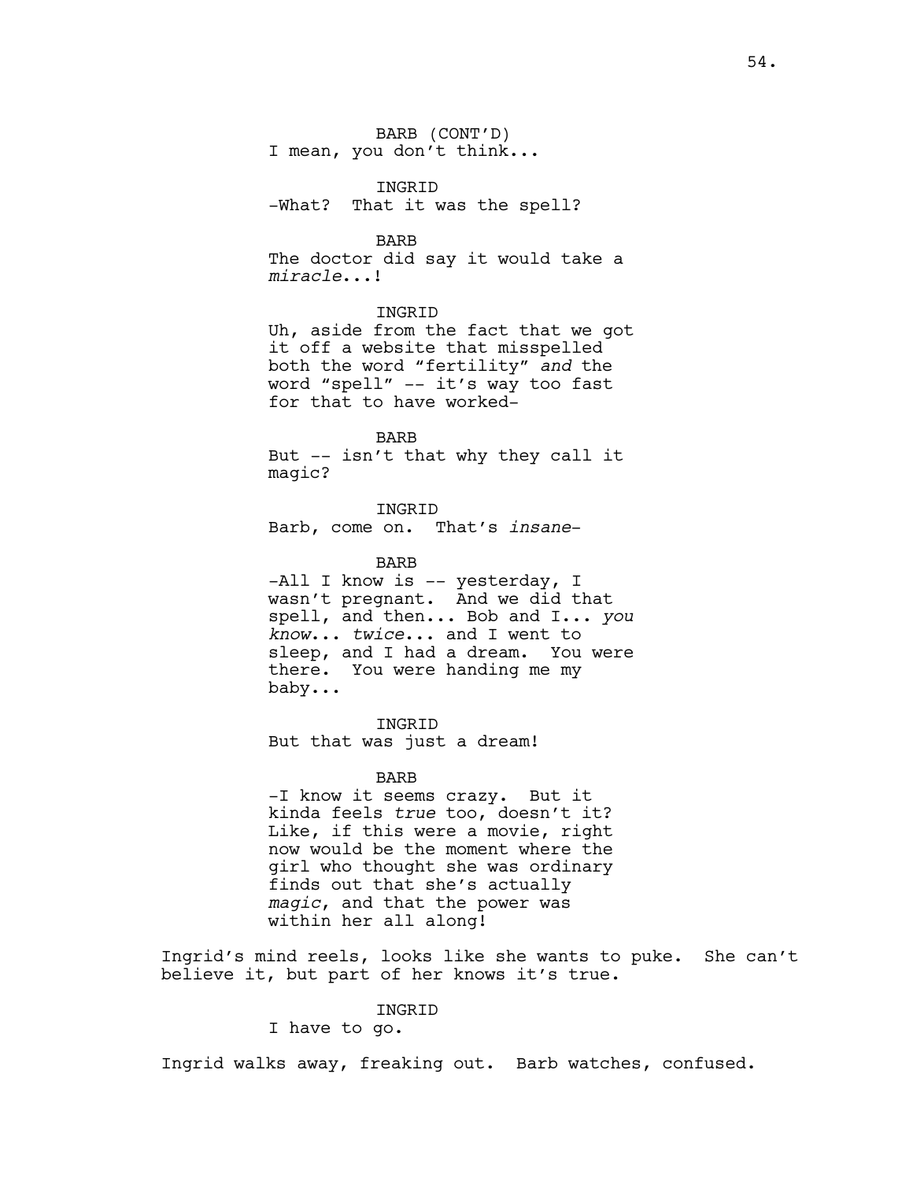BARB (CONT'D)
I mean, you don't think...

INGRID
-What? That it was the spell?

BARB
The doctor did say it would take a *miracle*...!

INGRID
Uh, aside from the fact that we got it off a website that misspelled both the word "fertility" *and* the word "spell" -- it's way too fast for that to have worked-

BARB
But -- isn't that why they call it magic?

INGRID
Barb, come on. That's *insane*-

BARB
-All I know is -- yesterday, I wasn't pregnant. And we did that spell, and then... Bob and I... *you know*... *twice*... and I went to sleep, and I had a dream. You were there. You were handing me my baby...

INGRID
But that was just a dream!

BARB
-I know it seems crazy. But it kinda feels *true* too, doesn't it? Like, if this were a movie, right now would be the moment where the girl who thought she was ordinary finds out that she's actually *magic*, and that the power was within her all along!

Ingrid's mind reels, looks like she wants to puke. She can't believe it, but part of her knows it's true.

INGRID
I have to go.

Ingrid walks away, freaking out. Barb watches, confused.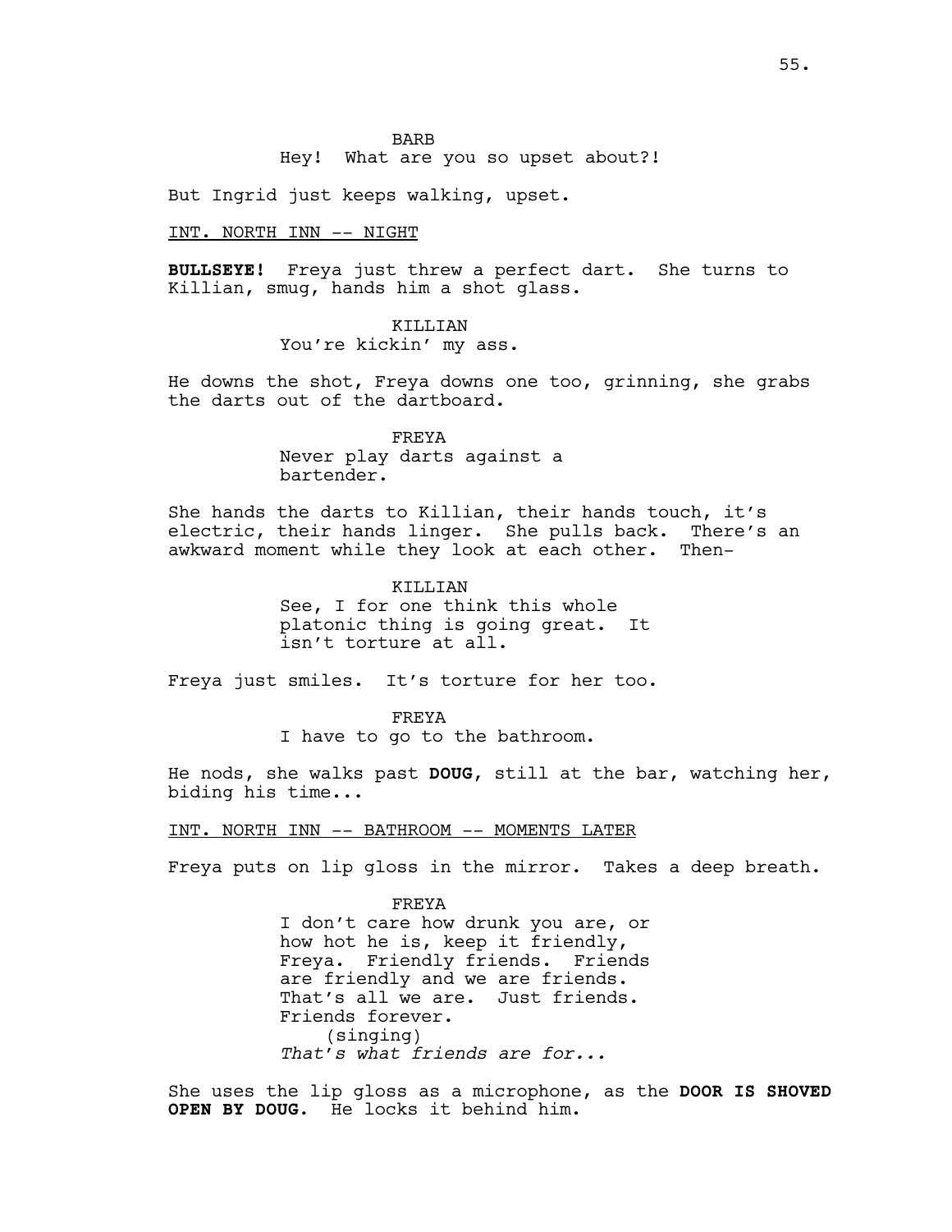BARB

Hey! What are you so upset about?!

But Ingrid just keeps walking, upset.

INT. NORTH INN -- NIGHT

**BULLSEYE!** Freya just threw a perfect dart. She turns to Killian, smug, hands him a shot glass.

KILLIAN

You're kickin' my ass.

He downs the shot, Freya downs one too, grinning, she grabs the darts out of the dartboard.

FREYA

Never play darts against a bartender.

She hands the darts to Killian, their hands touch, it's electric, their hands linger. She pulls back. There's an awkward moment while they look at each other. Then-

KILLIAN

See, I for one think this whole platonic thing is going great. It isn't torture at all.

Freya just smiles. It's torture for her too.

FREYA

I have to go to the bathroom.

He nods, she walks past **DOUG**, still at the bar, watching her, biding his time...

INT. NORTH INN -- BATHROOM -- MOMENTS LATER

Freya puts on lip gloss in the mirror. Takes a deep breath.

FREYA

I don't care how drunk you are, or how hot he is, keep it friendly, Freya. Friendly friends. Friends are friendly and we are friends. That's all we are. Just friends. Friends forever.

(singing)

*That's what friends are for...*

She uses the lip gloss as a microphone, as the **DOOR IS SHOVED OPEN BY DOUG**. He locks it behind him.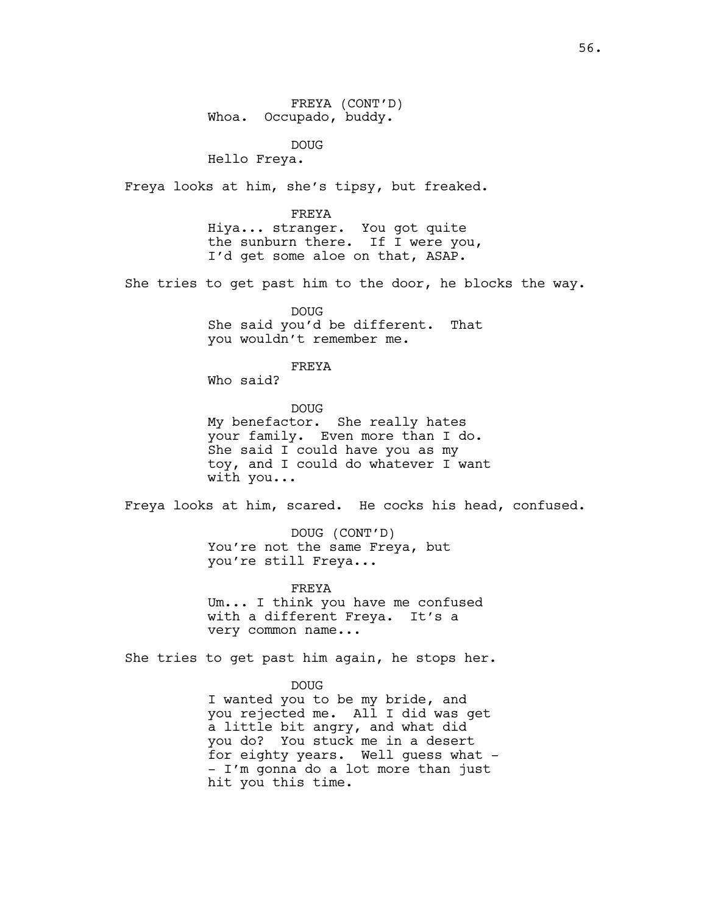FREYA (CONT'D)
Whoa. Occupado, buddy.

DOUG
Hello Freya.

Freya looks at him, she's tipsy, but freaked.

FREYA
Hiya... stranger. You got quite the sunburn there. If I were you, I'd get some aloe on that, ASAP.

She tries to get past him to the door, he blocks the way.

DOUG
She said you'd be different. That you wouldn't remember me.

FREYA
Who said?

DOUG
My benefactor. She really hates your family. Even more than I do. She said I could have you as my toy, and I could do whatever I want with you...

Freya looks at him, scared. He cocks his head, confused.

DOUG (CONT'D)
You're not the same Freya, but you're still Freya...

FREYA
Um... I think you have me confused with a different Freya. It's a very common name...

She tries to get past him again, he stops her.

DOUG
I wanted you to be my bride, and you rejected me. All I did was get a little bit angry, and what did you do? You stuck me in a desert for eighty years. Well guess what -- I'm gonna do a lot more than just hit you this time.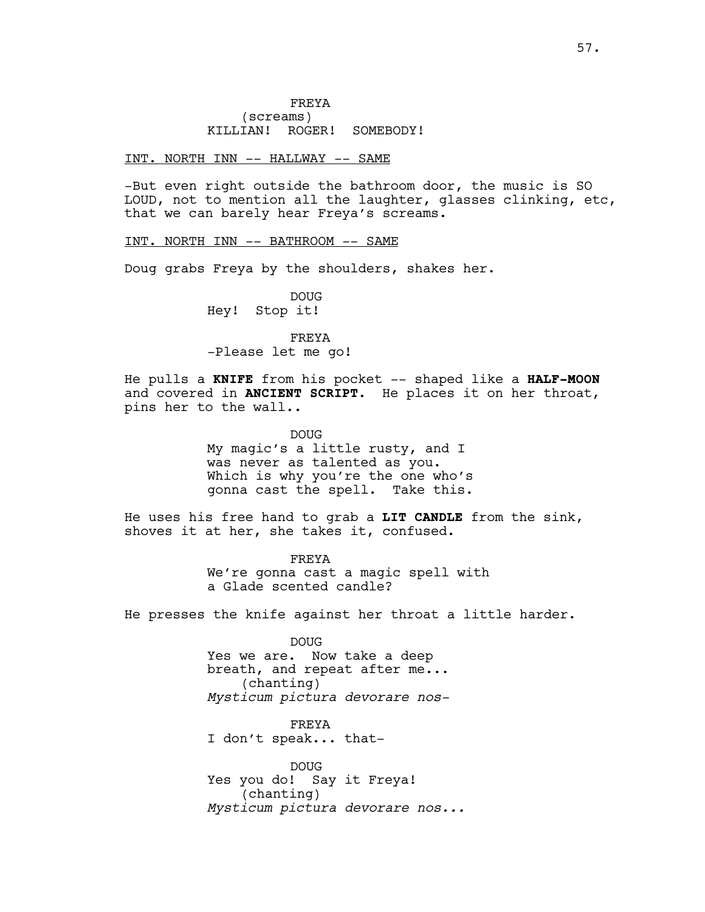FREYA
(screams)
KILLIAN! ROGER! SOMEBODY!

INT. NORTH INN -- HALLWAY -- SAME

-But even right outside the bathroom door, the music is SO LOUD, not to mention all the laughter, glasses clinking, etc, that we can barely hear Freya's screams.

INT. NORTH INN -- BATHROOM -- SAME

Doug grabs Freya by the shoulders, shakes her.

DOUG
Hey! Stop it!

FREYA
-Please let me go!

He pulls a **KNIFE** from his pocket -- shaped like a **HALF-MOON** and covered in **ANCIENT SCRIPT**. He places it on her throat, pins her to the wall..

DOUG
My magic's a little rusty, and I was never as talented as you. Which is why you're the one who's gonna cast the spell. Take this.

He uses his free hand to grab a **LIT CANDLE** from the sink, shoves it at her, she takes it, confused.

FREYA
We're gonna cast a magic spell with a Glade scented candle?

He presses the knife against her throat a little harder.

DOUG
Yes we are. Now take a deep breath, and repeat after me...
(chanting)
*Mysticum pictura devorare nos-*

FREYA
I don't speak... that-

DOUG
Yes you do! Say it Freya!
(chanting)
*Mysticum pictura devorare nos...*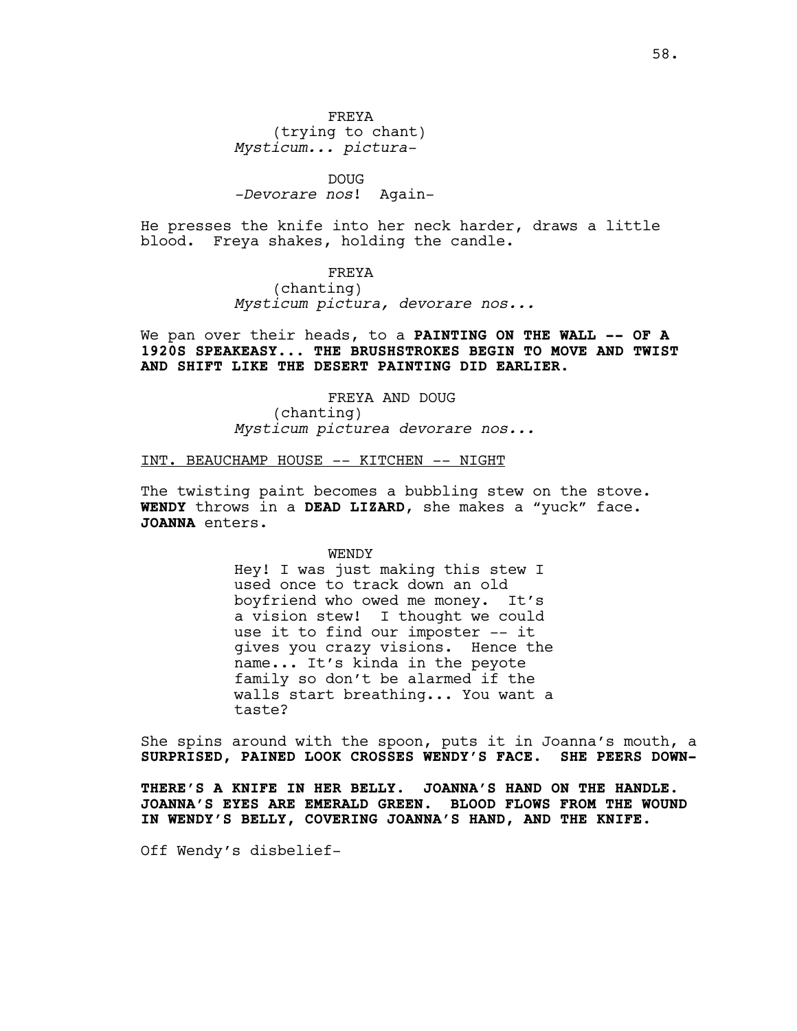FREYA
(trying to chant)
*Mysticum... pictura-*

DOUG
*-Devorare nos*! Again-

He presses the knife into her neck harder, draws a little blood. Freya shakes, holding the candle.

FREYA
(chanting)
*Mysticum pictura, devorare nos...*

We pan over their heads, to a **PAINTING ON THE WALL -- OF A 1920S SPEAKEASY... THE BRUSHSTROKES BEGIN TO MOVE AND TWIST AND SHIFT LIKE THE DESERT PAINTING DID EARLIER.**

FREYA AND DOUG
(chanting)
*Mysticum picturea devorare nos...*

INT. BEAUCHAMP HOUSE -- KITCHEN -- NIGHT

The twisting paint becomes a bubbling stew on the stove. **WENDY** throws in a **DEAD LIZARD**, she makes a "yuck" face. **JOANNA** enters.

WENDY
Hey! I was just making this stew I used once to track down an old boyfriend who owed me money. It's a vision stew! I thought we could use it to find our imposter -- it gives you crazy visions. Hence the name... It's kinda in the peyote family so don't be alarmed if the walls start breathing... You want a taste?

She spins around with the spoon, puts it in Joanna's mouth, a **SURPRISED, PAINED LOOK CROSSES WENDY'S FACE. SHE PEERS DOWN-**

**THERE'S A KNIFE IN HER BELLY. JOANNA'S HAND ON THE HANDLE. JOANNA'S EYES ARE EMERALD GREEN. BLOOD FLOWS FROM THE WOUND IN WENDY'S BELLY, COVERING JOANNA'S HAND, AND THE KNIFE.**

Off Wendy's disbelief-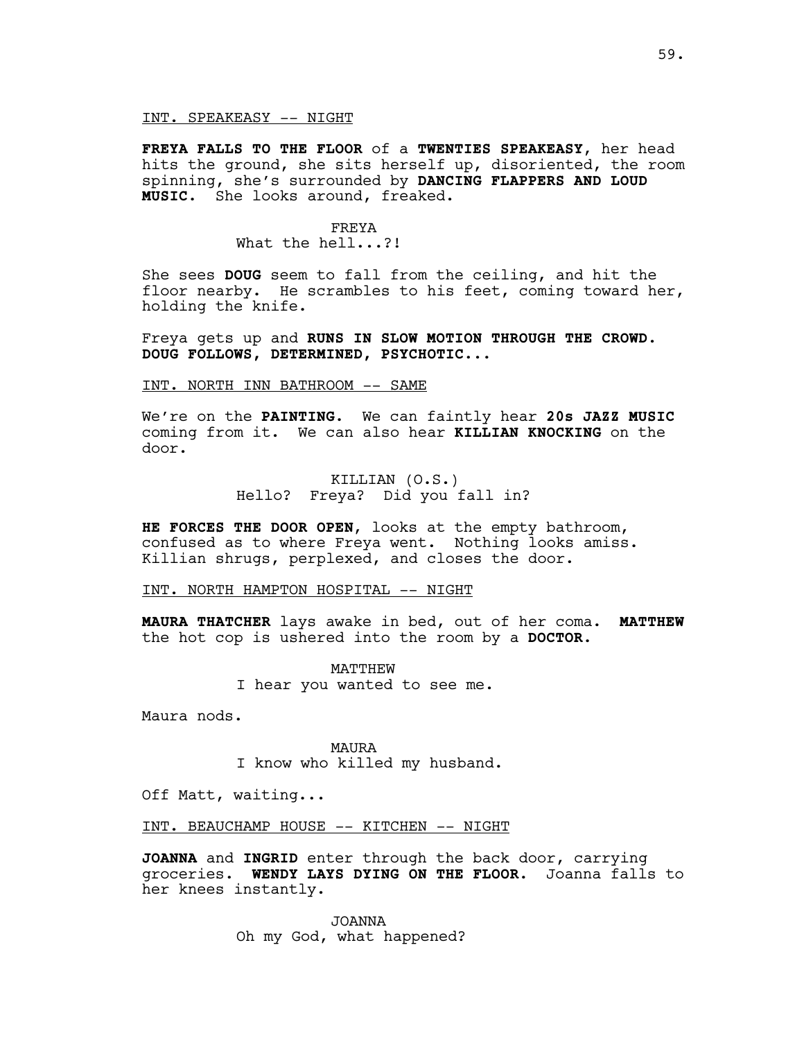INT. SPEAKEASY -- NIGHT

**FREYA FALLS TO THE FLOOR** of a **TWENTIES SPEAKEASY**, her head hits the ground, she sits herself up, disoriented, the room spinning, she's surrounded by **DANCING FLAPPERS AND LOUD MUSIC.** She looks around, freaked.

FREYA
What the hell...?!

She sees **DOUG** seem to fall from the ceiling, and hit the floor nearby. He scrambles to his feet, coming toward her, holding the knife.

Freya gets up and **RUNS IN SLOW MOTION THROUGH THE CROWD. DOUG FOLLOWS, DETERMINED, PSYCHOTIC...**

INT. NORTH INN BATHROOM -- SAME

We're on the **PAINTING.** We can faintly hear **20s JAZZ MUSIC** coming from it. We can also hear **KILLIAN KNOCKING** on the door.

KILLIAN (O.S.)
Hello? Freya? Did you fall in?

**HE FORCES THE DOOR OPEN**, looks at the empty bathroom, confused as to where Freya went. Nothing looks amiss. Killian shrugs, perplexed, and closes the door.

INT. NORTH HAMPTON HOSPITAL -- NIGHT

**MAURA THATCHER** lays awake in bed, out of her coma. **MATTHEW** the hot cop is ushered into the room by a **DOCTOR.**

MATTHEW
I hear you wanted to see me.

Maura nods.

MAURA
I know who killed my husband.

Off Matt, waiting...

INT. BEAUCHAMP HOUSE -- KITCHEN -- NIGHT

**JOANNA** and **INGRID** enter through the back door, carrying groceries. **WENDY LAYS DYING ON THE FLOOR.** Joanna falls to her knees instantly.

JOANNA
Oh my God, what happened?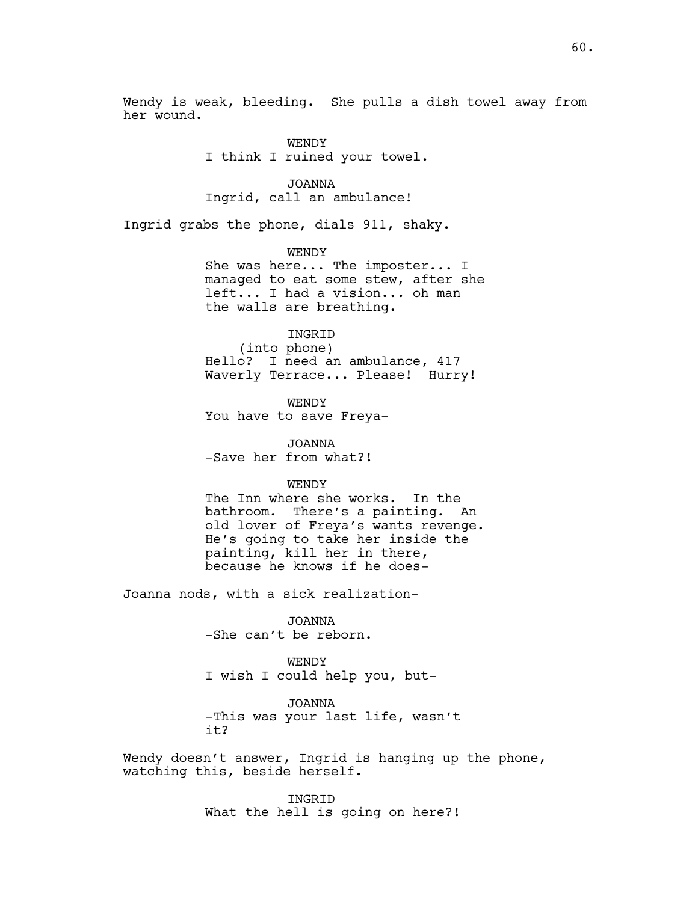Wendy is weak, bleeding. She pulls a dish towel away from her wound.

WENDY
I think I ruined your towel.

JOANNA
Ingrid, call an ambulance!

Ingrid grabs the phone, dials 911, shaky.

WENDY
She was here... The imposter... I managed to eat some stew, after she left... I had a vision... oh man the walls are breathing.

INGRID
(into phone)
Hello? I need an ambulance, 417 Waverly Terrace... Please! Hurry!

WENDY
You have to save Freya-

JOANNA
-Save her from what?!

WENDY
The Inn where she works. In the bathroom. There's a painting. An old lover of Freya's wants revenge. He's going to take her inside the painting, kill her in there, because he knows if he does-

Joanna nods, with a sick realization-

JOANNA
-She can't be reborn.

WENDY
I wish I could help you, but-

JOANNA
-This was your last life, wasn't it?

Wendy doesn't answer, Ingrid is hanging up the phone, watching this, beside herself.

INGRID
What the hell is going on here?!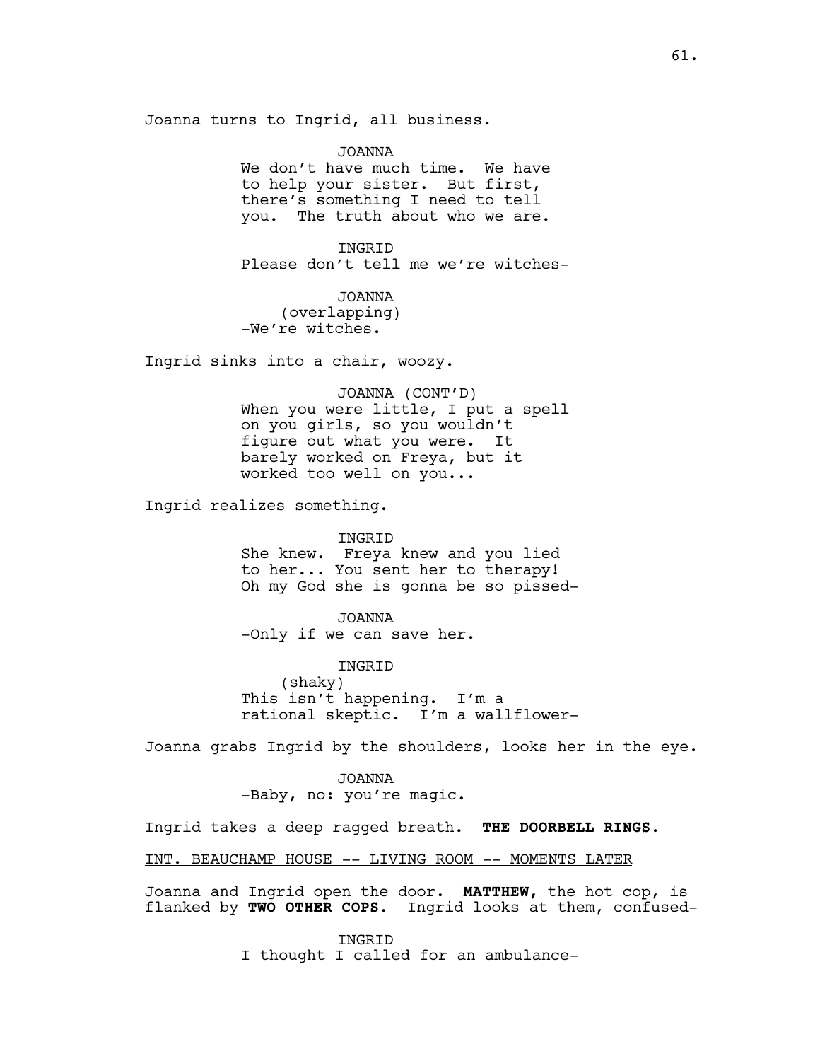Joanna turns to Ingrid, all business.

JOANNA
We don't have much time. We have to help your sister. But first, there's something I need to tell you. The truth about who we are.

INGRID
Please don't tell me we're witches-

JOANNA
(overlapping)
-We're witches.

Ingrid sinks into a chair, woozy.

JOANNA (CONT'D)
When you were little, I put a spell on you girls, so you wouldn't figure out what you were. It barely worked on Freya, but it worked too well on you...

Ingrid realizes something.

INGRID
She knew. Freya knew and you lied to her... You sent her to therapy! Oh my God she is gonna be so pissed-

JOANNA
-Only if we can save her.

INGRID
(shaky)
This isn't happening. I'm a rational skeptic. I'm a wallflower-

Joanna grabs Ingrid by the shoulders, looks her in the eye.

JOANNA
-Baby, no: you're magic.

Ingrid takes a deep ragged breath. **THE DOORBELL RINGS.**

INT. BEAUCHAMP HOUSE -- LIVING ROOM -- MOMENTS LATER

Joanna and Ingrid open the door. **MATTHEW,** the hot cop, is flanked by **TWO OTHER COPS**. Ingrid looks at them, confused-

INGRID
I thought I called for an ambulance-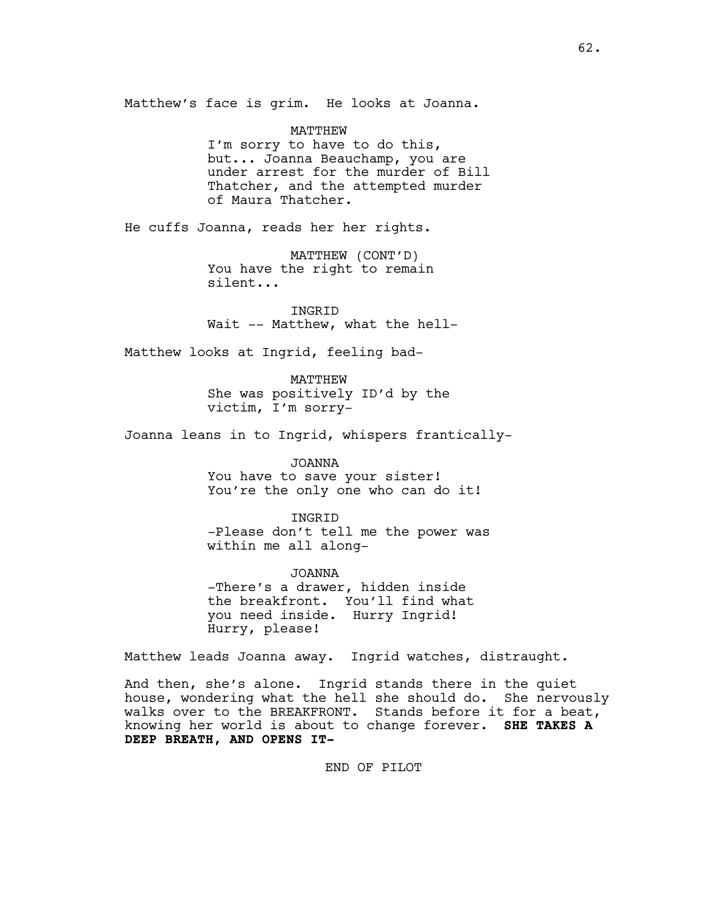Matthew's face is grim. He looks at Joanna.

MATTHEW
I'm sorry to have to do this, but... Joanna Beauchamp, you are under arrest for the murder of Bill Thatcher, and the attempted murder of Maura Thatcher.

He cuffs Joanna, reads her her rights.

MATTHEW (CONT'D)
You have the right to remain silent...

INGRID
Wait -- Matthew, what the hell-

Matthew looks at Ingrid, feeling bad-

MATTHEW
She was positively ID'd by the victim, I'm sorry-

Joanna leans in to Ingrid, whispers frantically-

JOANNA
You have to save your sister! You're the only one who can do it!

INGRID
-Please don't tell me the power was within me all along-

JOANNA
-There's a drawer, hidden inside the breakfront. You'll find what you need inside. Hurry Ingrid! Hurry, please!

Matthew leads Joanna away. Ingrid watches, distraught.

And then, she's alone. Ingrid stands there in the quiet house, wondering what the hell she should do. She nervously walks over to the BREAKFRONT. Stands before it for a beat, knowing her world is about to change forever. **SHE TAKES A DEEP BREATH, AND OPENS IT-**

END OF PILOT